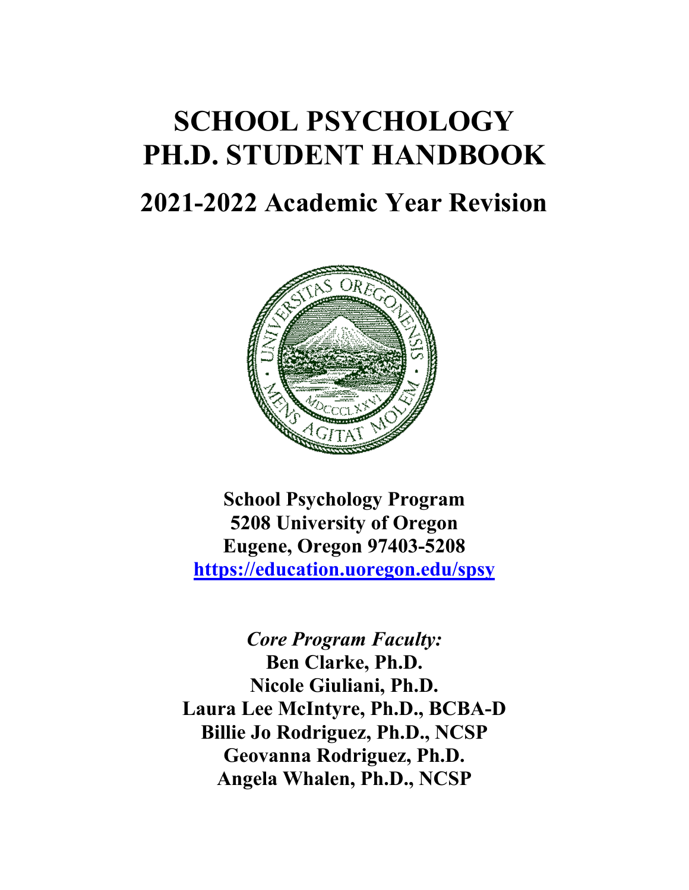# SCHOOL PSYCHOLOGY PH.D. STUDENT HANDBOOK

## 2021-2022 Academic Year Revision

**School Psychology Program**
**5208 University of Oregon**
**Eugene, Oregon 97403-5208**
**https://education.uoregon.edu/spsy**

***Core Program Faculty:***
**Ben Clarke, Ph.D.**
**Nicole Giuliani, Ph.D.**
**Laura Lee McIntyre, Ph.D., BCBA-D**
**Billie Jo Rodriguez, Ph.D., NCSP**
**Geovanna Rodriguez, Ph.D.**
**Angela Whalen, Ph.D., NCSP**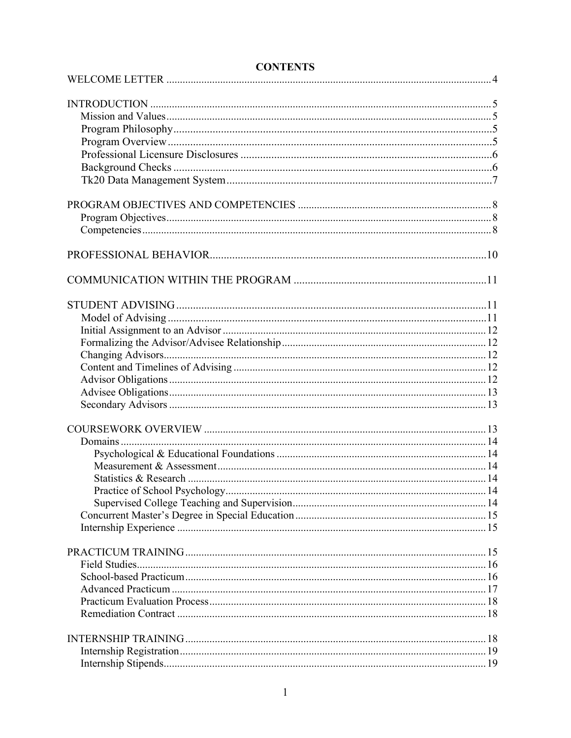**CONTENTS**

WELCOME LETTER ........................................................................................................ 4

INTRODUCTION ........................................................................................................ 5
- Mission and Values ........................................................................................................ 5
- Program Philosophy ........................................................................................................ 5
- Program Overview ........................................................................................................ 5
- Professional Licensure Disclosures ........................................................................................................ 6
- Background Checks ........................................................................................................ 6
- Tk20 Data Management System ........................................................................................................ 7

PROGRAM OBJECTIVES AND COMPETENCIES ........................................................................................................ 8
- Program Objectives ........................................................................................................ 8
- Competencies ........................................................................................................ 8

PROFESSIONAL BEHAVIOR ........................................................................................................ 10

COMMUNICATION WITHIN THE PROGRAM ........................................................................................................ 11

STUDENT ADVISING ........................................................................................................ 11
- Model of Advising ........................................................................................................ 11
- Initial Assignment to an Advisor ........................................................................................................ 12
- Formalizing the Advisor/Advisee Relationship ........................................................................................................ 12
- Changing Advisors ........................................................................................................ 12
- Content and Timelines of Advising ........................................................................................................ 12
- Advisor Obligations ........................................................................................................ 12
- Advisee Obligations ........................................................................................................ 13
- Secondary Advisors ........................................................................................................ 13

COURSEWORK OVERVIEW ........................................................................................................ 13
- Domains ........................................................................................................ 14
  - Psychological & Educational Foundations ........................................................................................................ 14
  - Measurement & Assessment ........................................................................................................ 14
  - Statistics & Research ........................................................................................................ 14
  - Practice of School Psychology ........................................................................................................ 14
  - Supervised College Teaching and Supervision ........................................................................................................ 14
- Concurrent Master's Degree in Special Education ........................................................................................................ 15
- Internship Experience ........................................................................................................ 15

PRACTICUM TRAINING ........................................................................................................ 15
- Field Studies ........................................................................................................ 16
- School-based Practicum ........................................................................................................ 16
- Advanced Practicum ........................................................................................................ 17
- Practicum Evaluation Process ........................................................................................................ 18
- Remediation Contract ........................................................................................................ 18

INTERNSHIP TRAINING ........................................................................................................ 18
- Internship Registration ........................................................................................................ 19
- Internship Stipends ........................................................................................................ 19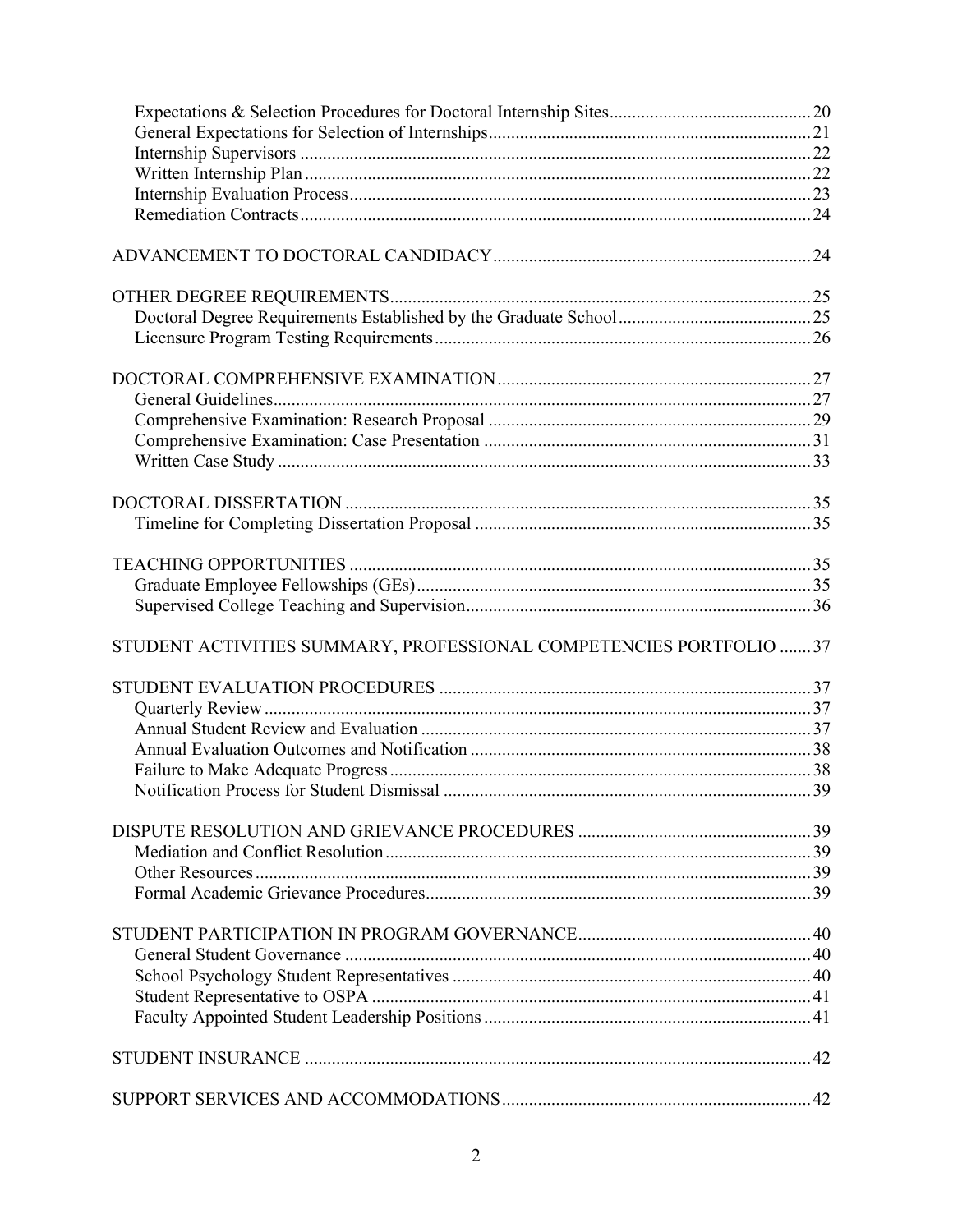Expectations & Selection Procedures for Doctoral Internship Sites ........................................... 20
General Expectations for Selection of Internships ........................................................................ 21
Internship Supervisors ................................................................................................................. 22
Written Internship Plan ................................................................................................................ 22
Internship Evaluation Process ...................................................................................................... 23
Remediation Contracts ................................................................................................................. 24

ADVANCEMENT TO DOCTORAL CANDIDACY ....................................................................... 24

OTHER DEGREE REQUIREMENTS ............................................................................................. 25
Doctoral Degree Requirements Established by the Graduate School ........................................... 25
Licensure Program Testing Requirements .................................................................................... 26

DOCTORAL COMPREHENSIVE EXAMINATION ..................................................................... 27
General Guidelines ....................................................................................................................... 27
Comprehensive Examination: Research Proposal ........................................................................ 29
Comprehensive Examination: Case Presentation ......................................................................... 31
Written Case Study ...................................................................................................................... 33

DOCTORAL DISSERTATION ....................................................................................................... 35
Timeline for Completing Dissertation Proposal ........................................................................... 35

TEACHING OPPORTUNITIES ...................................................................................................... 35
Graduate Employee Fellowships (GEs) ........................................................................................ 35
Supervised College Teaching and Supervision ............................................................................. 36

STUDENT ACTIVITIES SUMMARY, PROFESSIONAL COMPETENCIES PORTFOLIO ....... 37

STUDENT EVALUATION PROCEDURES .................................................................................. 37
Quarterly Review ......................................................................................................................... 37
Annual Student Review and Evaluation ....................................................................................... 37
Annual Evaluation Outcomes and Notification ............................................................................ 38
Failure to Make Adequate Progress .............................................................................................. 38
Notification Process for Student Dismissal .................................................................................. 39

DISPUTE RESOLUTION AND GRIEVANCE PROCEDURES .................................................... 39
Mediation and Conflict Resolution ............................................................................................... 39
Other Resources ............................................................................................................................ 39
Formal Academic Grievance Procedures ...................................................................................... 39

STUDENT PARTICIPATION IN PROGRAM GOVERNANCE .................................................... 40
General Student Governance ........................................................................................................ 40
School Psychology Student Representatives ................................................................................ 40
Student Representative to OSPA .................................................................................................. 41
Faculty Appointed Student Leadership Positions ......................................................................... 41

STUDENT INSURANCE ................................................................................................................ 42

SUPPORT SERVICES AND ACCOMMODATIONS ..................................................................... 42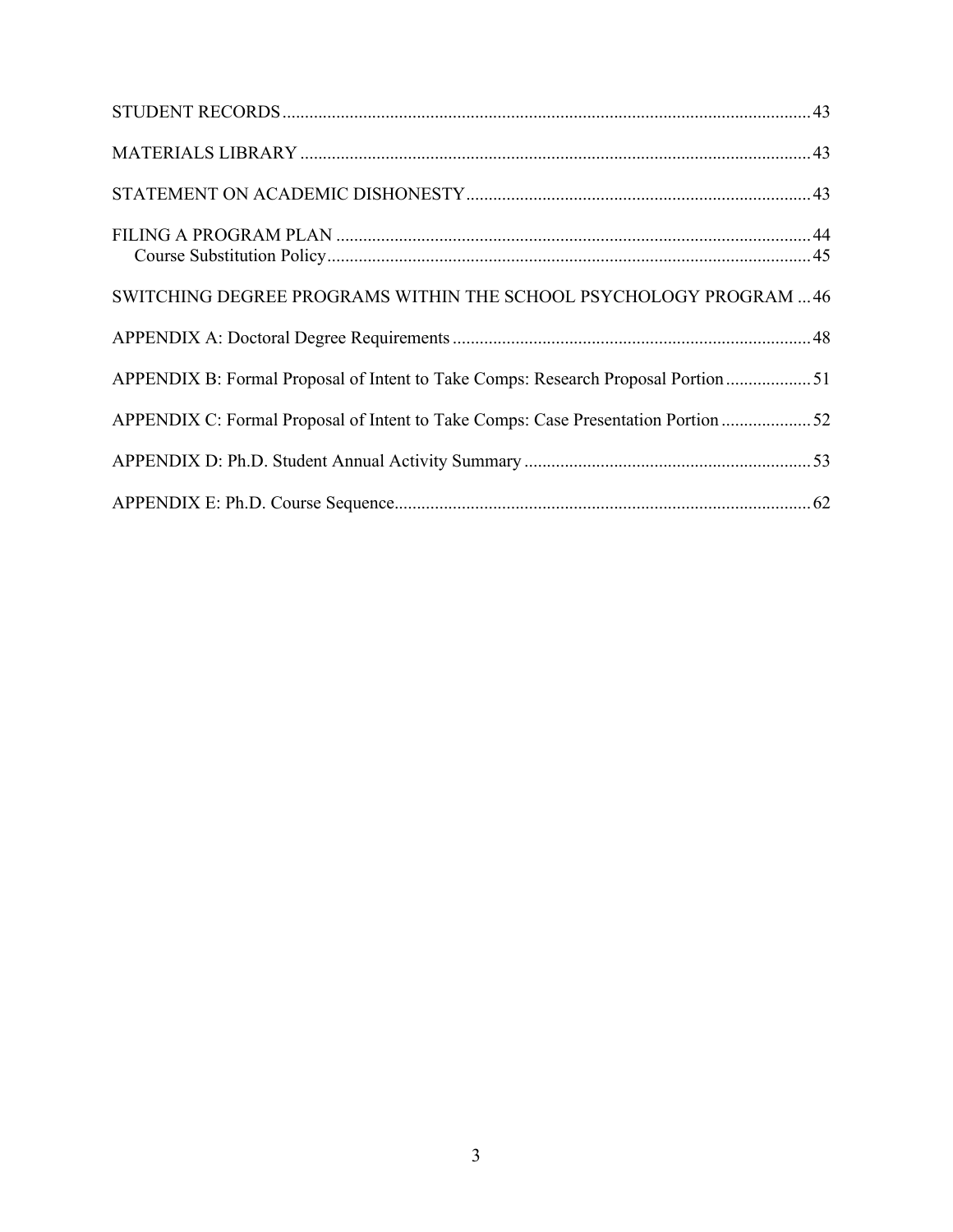STUDENT RECORDS ..................................................................................................................... 43

MATERIALS LIBRARY ................................................................................................................. 43

STATEMENT ON ACADEMIC DISHONESTY ............................................................................. 43

FILING A PROGRAM PLAN .......................................................................................................... 44
    Course Substitution Policy ............................................................................................................ 45

SWITCHING DEGREE PROGRAMS WITHIN THE SCHOOL PSYCHOLOGY PROGRAM ... 46

APPENDIX A: Doctoral Degree Requirements ................................................................................ 48

APPENDIX B: Formal Proposal of Intent to Take Comps: Research Proposal Portion ................... 51

APPENDIX C: Formal Proposal of Intent to Take Comps: Case Presentation Portion .................... 52

APPENDIX D: Ph.D. Student Annual Activity Summary ................................................................ 53

APPENDIX E: Ph.D. Course Sequence ............................................................................................. 62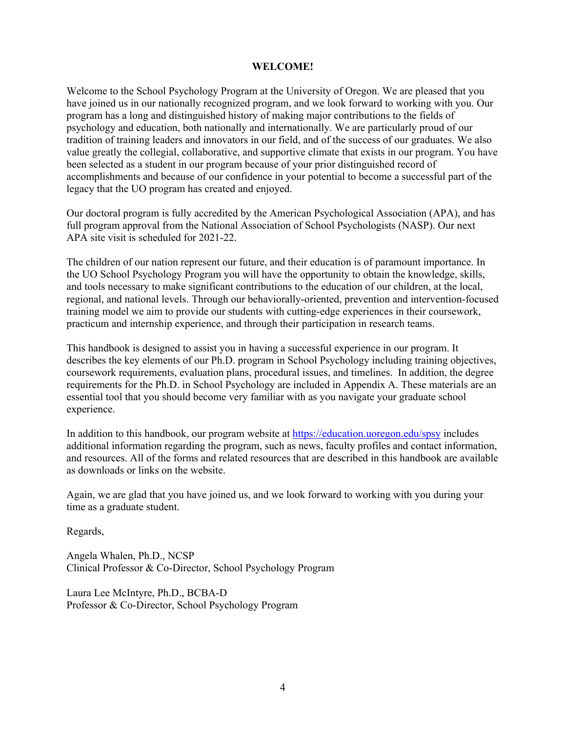# WELCOME!

Welcome to the School Psychology Program at the University of Oregon. We are pleased that you have joined us in our nationally recognized program, and we look forward to working with you. Our program has a long and distinguished history of making major contributions to the fields of psychology and education, both nationally and internationally. We are particularly proud of our tradition of training leaders and innovators in our field, and of the success of our graduates. We also value greatly the collegial, collaborative, and supportive climate that exists in our program. You have been selected as a student in our program because of your prior distinguished record of accomplishments and because of our confidence in your potential to become a successful part of the legacy that the UO program has created and enjoyed.

Our doctoral program is fully accredited by the American Psychological Association (APA), and has full program approval from the National Association of School Psychologists (NASP). Our next APA site visit is scheduled for 2021-22.

The children of our nation represent our future, and their education is of paramount importance. In the UO School Psychology Program you will have the opportunity to obtain the knowledge, skills, and tools necessary to make significant contributions to the education of our children, at the local, regional, and national levels. Through our behaviorally-oriented, prevention and intervention-focused training model we aim to provide our students with cutting-edge experiences in their coursework, practicum and internship experience, and through their participation in research teams.

This handbook is designed to assist you in having a successful experience in our program. It describes the key elements of our Ph.D. program in School Psychology including training objectives, coursework requirements, evaluation plans, procedural issues, and timelines. In addition, the degree requirements for the Ph.D. in School Psychology are included in Appendix A. These materials are an essential tool that you should become very familiar with as you navigate your graduate school experience.

In addition to this handbook, our program website at [https://education.uoregon.edu/spsy](https://education.uoregon.edu/spsy) includes additional information regarding the program, such as news, faculty profiles and contact information, and resources. All of the forms and related resources that are described in this handbook are available as downloads or links on the website.

Again, we are glad that you have joined us, and we look forward to working with you during your time as a graduate student.

Regards,

Angela Whalen, Ph.D., NCSP
Clinical Professor & Co-Director, School Psychology Program

Laura Lee McIntyre, Ph.D., BCBA-D
Professor & Co-Director, School Psychology Program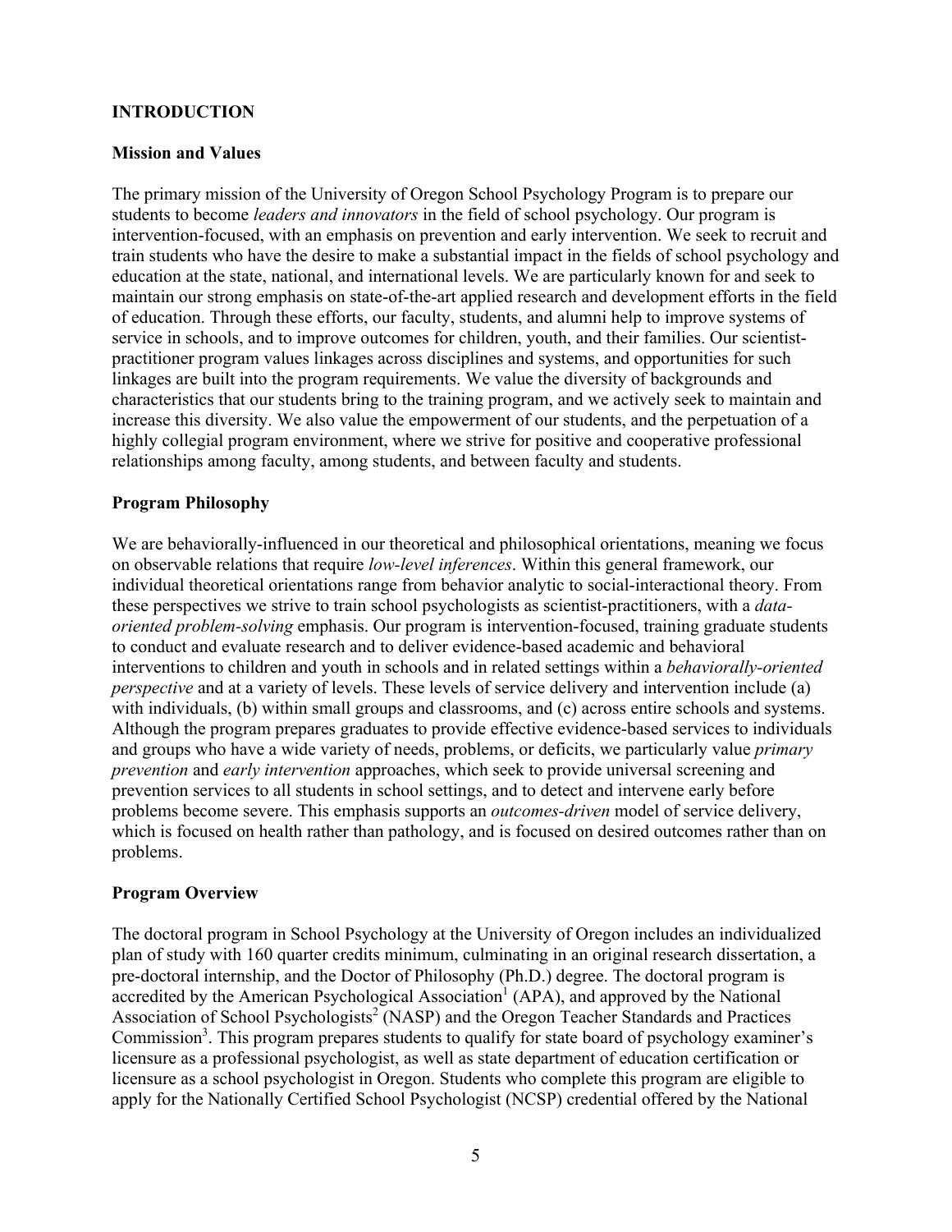## INTRODUCTION

### Mission and Values

The primary mission of the University of Oregon School Psychology Program is to prepare our students to become *leaders and innovators* in the field of school psychology. Our program is intervention-focused, with an emphasis on prevention and early intervention. We seek to recruit and train students who have the desire to make a substantial impact in the fields of school psychology and education at the state, national, and international levels. We are particularly known for and seek to maintain our strong emphasis on state-of-the-art applied research and development efforts in the field of education. Through these efforts, our faculty, students, and alumni help to improve systems of service in schools, and to improve outcomes for children, youth, and their families. Our scientist-practitioner program values linkages across disciplines and systems, and opportunities for such linkages are built into the program requirements. We value the diversity of backgrounds and characteristics that our students bring to the training program, and we actively seek to maintain and increase this diversity. We also value the empowerment of our students, and the perpetuation of a highly collegial program environment, where we strive for positive and cooperative professional relationships among faculty, among students, and between faculty and students.

### Program Philosophy

We are behaviorally-influenced in our theoretical and philosophical orientations, meaning we focus on observable relations that require *low-level inferences*. Within this general framework, our individual theoretical orientations range from behavior analytic to social-interactional theory. From these perspectives we strive to train school psychologists as scientist-practitioners, with a *data-oriented problem-solving* emphasis. Our program is intervention-focused, training graduate students to conduct and evaluate research and to deliver evidence-based academic and behavioral interventions to children and youth in schools and in related settings within a *behaviorally-oriented perspective* and at a variety of levels. These levels of service delivery and intervention include (a) with individuals, (b) within small groups and classrooms, and (c) across entire schools and systems. Although the program prepares graduates to provide effective evidence-based services to individuals and groups who have a wide variety of needs, problems, or deficits, we particularly value *primary prevention* and *early intervention* approaches, which seek to provide universal screening and prevention services to all students in school settings, and to detect and intervene early before problems become severe. This emphasis supports an *outcomes-driven* model of service delivery, which is focused on health rather than pathology, and is focused on desired outcomes rather than on problems.

### Program Overview

The doctoral program in School Psychology at the University of Oregon includes an individualized plan of study with 160 quarter credits minimum, culminating in an original research dissertation, a pre-doctoral internship, and the Doctor of Philosophy (Ph.D.) degree. The doctoral program is accredited by the American Psychological Association[1] (APA), and approved by the National Association of School Psychologists[2] (NASP) and the Oregon Teacher Standards and Practices Commission[3]. This program prepares students to qualify for state board of psychology examiner's licensure as a professional psychologist, as well as state department of education certification or licensure as a school psychologist in Oregon. Students who complete this program are eligible to apply for the Nationally Certified School Psychologist (NCSP) credential offered by the National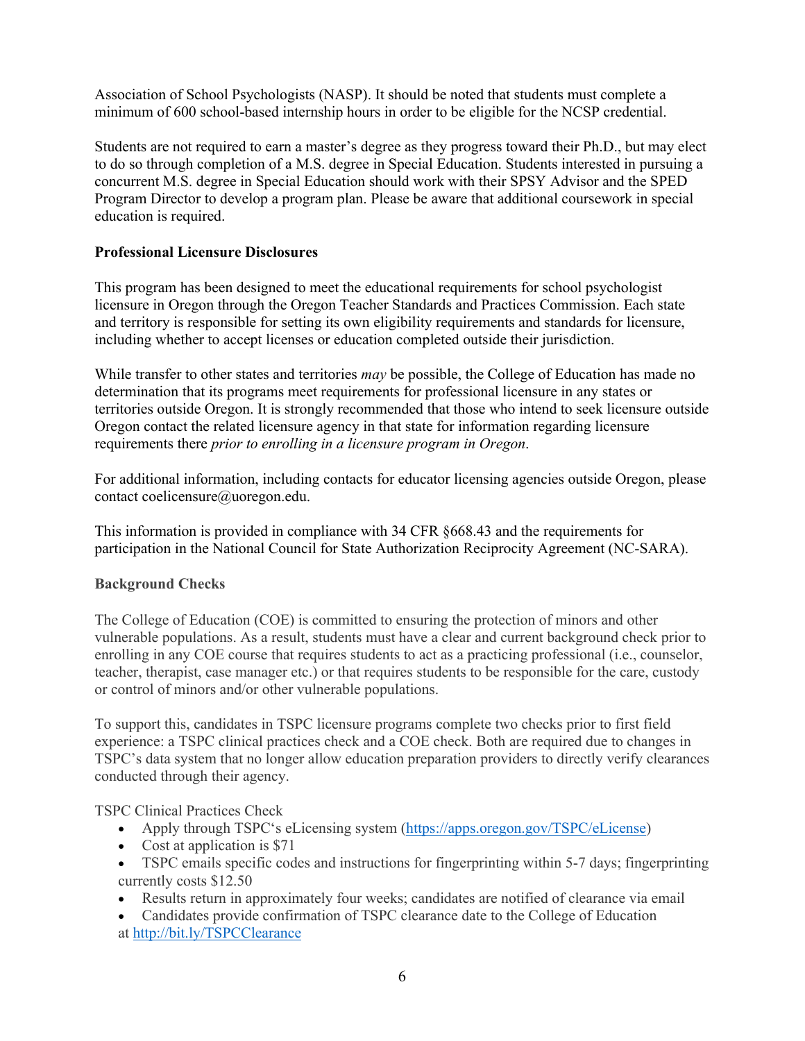Association of School Psychologists (NASP). It should be noted that students must complete a minimum of 600 school-based internship hours in order to be eligible for the NCSP credential.

Students are not required to earn a master's degree as they progress toward their Ph.D., but may elect to do so through completion of a M.S. degree in Special Education. Students interested in pursuing a concurrent M.S. degree in Special Education should work with their SPSY Advisor and the SPED Program Director to develop a program plan. Please be aware that additional coursework in special education is required.

**Professional Licensure Disclosures**

This program has been designed to meet the educational requirements for school psychologist licensure in Oregon through the Oregon Teacher Standards and Practices Commission. Each state and territory is responsible for setting its own eligibility requirements and standards for licensure, including whether to accept licenses or education completed outside their jurisdiction.

While transfer to other states and territories *may* be possible, the College of Education has made no determination that its programs meet requirements for professional licensure in any states or territories outside Oregon. It is strongly recommended that those who intend to seek licensure outside Oregon contact the related licensure agency in that state for information regarding licensure requirements there *prior to enrolling in a licensure program in Oregon*.

For additional information, including contacts for educator licensing agencies outside Oregon, please contact coelicensure@uoregon.edu.

This information is provided in compliance with 34 CFR §668.43 and the requirements for participation in the National Council for State Authorization Reciprocity Agreement (NC-SARA).

**Background Checks**

The College of Education (COE) is committed to ensuring the protection of minors and other vulnerable populations. As a result, students must have a clear and current background check prior to enrolling in any COE course that requires students to act as a practicing professional (i.e., counselor, teacher, therapist, case manager etc.) or that requires students to be responsible for the care, custody or control of minors and/or other vulnerable populations.

To support this, candidates in TSPC licensure programs complete two checks prior to first field experience: a TSPC clinical practices check and a COE check. Both are required due to changes in TSPC's data system that no longer allow education preparation providers to directly verify clearances conducted through their agency.

TSPC Clinical Practices Check

- Apply through TSPC's eLicensing system (https://apps.oregon.gov/TSPC/eLicense)
- Cost at application is $71
- TSPC emails specific codes and instructions for fingerprinting within 5-7 days; fingerprinting currently costs $12.50
- Results return in approximately four weeks; candidates are notified of clearance via email
- Candidates provide confirmation of TSPC clearance date to the College of Education at http://bit.ly/TSPCClearance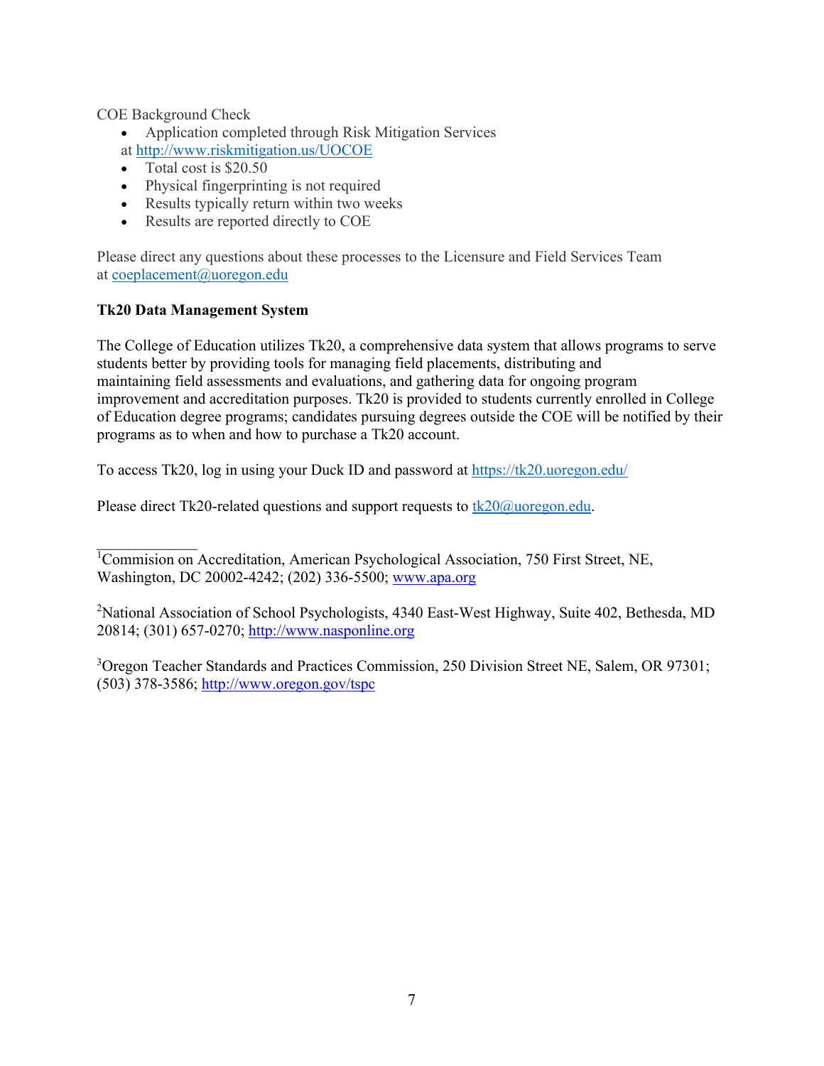COE Background Check

- Application completed through Risk Mitigation Services at http://www.riskmitigation.us/UOCOE
- Total cost is $20.50
- Physical fingerprinting is not required
- Results typically return within two weeks
- Results are reported directly to COE

Please direct any questions about these processes to the Licensure and Field Services Team at coeplacement@uoregon.edu

**Tk20 Data Management System**

The College of Education utilizes Tk20, a comprehensive data system that allows programs to serve students better by providing tools for managing field placements, distributing and maintaining field assessments and evaluations, and gathering data for ongoing program improvement and accreditation purposes. Tk20 is provided to students currently enrolled in College of Education degree programs; candidates pursuing degrees outside the COE will be notified by their programs as to when and how to purchase a Tk20 account.

To access Tk20, log in using your Duck ID and password at https://tk20.uoregon.edu/

Please direct Tk20-related questions and support requests to tk20@uoregon.edu.

---

[1] Commission on Accreditation, American Psychological Association, 750 First Street, NE, Washington, DC 20002-4242; (202) 336-5500; www.apa.org

[2] National Association of School Psychologists, 4340 East-West Highway, Suite 402, Bethesda, MD 20814; (301) 657-0270; http://www.nasponline.org

[3] Oregon Teacher Standards and Practices Commission, 250 Division Street NE, Salem, OR 97301; (503) 378-3586; http://www.oregon.gov/tspc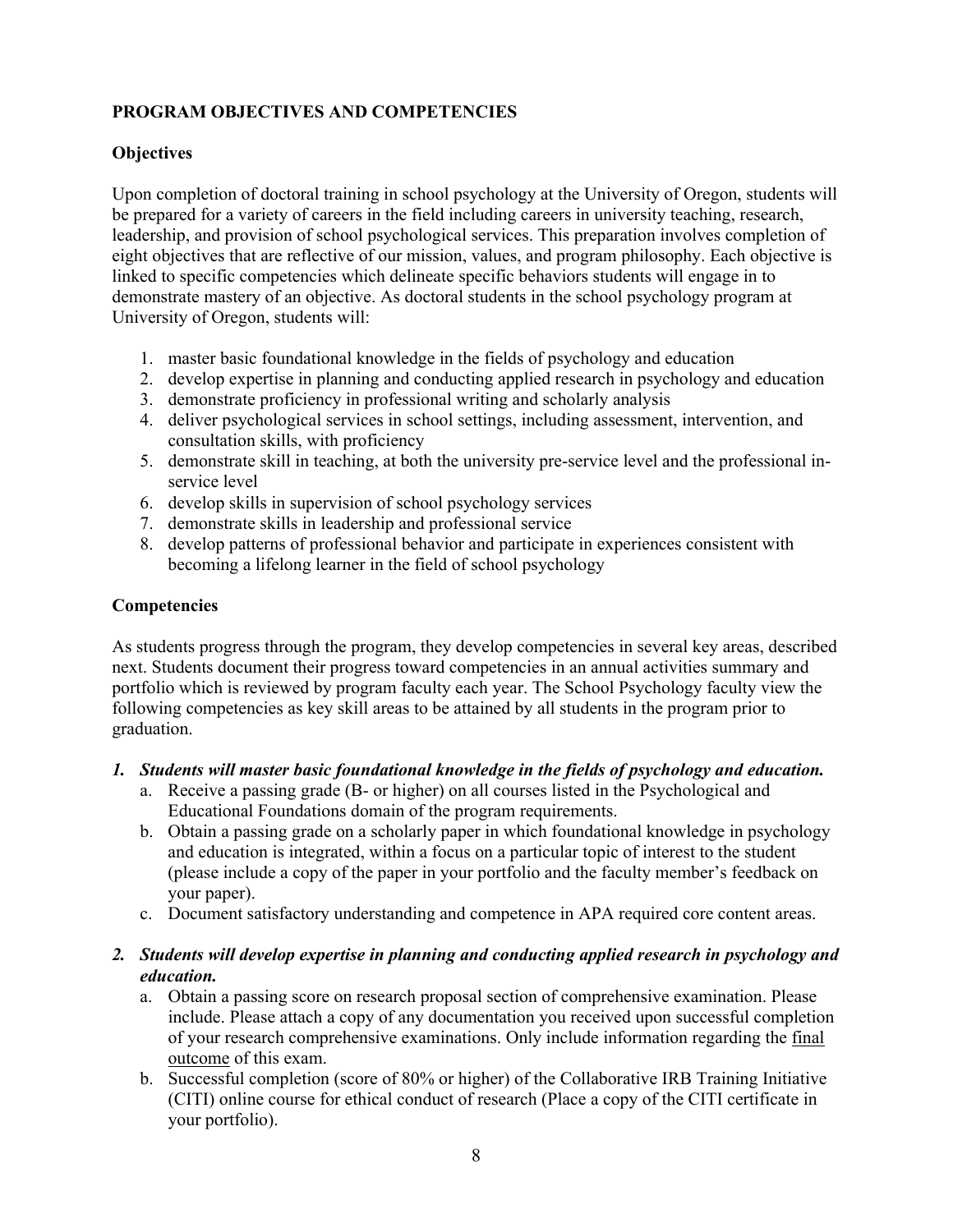## PROGRAM OBJECTIVES AND COMPETENCIES

### Objectives

Upon completion of doctoral training in school psychology at the University of Oregon, students will be prepared for a variety of careers in the field including careers in university teaching, research, leadership, and provision of school psychological services. This preparation involves completion of eight objectives that are reflective of our mission, values, and program philosophy. Each objective is linked to specific competencies which delineate specific behaviors students will engage in to demonstrate mastery of an objective. As doctoral students in the school psychology program at University of Oregon, students will:

1. master basic foundational knowledge in the fields of psychology and education
2. develop expertise in planning and conducting applied research in psychology and education
3. demonstrate proficiency in professional writing and scholarly analysis
4. deliver psychological services in school settings, including assessment, intervention, and consultation skills, with proficiency
5. demonstrate skill in teaching, at both the university pre-service level and the professional in-service level
6. develop skills in supervision of school psychology services
7. demonstrate skills in leadership and professional service
8. develop patterns of professional behavior and participate in experiences consistent with becoming a lifelong learner in the field of school psychology

### Competencies

As students progress through the program, they develop competencies in several key areas, described next. Students document their progress toward competencies in an annual activities summary and portfolio which is reviewed by program faculty each year. The School Psychology faculty view the following competencies as key skill areas to be attained by all students in the program prior to graduation.

1. ***Students will master basic foundational knowledge in the fields of psychology and education.***
   a. Receive a passing grade (B- or higher) on all courses listed in the Psychological and Educational Foundations domain of the program requirements.
   b. Obtain a passing grade on a scholarly paper in which foundational knowledge in psychology and education is integrated, within a focus on a particular topic of interest to the student (please include a copy of the paper in your portfolio and the faculty member's feedback on your paper).
   c. Document satisfactory understanding and competence in APA required core content areas.

2. ***Students will develop expertise in planning and conducting applied research in psychology and education.***
   a. Obtain a passing score on research proposal section of comprehensive examination. Please include. Please attach a copy of any documentation you received upon successful completion of your research comprehensive examinations. Only include information regarding the <u>final outcome</u> of this exam.
   b. Successful completion (score of 80% or higher) of the Collaborative IRB Training Initiative (CITI) online course for ethical conduct of research (Place a copy of the CITI certificate in your portfolio).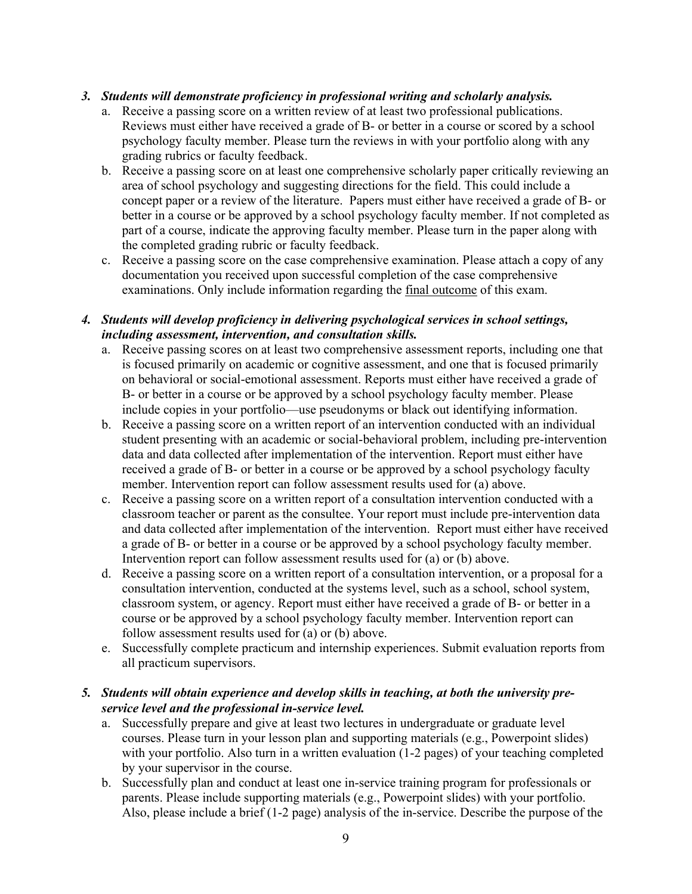3. ***Students will demonstrate proficiency in professional writing and scholarly analysis.***
   a. Receive a passing score on a written review of at least two professional publications. Reviews must either have received a grade of B- or better in a course or scored by a school psychology faculty member. Please turn the reviews in with your portfolio along with any grading rubrics or faculty feedback.
   b. Receive a passing score on at least one comprehensive scholarly paper critically reviewing an area of school psychology and suggesting directions for the field. This could include a concept paper or a review of the literature. Papers must either have received a grade of B- or better in a course or be approved by a school psychology faculty member. If not completed as part of a course, indicate the approving faculty member. Please turn in the paper along with the completed grading rubric or faculty feedback.
   c. Receive a passing score on the case comprehensive examination. Please attach a copy of any documentation you received upon successful completion of the case comprehensive examinations. Only include information regarding the <u>final outcome</u> of this exam.

4. ***Students will develop proficiency in delivering psychological services in school settings, including assessment, intervention, and consultation skills.***
   a. Receive passing scores on at least two comprehensive assessment reports, including one that is focused primarily on academic or cognitive assessment, and one that is focused primarily on behavioral or social-emotional assessment. Reports must either have received a grade of B- or better in a course or be approved by a school psychology faculty member. Please include copies in your portfolio—use pseudonyms or black out identifying information.
   b. Receive a passing score on a written report of an intervention conducted with an individual student presenting with an academic or social-behavioral problem, including pre-intervention data and data collected after implementation of the intervention. Report must either have received a grade of B- or better in a course or be approved by a school psychology faculty member. Intervention report can follow assessment results used for (a) above.
   c. Receive a passing score on a written report of a consultation intervention conducted with a classroom teacher or parent as the consultee. Your report must include pre-intervention data and data collected after implementation of the intervention. Report must either have received a grade of B- or better in a course or be approved by a school psychology faculty member. Intervention report can follow assessment results used for (a) or (b) above.
   d. Receive a passing score on a written report of a consultation intervention, or a proposal for a consultation intervention, conducted at the systems level, such as a school, school system, classroom system, or agency. Report must either have received a grade of B- or better in a course or be approved by a school psychology faculty member. Intervention report can follow assessment results used for (a) or (b) above.
   e. Successfully complete practicum and internship experiences. Submit evaluation reports from all practicum supervisors.

5. ***Students will obtain experience and develop skills in teaching, at both the university pre-service level and the professional in-service level.***
   a. Successfully prepare and give at least two lectures in undergraduate or graduate level courses. Please turn in your lesson plan and supporting materials (e.g., Powerpoint slides) with your portfolio. Also turn in a written evaluation (1-2 pages) of your teaching completed by your supervisor in the course.
   b. Successfully plan and conduct at least one in-service training program for professionals or parents. Please include supporting materials (e.g., Powerpoint slides) with your portfolio. Also, please include a brief (1-2 page) analysis of the in-service. Describe the purpose of the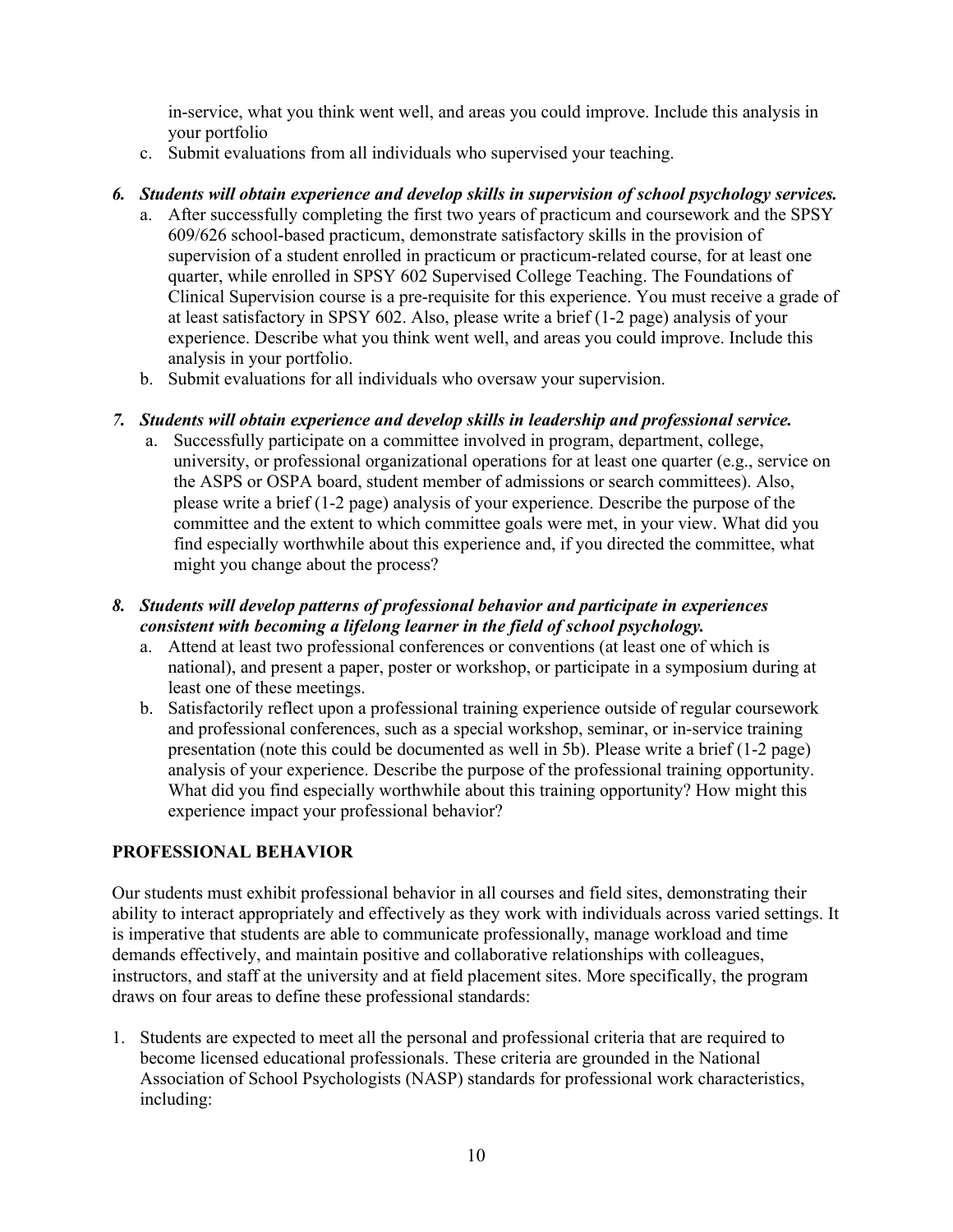in-service, what you think went well, and areas you could improve. Include this analysis in your portfolio

c. Submit evaluations from all individuals who supervised your teaching.

6. ***Students will obtain experience and develop skills in supervision of school psychology services.***
   a. After successfully completing the first two years of practicum and coursework and the SPSY 609/626 school-based practicum, demonstrate satisfactory skills in the provision of supervision of a student enrolled in practicum or practicum-related course, for at least one quarter, while enrolled in SPSY 602 Supervised College Teaching. The Foundations of Clinical Supervision course is a pre-requisite for this experience. You must receive a grade of at least satisfactory in SPSY 602. Also, please write a brief (1-2 page) analysis of your experience. Describe what you think went well, and areas you could improve. Include this analysis in your portfolio.
   b. Submit evaluations for all individuals who oversaw your supervision.

7. ***Students will obtain experience and develop skills in leadership and professional service.***
   a. Successfully participate on a committee involved in program, department, college, university, or professional organizational operations for at least one quarter (e.g., service on the ASPS or OSPA board, student member of admissions or search committees). Also, please write a brief (1-2 page) analysis of your experience. Describe the purpose of the committee and the extent to which committee goals were met, in your view. What did you find especially worthwhile about this experience and, if you directed the committee, what might you change about the process?

8. ***Students will develop patterns of professional behavior and participate in experiences consistent with becoming a lifelong learner in the field of school psychology.***
   a. Attend at least two professional conferences or conventions (at least one of which is national), and present a paper, poster or workshop, or participate in a symposium during at least one of these meetings.
   b. Satisfactorily reflect upon a professional training experience outside of regular coursework and professional conferences, such as a special workshop, seminar, or in-service training presentation (note this could be documented as well in 5b). Please write a brief (1-2 page) analysis of your experience. Describe the purpose of the professional training opportunity. What did you find especially worthwhile about this training opportunity? How might this experience impact your professional behavior?

## PROFESSIONAL BEHAVIOR

Our students must exhibit professional behavior in all courses and field sites, demonstrating their ability to interact appropriately and effectively as they work with individuals across varied settings. It is imperative that students are able to communicate professionally, manage workload and time demands effectively, and maintain positive and collaborative relationships with colleagues, instructors, and staff at the university and at field placement sites. More specifically, the program draws on four areas to define these professional standards:

1. Students are expected to meet all the personal and professional criteria that are required to become licensed educational professionals. These criteria are grounded in the National Association of School Psychologists (NASP) standards for professional work characteristics, including: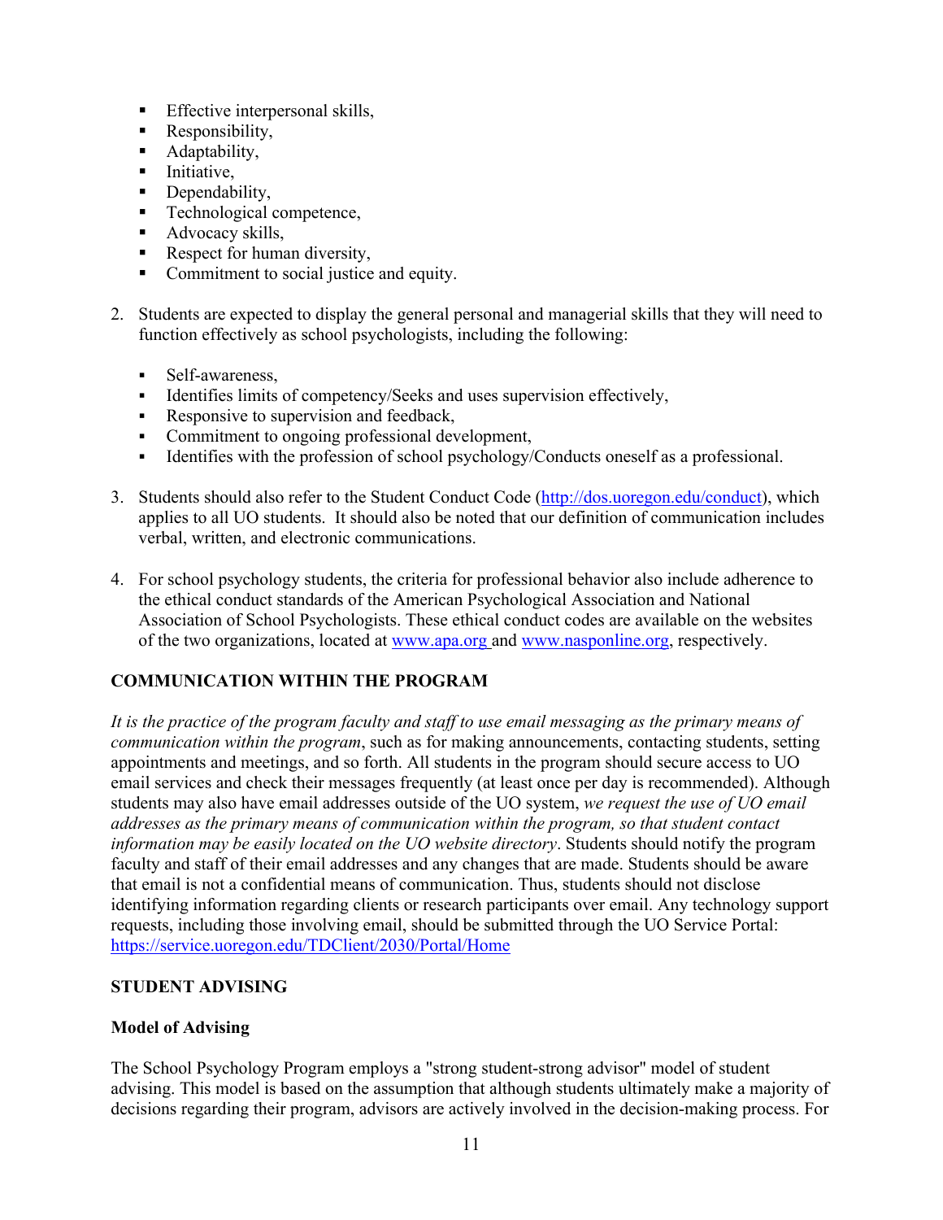- Effective interpersonal skills,
- Responsibility,
- Adaptability,
- Initiative,
- Dependability,
- Technological competence,
- Advocacy skills,
- Respect for human diversity,
- Commitment to social justice and equity.

2. Students are expected to display the general personal and managerial skills that they will need to function effectively as school psychologists, including the following:

   - Self-awareness,
   - Identifies limits of competency/Seeks and uses supervision effectively,
   - Responsive to supervision and feedback,
   - Commitment to ongoing professional development,
   - Identifies with the profession of school psychology/Conducts oneself as a professional.

3. Students should also refer to the Student Conduct Code (http://dos.uoregon.edu/conduct), which applies to all UO students. It should also be noted that our definition of communication includes verbal, written, and electronic communications.

4. For school psychology students, the criteria for professional behavior also include adherence to the ethical conduct standards of the American Psychological Association and National Association of School Psychologists. These ethical conduct codes are available on the websites of the two organizations, located at www.apa.org and www.nasponline.org, respectively.

## COMMUNICATION WITHIN THE PROGRAM

*It is the practice of the program faculty and staff to use email messaging as the primary means of communication within the program*, such as for making announcements, contacting students, setting appointments and meetings, and so forth. All students in the program should secure access to UO email services and check their messages frequently (at least once per day is recommended). Although students may also have email addresses outside of the UO system, *we request the use of UO email addresses as the primary means of communication within the program, so that student contact information may be easily located on the UO website directory*. Students should notify the program faculty and staff of their email addresses and any changes that are made. Students should be aware that email is not a confidential means of communication. Thus, students should not disclose identifying information regarding clients or research participants over email. Any technology support requests, including those involving email, should be submitted through the UO Service Portal: https://service.uoregon.edu/TDClient/2030/Portal/Home

## STUDENT ADVISING

### Model of Advising

The School Psychology Program employs a "strong student-strong advisor" model of student advising. This model is based on the assumption that although students ultimately make a majority of decisions regarding their program, advisors are actively involved in the decision-making process. For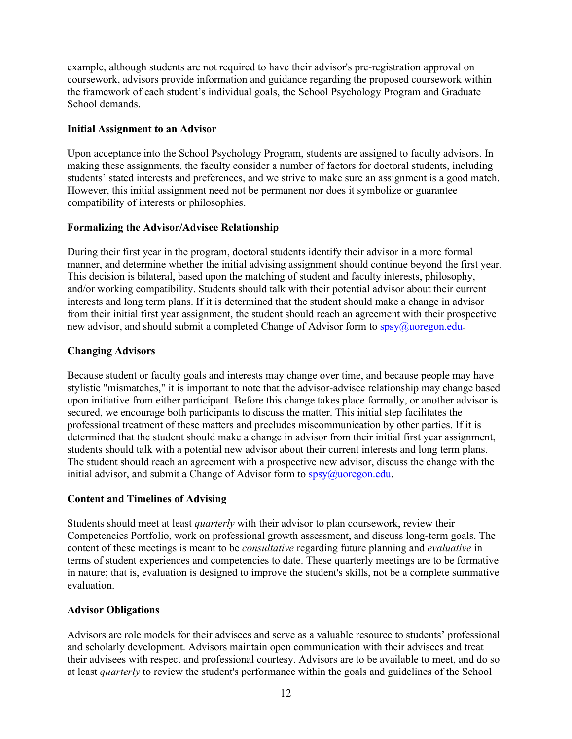example, although students are not required to have their advisor's pre-registration approval on coursework, advisors provide information and guidance regarding the proposed coursework within the framework of each student's individual goals, the School Psychology Program and Graduate School demands.

**Initial Assignment to an Advisor**

Upon acceptance into the School Psychology Program, students are assigned to faculty advisors. In making these assignments, the faculty consider a number of factors for doctoral students, including students' stated interests and preferences, and we strive to make sure an assignment is a good match. However, this initial assignment need not be permanent nor does it symbolize or guarantee compatibility of interests or philosophies.

**Formalizing the Advisor/Advisee Relationship**

During their first year in the program, doctoral students identify their advisor in a more formal manner, and determine whether the initial advising assignment should continue beyond the first year. This decision is bilateral, based upon the matching of student and faculty interests, philosophy, and/or working compatibility. Students should talk with their potential advisor about their current interests and long term plans. If it is determined that the student should make a change in advisor from their initial first year assignment, the student should reach an agreement with their prospective new advisor, and should submit a completed Change of Advisor form to spsy@uoregon.edu.

**Changing Advisors**

Because student or faculty goals and interests may change over time, and because people may have stylistic "mismatches," it is important to note that the advisor-advisee relationship may change based upon initiative from either participant. Before this change takes place formally, or another advisor is secured, we encourage both participants to discuss the matter. This initial step facilitates the professional treatment of these matters and precludes miscommunication by other parties. If it is determined that the student should make a change in advisor from their initial first year assignment, students should talk with a potential new advisor about their current interests and long term plans. The student should reach an agreement with a prospective new advisor, discuss the change with the initial advisor, and submit a Change of Advisor form to spsy@uoregon.edu.

**Content and Timelines of Advising**

Students should meet at least *quarterly* with their advisor to plan coursework, review their Competencies Portfolio, work on professional growth assessment, and discuss long-term goals. The content of these meetings is meant to be *consultative* regarding future planning and *evaluative* in terms of student experiences and competencies to date. These quarterly meetings are to be formative in nature; that is, evaluation is designed to improve the student's skills, not be a complete summative evaluation.

**Advisor Obligations**

Advisors are role models for their advisees and serve as a valuable resource to students' professional and scholarly development. Advisors maintain open communication with their advisees and treat their advisees with respect and professional courtesy. Advisors are to be available to meet, and do so at least *quarterly* to review the student's performance within the goals and guidelines of the School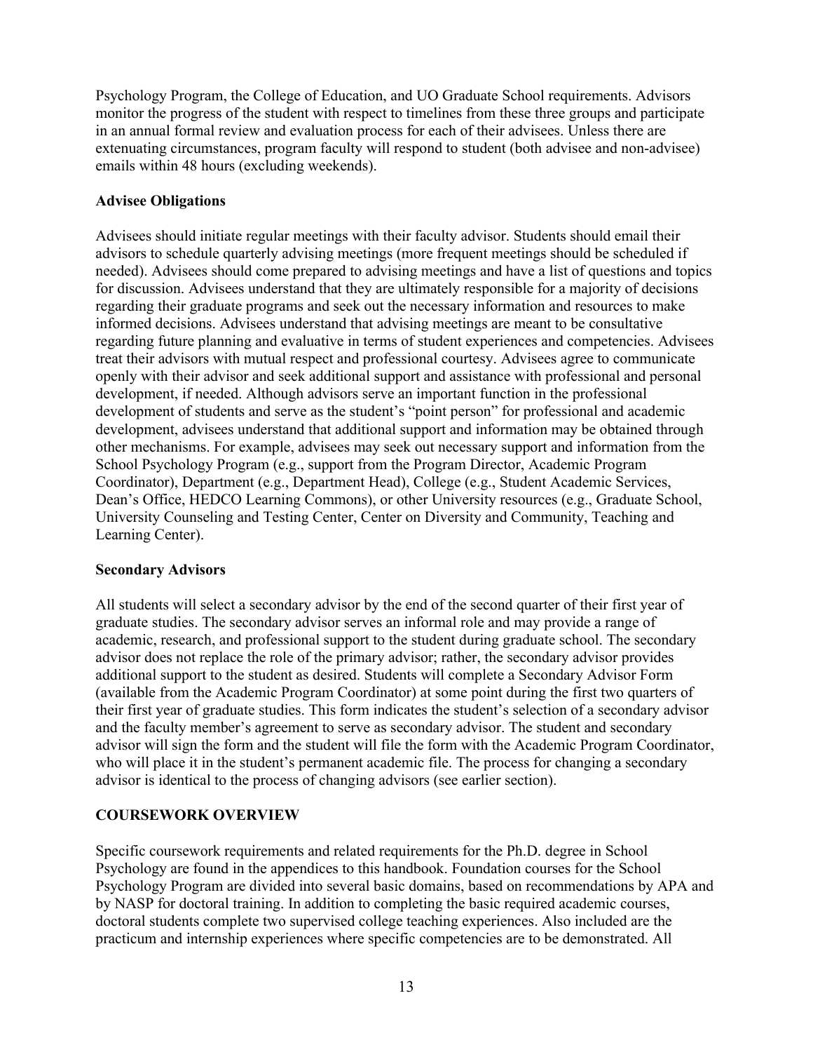Psychology Program, the College of Education, and UO Graduate School requirements. Advisors monitor the progress of the student with respect to timelines from these three groups and participate in an annual formal review and evaluation process for each of their advisees. Unless there are extenuating circumstances, program faculty will respond to student (both advisee and non-advisee) emails within 48 hours (excluding weekends).

**Advisee Obligations**

Advisees should initiate regular meetings with their faculty advisor. Students should email their advisors to schedule quarterly advising meetings (more frequent meetings should be scheduled if needed). Advisees should come prepared to advising meetings and have a list of questions and topics for discussion. Advisees understand that they are ultimately responsible for a majority of decisions regarding their graduate programs and seek out the necessary information and resources to make informed decisions. Advisees understand that advising meetings are meant to be consultative regarding future planning and evaluative in terms of student experiences and competencies. Advisees treat their advisors with mutual respect and professional courtesy. Advisees agree to communicate openly with their advisor and seek additional support and assistance with professional and personal development, if needed. Although advisors serve an important function in the professional development of students and serve as the student's "point person" for professional and academic development, advisees understand that additional support and information may be obtained through other mechanisms. For example, advisees may seek out necessary support and information from the School Psychology Program (e.g., support from the Program Director, Academic Program Coordinator), Department (e.g., Department Head), College (e.g., Student Academic Services, Dean's Office, HEDCO Learning Commons), or other University resources (e.g., Graduate School, University Counseling and Testing Center, Center on Diversity and Community, Teaching and Learning Center).

**Secondary Advisors**

All students will select a secondary advisor by the end of the second quarter of their first year of graduate studies. The secondary advisor serves an informal role and may provide a range of academic, research, and professional support to the student during graduate school. The secondary advisor does not replace the role of the primary advisor; rather, the secondary advisor provides additional support to the student as desired. Students will complete a Secondary Advisor Form (available from the Academic Program Coordinator) at some point during the first two quarters of their first year of graduate studies. This form indicates the student's selection of a secondary advisor and the faculty member's agreement to serve as secondary advisor. The student and secondary advisor will sign the form and the student will file the form with the Academic Program Coordinator, who will place it in the student's permanent academic file. The process for changing a secondary advisor is identical to the process of changing advisors (see earlier section).

**COURSEWORK OVERVIEW**

Specific coursework requirements and related requirements for the Ph.D. degree in School Psychology are found in the appendices to this handbook. Foundation courses for the School Psychology Program are divided into several basic domains, based on recommendations by APA and by NASP for doctoral training. In addition to completing the basic required academic courses, doctoral students complete two supervised college teaching experiences. Also included are the practicum and internship experiences where specific competencies are to be demonstrated. All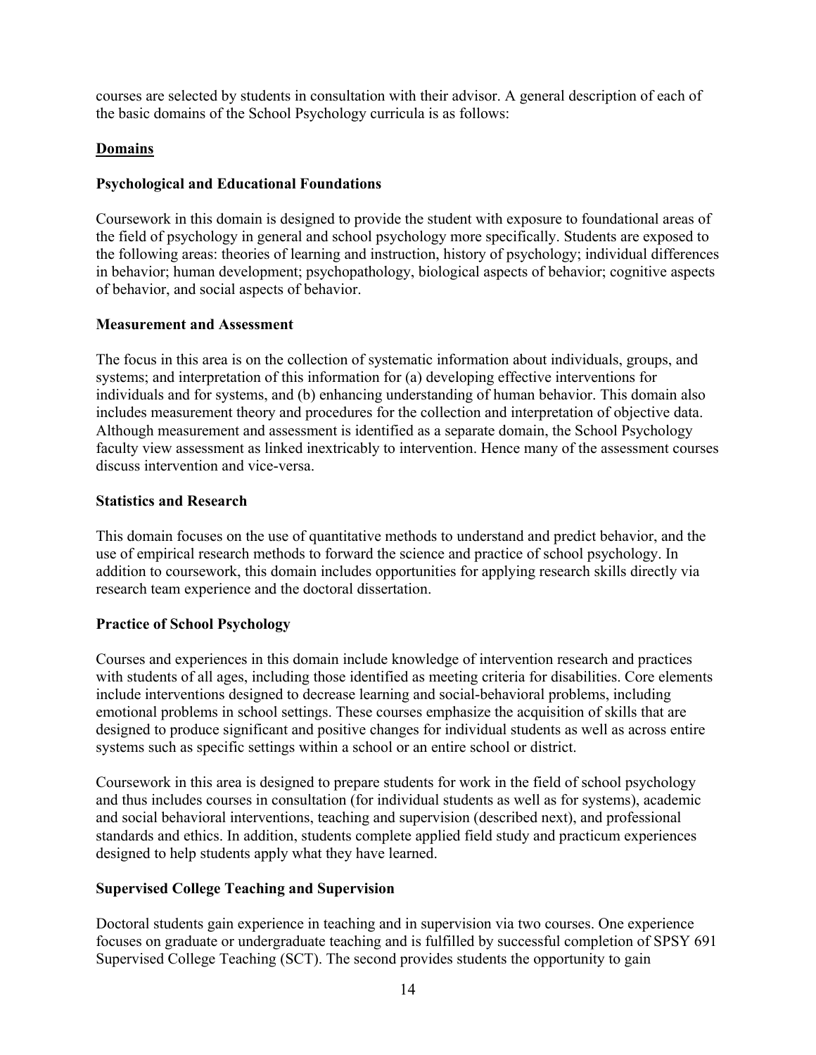courses are selected by students in consultation with their advisor. A general description of each of the basic domains of the School Psychology curricula is as follows:

## Domains

### Psychological and Educational Foundations

Coursework in this domain is designed to provide the student with exposure to foundational areas of the field of psychology in general and school psychology more specifically. Students are exposed to the following areas: theories of learning and instruction, history of psychology; individual differences in behavior; human development; psychopathology, biological aspects of behavior; cognitive aspects of behavior, and social aspects of behavior.

### Measurement and Assessment

The focus in this area is on the collection of systematic information about individuals, groups, and systems; and interpretation of this information for (a) developing effective interventions for individuals and for systems, and (b) enhancing understanding of human behavior. This domain also includes measurement theory and procedures for the collection and interpretation of objective data. Although measurement and assessment is identified as a separate domain, the School Psychology faculty view assessment as linked inextricably to intervention. Hence many of the assessment courses discuss intervention and vice-versa.

### Statistics and Research

This domain focuses on the use of quantitative methods to understand and predict behavior, and the use of empirical research methods to forward the science and practice of school psychology. In addition to coursework, this domain includes opportunities for applying research skills directly via research team experience and the doctoral dissertation.

### Practice of School Psychology

Courses and experiences in this domain include knowledge of intervention research and practices with students of all ages, including those identified as meeting criteria for disabilities. Core elements include interventions designed to decrease learning and social-behavioral problems, including emotional problems in school settings. These courses emphasize the acquisition of skills that are designed to produce significant and positive changes for individual students as well as across entire systems such as specific settings within a school or an entire school or district.

Coursework in this area is designed to prepare students for work in the field of school psychology and thus includes courses in consultation (for individual students as well as for systems), academic and social behavioral interventions, teaching and supervision (described next), and professional standards and ethics. In addition, students complete applied field study and practicum experiences designed to help students apply what they have learned.

### Supervised College Teaching and Supervision

Doctoral students gain experience in teaching and in supervision via two courses. One experience focuses on graduate or undergraduate teaching and is fulfilled by successful completion of SPSY 691 Supervised College Teaching (SCT). The second provides students the opportunity to gain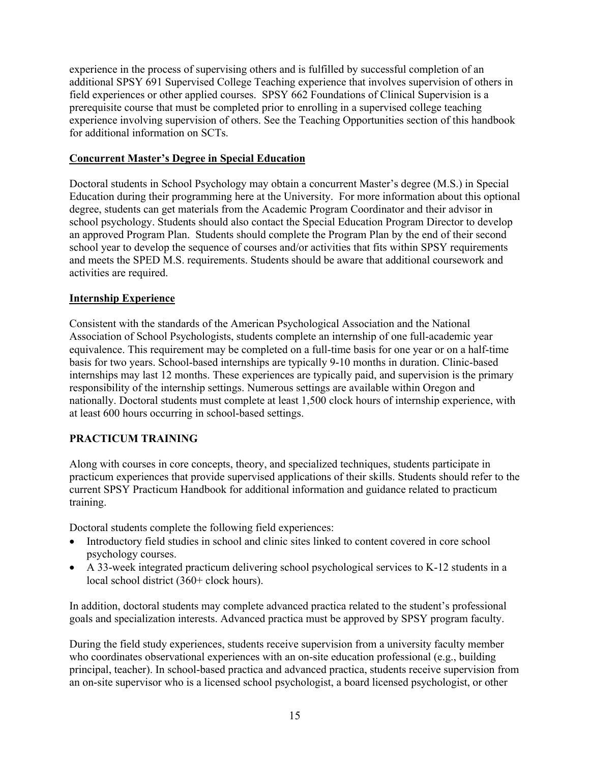experience in the process of supervising others and is fulfilled by successful completion of an additional SPSY 691 Supervised College Teaching experience that involves supervision of others in field experiences or other applied courses. SPSY 662 Foundations of Clinical Supervision is a prerequisite course that must be completed prior to enrolling in a supervised college teaching experience involving supervision of others. See the Teaching Opportunities section of this handbook for additional information on SCTs.

### Concurrent Master's Degree in Special Education

Doctoral students in School Psychology may obtain a concurrent Master's degree (M.S.) in Special Education during their programming here at the University. For more information about this optional degree, students can get materials from the Academic Program Coordinator and their advisor in school psychology. Students should also contact the Special Education Program Director to develop an approved Program Plan. Students should complete the Program Plan by the end of their second school year to develop the sequence of courses and/or activities that fits within SPSY requirements and meets the SPED M.S. requirements. Students should be aware that additional coursework and activities are required.

### Internship Experience

Consistent with the standards of the American Psychological Association and the National Association of School Psychologists, students complete an internship of one full-academic year equivalence. This requirement may be completed on a full-time basis for one year or on a half-time basis for two years. School-based internships are typically 9-10 months in duration. Clinic-based internships may last 12 months. These experiences are typically paid, and supervision is the primary responsibility of the internship settings. Numerous settings are available within Oregon and nationally. Doctoral students must complete at least 1,500 clock hours of internship experience, with at least 600 hours occurring in school-based settings.

## PRACTICUM TRAINING

Along with courses in core concepts, theory, and specialized techniques, students participate in practicum experiences that provide supervised applications of their skills. Students should refer to the current SPSY Practicum Handbook for additional information and guidance related to practicum training.

Doctoral students complete the following field experiences:

- Introductory field studies in school and clinic sites linked to content covered in core school psychology courses.
- A 33-week integrated practicum delivering school psychological services to K-12 students in a local school district (360+ clock hours).

In addition, doctoral students may complete advanced practica related to the student's professional goals and specialization interests. Advanced practica must be approved by SPSY program faculty.

During the field study experiences, students receive supervision from a university faculty member who coordinates observational experiences with an on-site education professional (e.g., building principal, teacher). In school-based practica and advanced practica, students receive supervision from an on-site supervisor who is a licensed school psychologist, a board licensed psychologist, or other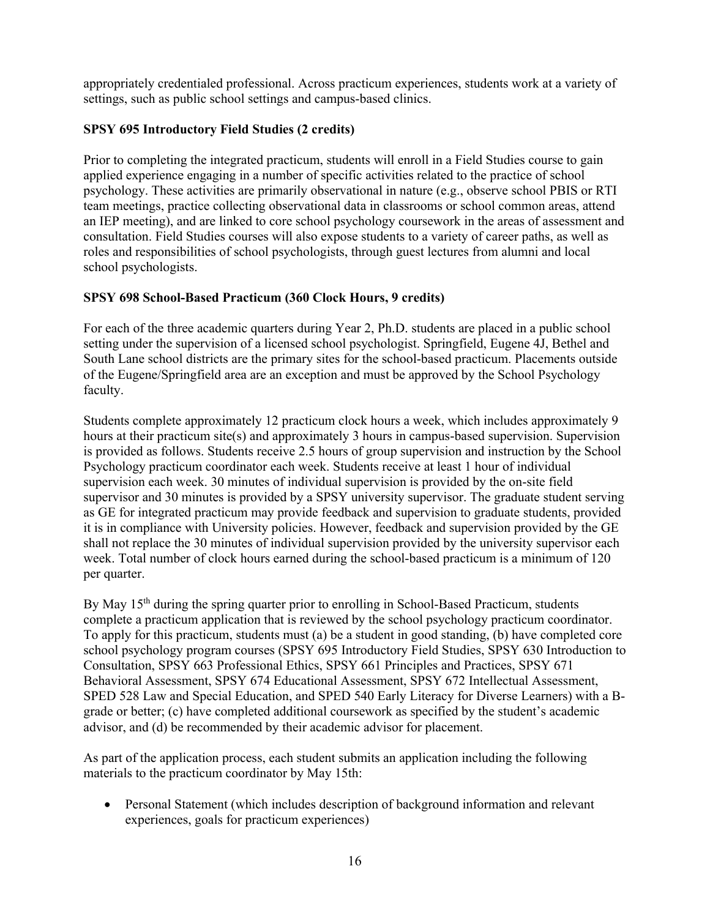appropriately credentialed professional. Across practicum experiences, students work at a variety of settings, such as public school settings and campus-based clinics.

**SPSY 695 Introductory Field Studies (2 credits)**

Prior to completing the integrated practicum, students will enroll in a Field Studies course to gain applied experience engaging in a number of specific activities related to the practice of school psychology. These activities are primarily observational in nature (e.g., observe school PBIS or RTI team meetings, practice collecting observational data in classrooms or school common areas, attend an IEP meeting), and are linked to core school psychology coursework in the areas of assessment and consultation. Field Studies courses will also expose students to a variety of career paths, as well as roles and responsibilities of school psychologists, through guest lectures from alumni and local school psychologists.

**SPSY 698 School-Based Practicum (360 Clock Hours, 9 credits)**

For each of the three academic quarters during Year 2, Ph.D. students are placed in a public school setting under the supervision of a licensed school psychologist. Springfield, Eugene 4J, Bethel and South Lane school districts are the primary sites for the school-based practicum. Placements outside of the Eugene/Springfield area are an exception and must be approved by the School Psychology faculty.

Students complete approximately 12 practicum clock hours a week, which includes approximately 9 hours at their practicum site(s) and approximately 3 hours in campus-based supervision. Supervision is provided as follows. Students receive 2.5 hours of group supervision and instruction by the School Psychology practicum coordinator each week. Students receive at least 1 hour of individual supervision each week. 30 minutes of individual supervision is provided by the on-site field supervisor and 30 minutes is provided by a SPSY university supervisor. The graduate student serving as GE for integrated practicum may provide feedback and supervision to graduate students, provided it is in compliance with University policies. However, feedback and supervision provided by the GE shall not replace the 30 minutes of individual supervision provided by the university supervisor each week. Total number of clock hours earned during the school-based practicum is a minimum of 120 per quarter.

By May 15th during the spring quarter prior to enrolling in School-Based Practicum, students complete a practicum application that is reviewed by the school psychology practicum coordinator. To apply for this practicum, students must (a) be a student in good standing, (b) have completed core school psychology program courses (SPSY 695 Introductory Field Studies, SPSY 630 Introduction to Consultation, SPSY 663 Professional Ethics, SPSY 661 Principles and Practices, SPSY 671 Behavioral Assessment, SPSY 674 Educational Assessment, SPSY 672 Intellectual Assessment, SPED 528 Law and Special Education, and SPED 540 Early Literacy for Diverse Learners) with a B- grade or better; (c) have completed additional coursework as specified by the student's academic advisor, and (d) be recommended by their academic advisor for placement.

As part of the application process, each student submits an application including the following materials to the practicum coordinator by May 15th:

- Personal Statement (which includes description of background information and relevant experiences, goals for practicum experiences)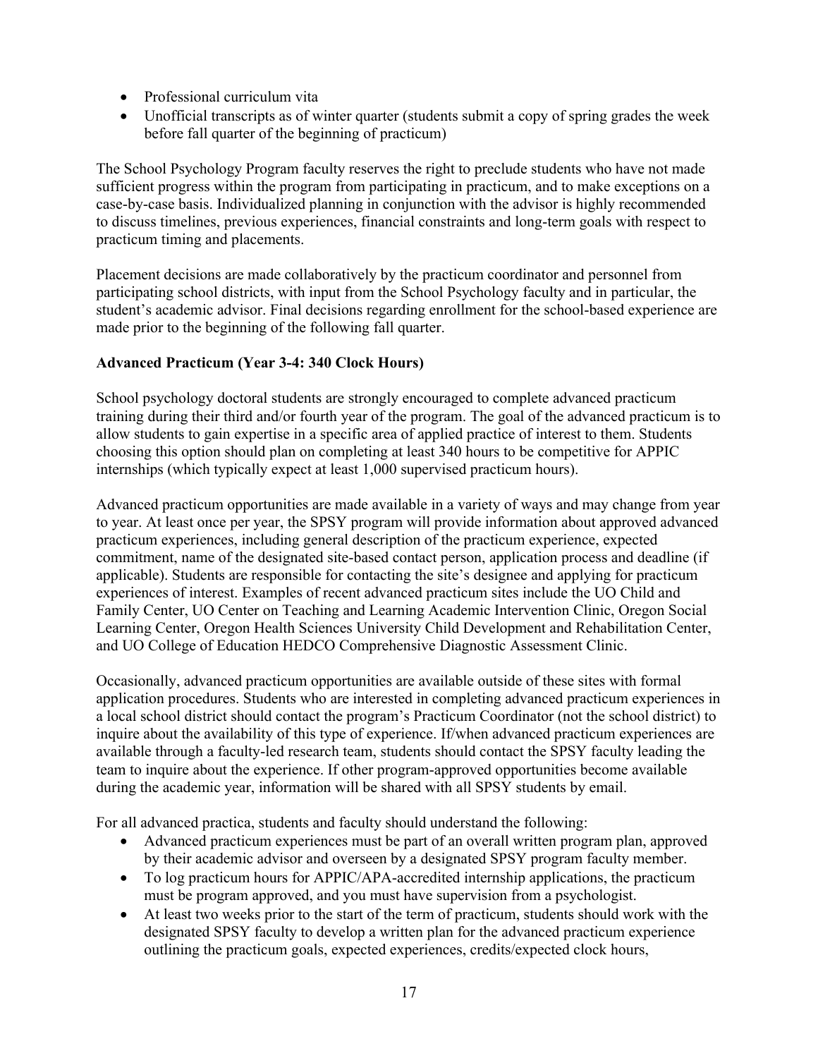- Professional curriculum vita
- Unofficial transcripts as of winter quarter (students submit a copy of spring grades the week before fall quarter of the beginning of practicum)

The School Psychology Program faculty reserves the right to preclude students who have not made sufficient progress within the program from participating in practicum, and to make exceptions on a case-by-case basis. Individualized planning in conjunction with the advisor is highly recommended to discuss timelines, previous experiences, financial constraints and long-term goals with respect to practicum timing and placements.

Placement decisions are made collaboratively by the practicum coordinator and personnel from participating school districts, with input from the School Psychology faculty and in particular, the student's academic advisor. Final decisions regarding enrollment for the school-based experience are made prior to the beginning of the following fall quarter.

**Advanced Practicum (Year 3-4: 340 Clock Hours)**

School psychology doctoral students are strongly encouraged to complete advanced practicum training during their third and/or fourth year of the program. The goal of the advanced practicum is to allow students to gain expertise in a specific area of applied practice of interest to them. Students choosing this option should plan on completing at least 340 hours to be competitive for APPIC internships (which typically expect at least 1,000 supervised practicum hours).

Advanced practicum opportunities are made available in a variety of ways and may change from year to year. At least once per year, the SPSY program will provide information about approved advanced practicum experiences, including general description of the practicum experience, expected commitment, name of the designated site-based contact person, application process and deadline (if applicable). Students are responsible for contacting the site's designee and applying for practicum experiences of interest. Examples of recent advanced practicum sites include the UO Child and Family Center, UO Center on Teaching and Learning Academic Intervention Clinic, Oregon Social Learning Center, Oregon Health Sciences University Child Development and Rehabilitation Center, and UO College of Education HEDCO Comprehensive Diagnostic Assessment Clinic.

Occasionally, advanced practicum opportunities are available outside of these sites with formal application procedures. Students who are interested in completing advanced practicum experiences in a local school district should contact the program's Practicum Coordinator (not the school district) to inquire about the availability of this type of experience. If/when advanced practicum experiences are available through a faculty-led research team, students should contact the SPSY faculty leading the team to inquire about the experience. If other program-approved opportunities become available during the academic year, information will be shared with all SPSY students by email.

For all advanced practica, students and faculty should understand the following:

- Advanced practicum experiences must be part of an overall written program plan, approved by their academic advisor and overseen by a designated SPSY program faculty member.
- To log practicum hours for APPIC/APA-accredited internship applications, the practicum must be program approved, and you must have supervision from a psychologist.
- At least two weeks prior to the start of the term of practicum, students should work with the designated SPSY faculty to develop a written plan for the advanced practicum experience outlining the practicum goals, expected experiences, credits/expected clock hours,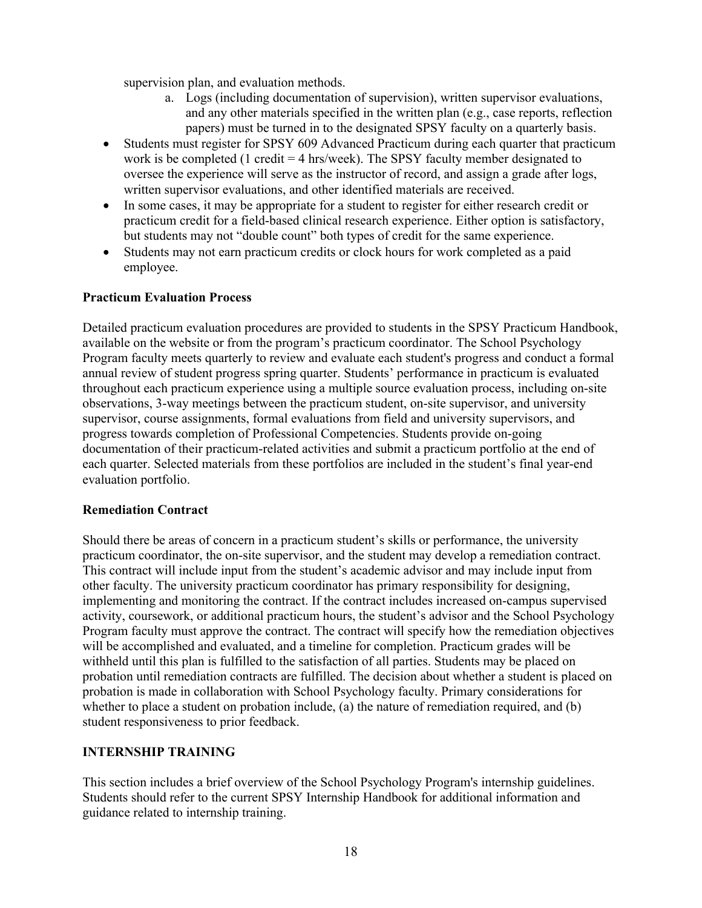supervision plan, and evaluation methods.

   a. Logs (including documentation of supervision), written supervisor evaluations, and any other materials specified in the written plan (e.g., case reports, reflection papers) must be turned in to the designated SPSY faculty on a quarterly basis.

- Students must register for SPSY 609 Advanced Practicum during each quarter that practicum work is be completed (1 credit = 4 hrs/week). The SPSY faculty member designated to oversee the experience will serve as the instructor of record, and assign a grade after logs, written supervisor evaluations, and other identified materials are received.
- In some cases, it may be appropriate for a student to register for either research credit or practicum credit for a field-based clinical research experience. Either option is satisfactory, but students may not "double count" both types of credit for the same experience.
- Students may not earn practicum credits or clock hours for work completed as a paid employee.

**Practicum Evaluation Process**

Detailed practicum evaluation procedures are provided to students in the SPSY Practicum Handbook, available on the website or from the program's practicum coordinator. The School Psychology Program faculty meets quarterly to review and evaluate each student's progress and conduct a formal annual review of student progress spring quarter. Students' performance in practicum is evaluated throughout each practicum experience using a multiple source evaluation process, including on-site observations, 3-way meetings between the practicum student, on-site supervisor, and university supervisor, course assignments, formal evaluations from field and university supervisors, and progress towards completion of Professional Competencies. Students provide on-going documentation of their practicum-related activities and submit a practicum portfolio at the end of each quarter. Selected materials from these portfolios are included in the student's final year-end evaluation portfolio.

**Remediation Contract**

Should there be areas of concern in a practicum student's skills or performance, the university practicum coordinator, the on-site supervisor, and the student may develop a remediation contract. This contract will include input from the student's academic advisor and may include input from other faculty. The university practicum coordinator has primary responsibility for designing, implementing and monitoring the contract. If the contract includes increased on-campus supervised activity, coursework, or additional practicum hours, the student's advisor and the School Psychology Program faculty must approve the contract. The contract will specify how the remediation objectives will be accomplished and evaluated, and a timeline for completion. Practicum grades will be withheld until this plan is fulfilled to the satisfaction of all parties. Students may be placed on probation until remediation contracts are fulfilled. The decision about whether a student is placed on probation is made in collaboration with School Psychology faculty. Primary considerations for whether to place a student on probation include, (a) the nature of remediation required, and (b) student responsiveness to prior feedback.

**INTERNSHIP TRAINING**

This section includes a brief overview of the School Psychology Program's internship guidelines. Students should refer to the current SPSY Internship Handbook for additional information and guidance related to internship training.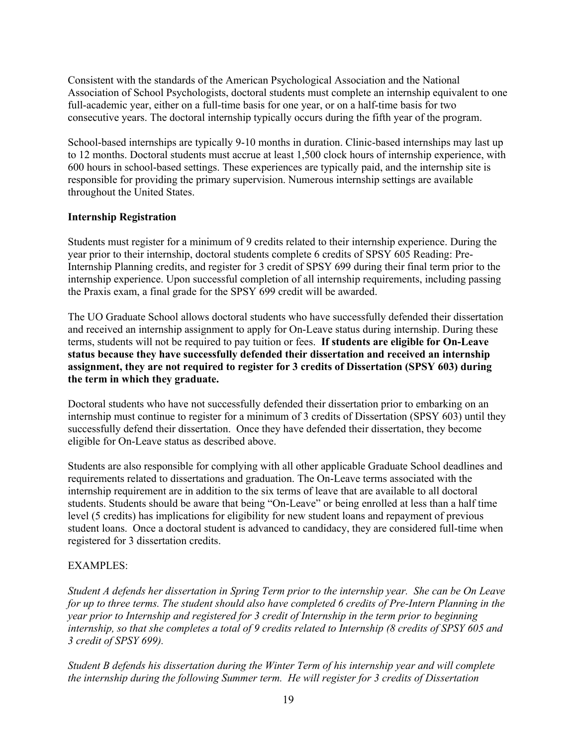Consistent with the standards of the American Psychological Association and the National Association of School Psychologists, doctoral students must complete an internship equivalent to one full-academic year, either on a full-time basis for one year, or on a half-time basis for two consecutive years. The doctoral internship typically occurs during the fifth year of the program.

School-based internships are typically 9-10 months in duration. Clinic-based internships may last up to 12 months. Doctoral students must accrue at least 1,500 clock hours of internship experience, with 600 hours in school-based settings. These experiences are typically paid, and the internship site is responsible for providing the primary supervision. Numerous internship settings are available throughout the United States.

**Internship Registration**

Students must register for a minimum of 9 credits related to their internship experience. During the year prior to their internship, doctoral students complete 6 credits of SPSY 605 Reading: Pre-Internship Planning credits, and register for 3 credit of SPSY 699 during their final term prior to the internship experience. Upon successful completion of all internship requirements, including passing the Praxis exam, a final grade for the SPSY 699 credit will be awarded.

The UO Graduate School allows doctoral students who have successfully defended their dissertation and received an internship assignment to apply for On-Leave status during internship. During these terms, students will not be required to pay tuition or fees. **If students are eligible for On-Leave status because they have successfully defended their dissertation and received an internship assignment, they are not required to register for 3 credits of Dissertation (SPSY 603) during the term in which they graduate.**

Doctoral students who have not successfully defended their dissertation prior to embarking on an internship must continue to register for a minimum of 3 credits of Dissertation (SPSY 603) until they successfully defend their dissertation. Once they have defended their dissertation, they become eligible for On-Leave status as described above.

Students are also responsible for complying with all other applicable Graduate School deadlines and requirements related to dissertations and graduation. The On-Leave terms associated with the internship requirement are in addition to the six terms of leave that are available to all doctoral students. Students should be aware that being "On-Leave" or being enrolled at less than a half time level (5 credits) has implications for eligibility for new student loans and repayment of previous student loans. Once a doctoral student is advanced to candidacy, they are considered full-time when registered for 3 dissertation credits.

EXAMPLES:

*Student A defends her dissertation in Spring Term prior to the internship year. She can be On Leave for up to three terms. The student should also have completed 6 credits of Pre-Intern Planning in the year prior to Internship and registered for 3 credit of Internship in the term prior to beginning internship, so that she completes a total of 9 credits related to Internship (8 credits of SPSY 605 and 3 credit of SPSY 699).*

*Student B defends his dissertation during the Winter Term of his internship year and will complete the internship during the following Summer term. He will register for 3 credits of Dissertation*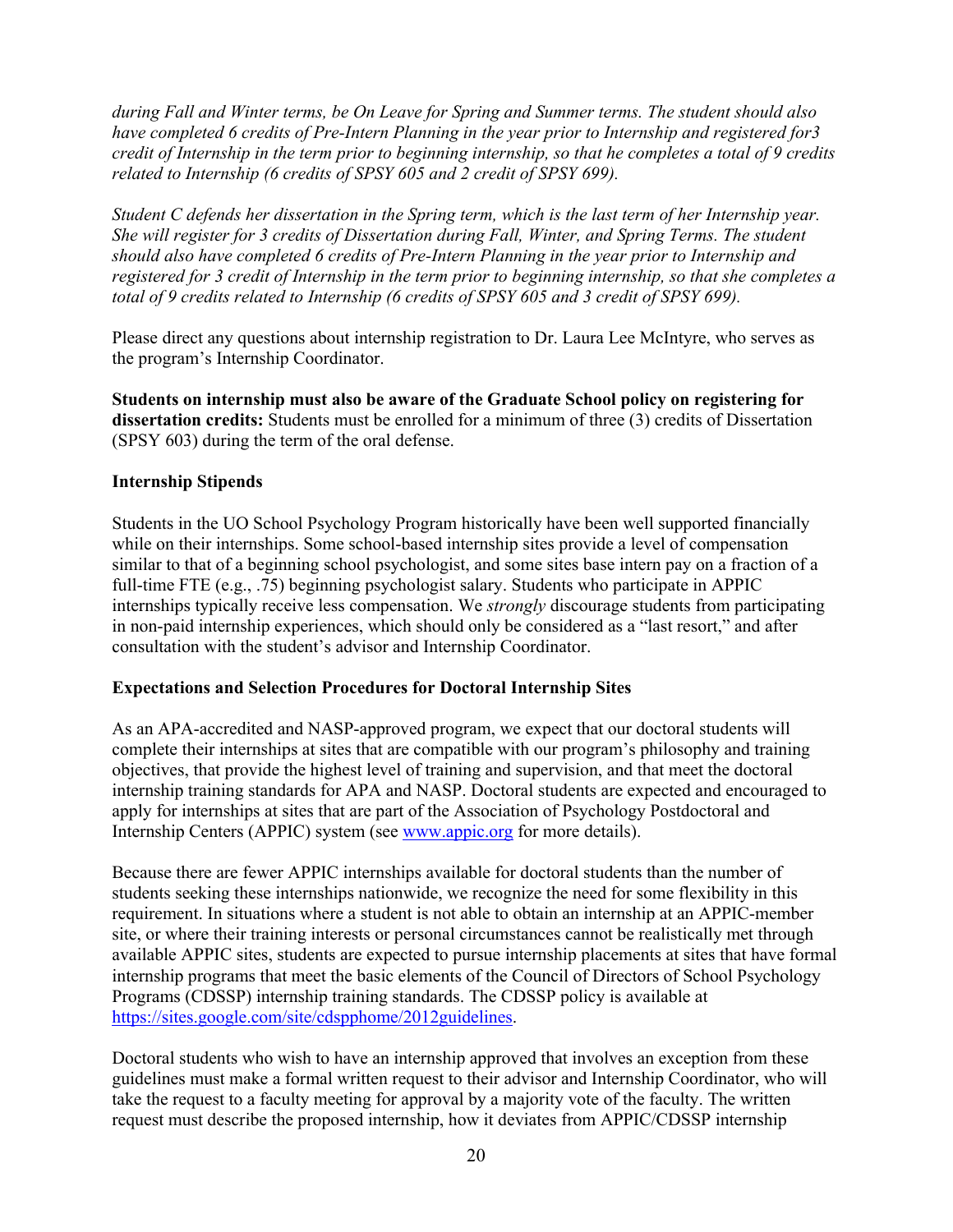*during Fall and Winter terms, be On Leave for Spring and Summer terms. The student should also have completed 6 credits of Pre-Intern Planning in the year prior to Internship and registered for3 credit of Internship in the term prior to beginning internship, so that he completes a total of 9 credits related to Internship (6 credits of SPSY 605 and 2 credit of SPSY 699).*

*Student C defends her dissertation in the Spring term, which is the last term of her Internship year. She will register for 3 credits of Dissertation during Fall, Winter, and Spring Terms. The student should also have completed 6 credits of Pre-Intern Planning in the year prior to Internship and registered for 3 credit of Internship in the term prior to beginning internship, so that she completes a total of 9 credits related to Internship (6 credits of SPSY 605 and 3 credit of SPSY 699).*

Please direct any questions about internship registration to Dr. Laura Lee McIntyre, who serves as the program's Internship Coordinator.

**Students on internship must also be aware of the Graduate School policy on registering for dissertation credits:** Students must be enrolled for a minimum of three (3) credits of Dissertation (SPSY 603) during the term of the oral defense.

**Internship Stipends**

Students in the UO School Psychology Program historically have been well supported financially while on their internships. Some school-based internship sites provide a level of compensation similar to that of a beginning school psychologist, and some sites base intern pay on a fraction of a full-time FTE (e.g., .75) beginning psychologist salary. Students who participate in APPIC internships typically receive less compensation. We *strongly* discourage students from participating in non-paid internship experiences, which should only be considered as a "last resort," and after consultation with the student's advisor and Internship Coordinator.

**Expectations and Selection Procedures for Doctoral Internship Sites**

As an APA-accredited and NASP-approved program, we expect that our doctoral students will complete their internships at sites that are compatible with our program's philosophy and training objectives, that provide the highest level of training and supervision, and that meet the doctoral internship training standards for APA and NASP. Doctoral students are expected and encouraged to apply for internships at sites that are part of the Association of Psychology Postdoctoral and Internship Centers (APPIC) system (see www.appic.org for more details).

Because there are fewer APPIC internships available for doctoral students than the number of students seeking these internships nationwide, we recognize the need for some flexibility in this requirement. In situations where a student is not able to obtain an internship at an APPIC-member site, or where their training interests or personal circumstances cannot be realistically met through available APPIC sites, students are expected to pursue internship placements at sites that have formal internship programs that meet the basic elements of the Council of Directors of School Psychology Programs (CDSSP) internship training standards. The CDSSP policy is available at https://sites.google.com/site/cdspphome/2012guidelines.

Doctoral students who wish to have an internship approved that involves an exception from these guidelines must make a formal written request to their advisor and Internship Coordinator, who will take the request to a faculty meeting for approval by a majority vote of the faculty. The written request must describe the proposed internship, how it deviates from APPIC/CDSSP internship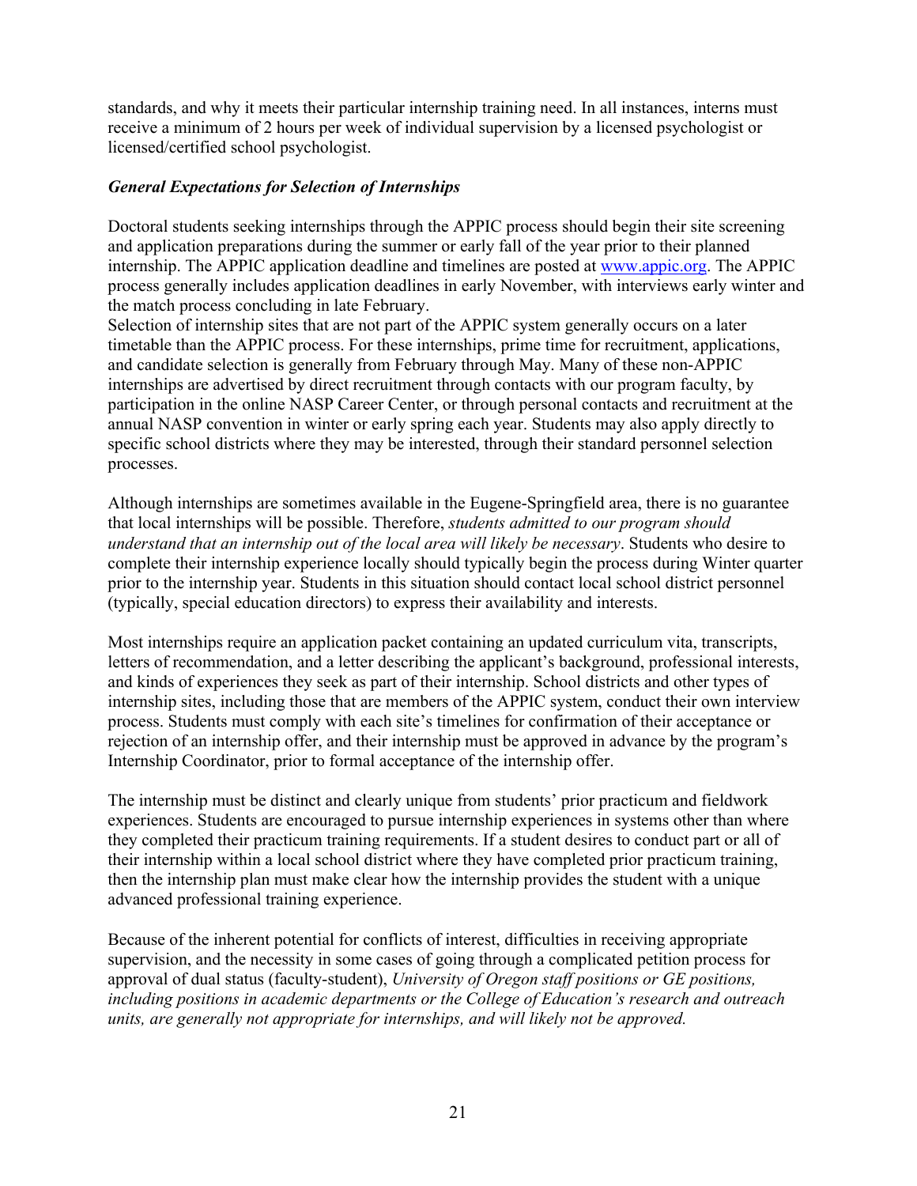standards, and why it meets their particular internship training need. In all instances, interns must receive a minimum of 2 hours per week of individual supervision by a licensed psychologist or licensed/certified school psychologist.

### *General Expectations for Selection of Internships*

Doctoral students seeking internships through the APPIC process should begin their site screening and application preparations during the summer or early fall of the year prior to their planned internship. The APPIC application deadline and timelines are posted at [www.appic.org](www.appic.org). The APPIC process generally includes application deadlines in early November, with interviews early winter and the match process concluding in late February.

Selection of internship sites that are not part of the APPIC system generally occurs on a later timetable than the APPIC process. For these internships, prime time for recruitment, applications, and candidate selection is generally from February through May. Many of these non-APPIC internships are advertised by direct recruitment through contacts with our program faculty, by participation in the online NASP Career Center, or through personal contacts and recruitment at the annual NASP convention in winter or early spring each year. Students may also apply directly to specific school districts where they may be interested, through their standard personnel selection processes.

Although internships are sometimes available in the Eugene-Springfield area, there is no guarantee that local internships will be possible. Therefore, *students admitted to our program should understand that an internship out of the local area will likely be necessary*. Students who desire to complete their internship experience locally should typically begin the process during Winter quarter prior to the internship year. Students in this situation should contact local school district personnel (typically, special education directors) to express their availability and interests.

Most internships require an application packet containing an updated curriculum vita, transcripts, letters of recommendation, and a letter describing the applicant's background, professional interests, and kinds of experiences they seek as part of their internship. School districts and other types of internship sites, including those that are members of the APPIC system, conduct their own interview process. Students must comply with each site's timelines for confirmation of their acceptance or rejection of an internship offer, and their internship must be approved in advance by the program's Internship Coordinator, prior to formal acceptance of the internship offer.

The internship must be distinct and clearly unique from students' prior practicum and fieldwork experiences. Students are encouraged to pursue internship experiences in systems other than where they completed their practicum training requirements. If a student desires to conduct part or all of their internship within a local school district where they have completed prior practicum training, then the internship plan must make clear how the internship provides the student with a unique advanced professional training experience.

Because of the inherent potential for conflicts of interest, difficulties in receiving appropriate supervision, and the necessity in some cases of going through a complicated petition process for approval of dual status (faculty-student), *University of Oregon staff positions or GE positions, including positions in academic departments or the College of Education's research and outreach units, are generally not appropriate for internships, and will likely not be approved.*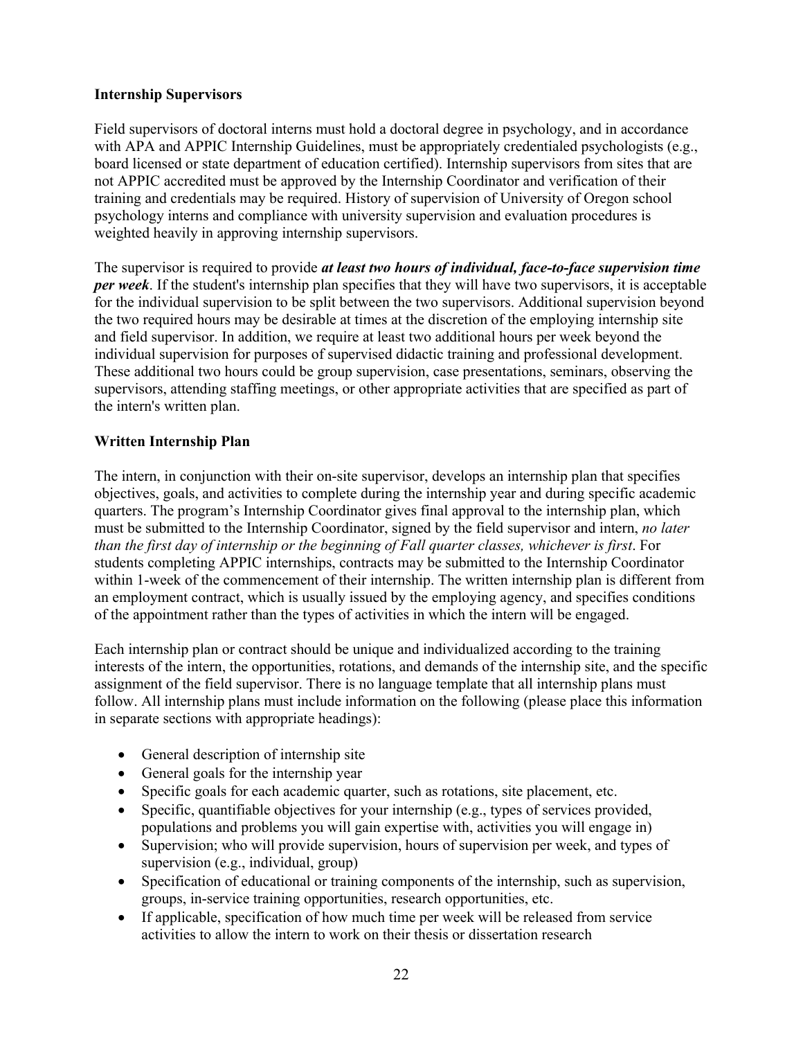### Internship Supervisors

Field supervisors of doctoral interns must hold a doctoral degree in psychology, and in accordance with APA and APPIC Internship Guidelines, must be appropriately credentialed psychologists (e.g., board licensed or state department of education certified). Internship supervisors from sites that are not APPIC accredited must be approved by the Internship Coordinator and verification of their training and credentials may be required. History of supervision of University of Oregon school psychology interns and compliance with university supervision and evaluation procedures is weighted heavily in approving internship supervisors.

The supervisor is required to provide ***at least two hours of individual, face-to-face supervision time per week***. If the student's internship plan specifies that they will have two supervisors, it is acceptable for the individual supervision to be split between the two supervisors. Additional supervision beyond the two required hours may be desirable at times at the discretion of the employing internship site and field supervisor. In addition, we require at least two additional hours per week beyond the individual supervision for purposes of supervised didactic training and professional development. These additional two hours could be group supervision, case presentations, seminars, observing the supervisors, attending staffing meetings, or other appropriate activities that are specified as part of the intern's written plan.

### Written Internship Plan

The intern, in conjunction with their on-site supervisor, develops an internship plan that specifies objectives, goals, and activities to complete during the internship year and during specific academic quarters. The program's Internship Coordinator gives final approval to the internship plan, which must be submitted to the Internship Coordinator, signed by the field supervisor and intern, *no later than the first day of internship or the beginning of Fall quarter classes, whichever is first*. For students completing APPIC internships, contracts may be submitted to the Internship Coordinator within 1-week of the commencement of their internship. The written internship plan is different from an employment contract, which is usually issued by the employing agency, and specifies conditions of the appointment rather than the types of activities in which the intern will be engaged.

Each internship plan or contract should be unique and individualized according to the training interests of the intern, the opportunities, rotations, and demands of the internship site, and the specific assignment of the field supervisor. There is no language template that all internship plans must follow. All internship plans must include information on the following (please place this information in separate sections with appropriate headings):

- General description of internship site
- General goals for the internship year
- Specific goals for each academic quarter, such as rotations, site placement, etc.
- Specific, quantifiable objectives for your internship (e.g., types of services provided, populations and problems you will gain expertise with, activities you will engage in)
- Supervision; who will provide supervision, hours of supervision per week, and types of supervision (e.g., individual, group)
- Specification of educational or training components of the internship, such as supervision, groups, in-service training opportunities, research opportunities, etc.
- If applicable, specification of how much time per week will be released from service activities to allow the intern to work on their thesis or dissertation research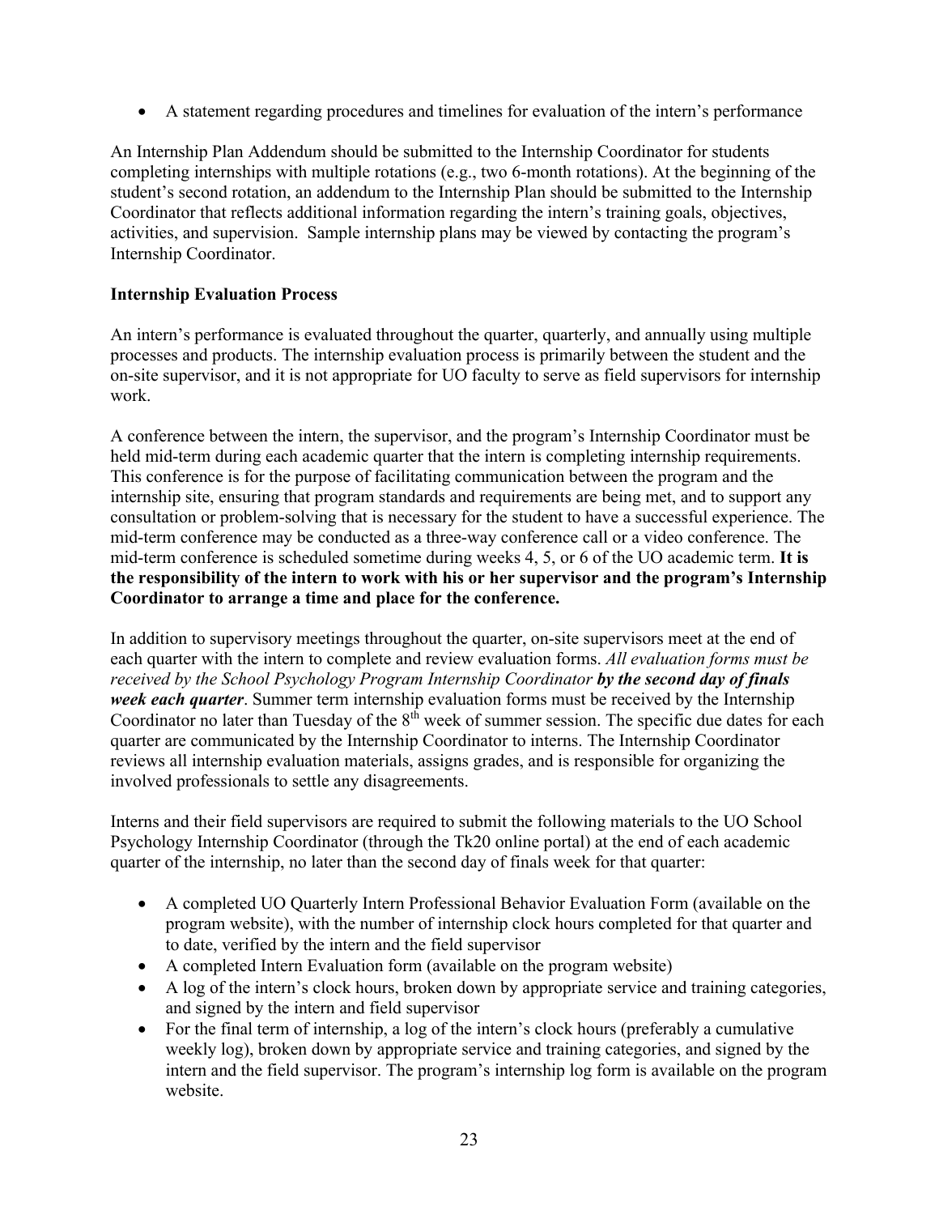- A statement regarding procedures and timelines for evaluation of the intern's performance

An Internship Plan Addendum should be submitted to the Internship Coordinator for students completing internships with multiple rotations (e.g., two 6-month rotations). At the beginning of the student's second rotation, an addendum to the Internship Plan should be submitted to the Internship Coordinator that reflects additional information regarding the intern's training goals, objectives, activities, and supervision. Sample internship plans may be viewed by contacting the program's Internship Coordinator.

**Internship Evaluation Process**

An intern's performance is evaluated throughout the quarter, quarterly, and annually using multiple processes and products. The internship evaluation process is primarily between the student and the on-site supervisor, and it is not appropriate for UO faculty to serve as field supervisors for internship work.

A conference between the intern, the supervisor, and the program's Internship Coordinator must be held mid-term during each academic quarter that the intern is completing internship requirements. This conference is for the purpose of facilitating communication between the program and the internship site, ensuring that program standards and requirements are being met, and to support any consultation or problem-solving that is necessary for the student to have a successful experience. The mid-term conference may be conducted as a three-way conference call or a video conference. The mid-term conference is scheduled sometime during weeks 4, 5, or 6 of the UO academic term. **It is the responsibility of the intern to work with his or her supervisor and the program's Internship Coordinator to arrange a time and place for the conference.**

In addition to supervisory meetings throughout the quarter, on-site supervisors meet at the end of each quarter with the intern to complete and review evaluation forms. *All evaluation forms must be received by the School Psychology Program Internship Coordinator* ***by the second day of finals week each quarter***. Summer term internship evaluation forms must be received by the Internship Coordinator no later than Tuesday of the 8th week of summer session. The specific due dates for each quarter are communicated by the Internship Coordinator to interns. The Internship Coordinator reviews all internship evaluation materials, assigns grades, and is responsible for organizing the involved professionals to settle any disagreements.

Interns and their field supervisors are required to submit the following materials to the UO School Psychology Internship Coordinator (through the Tk20 online portal) at the end of each academic quarter of the internship, no later than the second day of finals week for that quarter:

- A completed UO Quarterly Intern Professional Behavior Evaluation Form (available on the program website), with the number of internship clock hours completed for that quarter and to date, verified by the intern and the field supervisor
- A completed Intern Evaluation form (available on the program website)
- A log of the intern's clock hours, broken down by appropriate service and training categories, and signed by the intern and field supervisor
- For the final term of internship, a log of the intern's clock hours (preferably a cumulative weekly log), broken down by appropriate service and training categories, and signed by the intern and the field supervisor. The program's internship log form is available on the program website.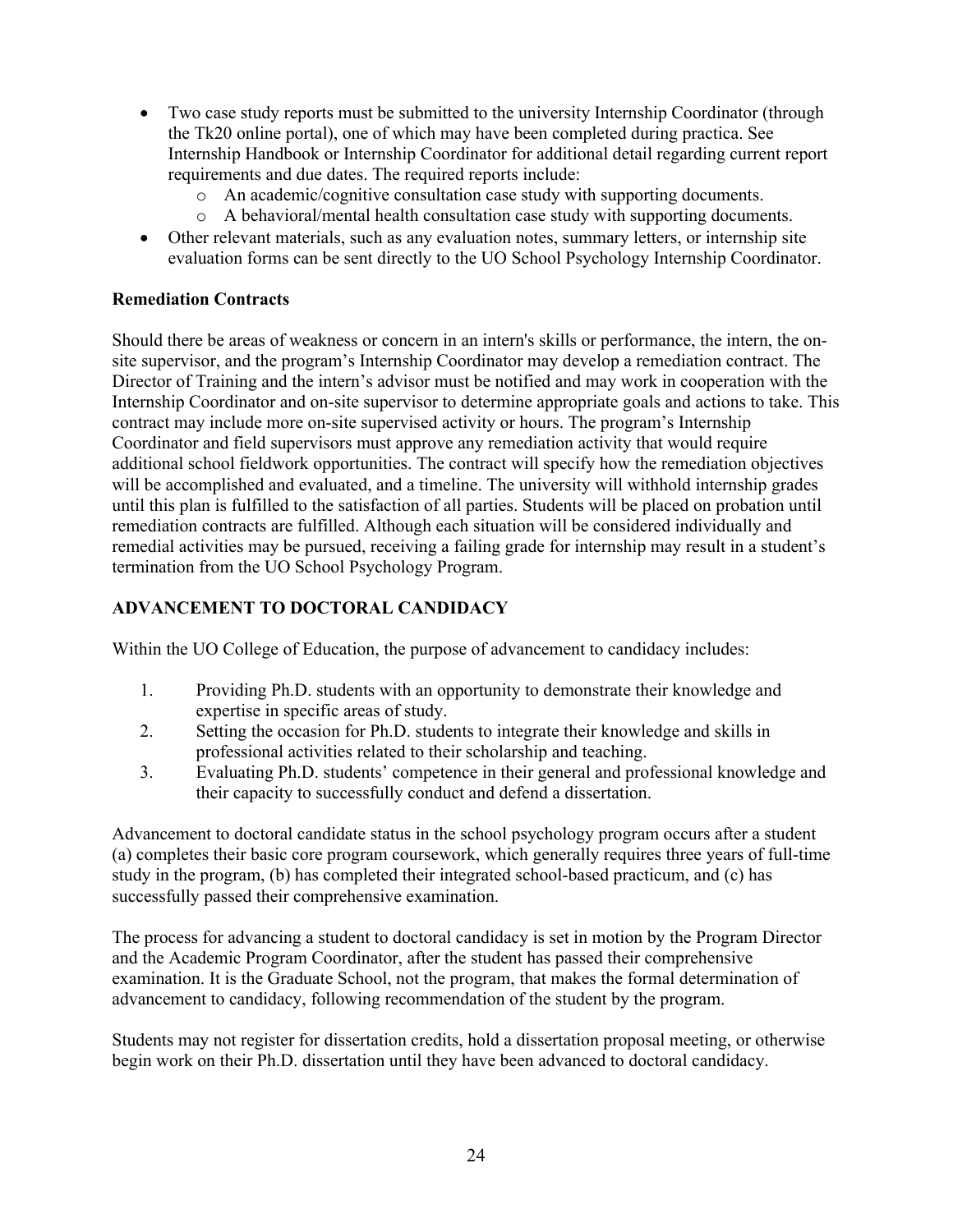- Two case study reports must be submitted to the university Internship Coordinator (through the Tk20 online portal), one of which may have been completed during practica. See Internship Handbook or Internship Coordinator for additional detail regarding current report requirements and due dates. The required reports include:
  - An academic/cognitive consultation case study with supporting documents.
  - A behavioral/mental health consultation case study with supporting documents.
- Other relevant materials, such as any evaluation notes, summary letters, or internship site evaluation forms can be sent directly to the UO School Psychology Internship Coordinator.

### Remediation Contracts

Should there be areas of weakness or concern in an intern's skills or performance, the intern, the on-site supervisor, and the program's Internship Coordinator may develop a remediation contract. The Director of Training and the intern's advisor must be notified and may work in cooperation with the Internship Coordinator and on-site supervisor to determine appropriate goals and actions to take. This contract may include more on-site supervised activity or hours. The program's Internship Coordinator and field supervisors must approve any remediation activity that would require additional school fieldwork opportunities. The contract will specify how the remediation objectives will be accomplished and evaluated, and a timeline. The university will withhold internship grades until this plan is fulfilled to the satisfaction of all parties. Students will be placed on probation until remediation contracts are fulfilled. Although each situation will be considered individually and remedial activities may be pursued, receiving a failing grade for internship may result in a student's termination from the UO School Psychology Program.

## ADVANCEMENT TO DOCTORAL CANDIDACY

Within the UO College of Education, the purpose of advancement to candidacy includes:

1. Providing Ph.D. students with an opportunity to demonstrate their knowledge and expertise in specific areas of study.
2. Setting the occasion for Ph.D. students to integrate their knowledge and skills in professional activities related to their scholarship and teaching.
3. Evaluating Ph.D. students' competence in their general and professional knowledge and their capacity to successfully conduct and defend a dissertation.

Advancement to doctoral candidate status in the school psychology program occurs after a student (a) completes their basic core program coursework, which generally requires three years of full-time study in the program, (b) has completed their integrated school-based practicum, and (c) has successfully passed their comprehensive examination.

The process for advancing a student to doctoral candidacy is set in motion by the Program Director and the Academic Program Coordinator, after the student has passed their comprehensive examination. It is the Graduate School, not the program, that makes the formal determination of advancement to candidacy, following recommendation of the student by the program.

Students may not register for dissertation credits, hold a dissertation proposal meeting, or otherwise begin work on their Ph.D. dissertation until they have been advanced to doctoral candidacy.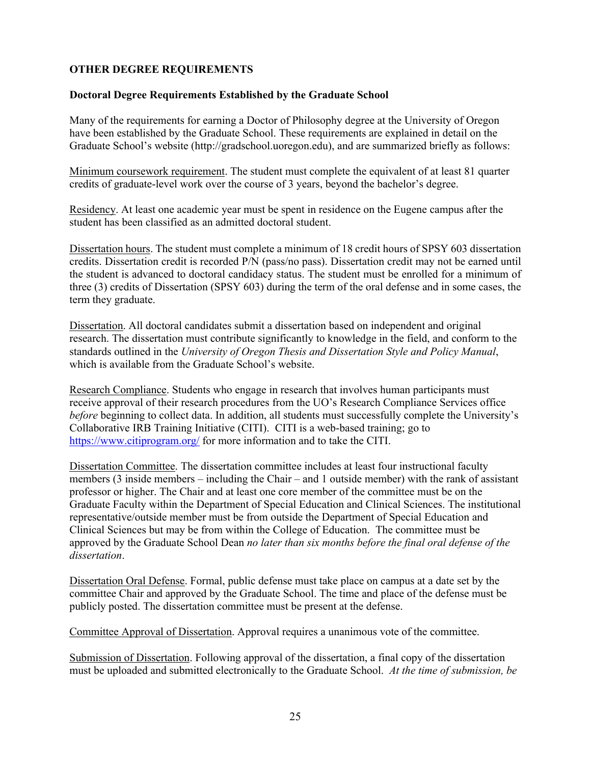## OTHER DEGREE REQUIREMENTS

### Doctoral Degree Requirements Established by the Graduate School

Many of the requirements for earning a Doctor of Philosophy degree at the University of Oregon have been established by the Graduate School. These requirements are explained in detail on the Graduate School's website (http://gradschool.uoregon.edu), and are summarized briefly as follows:

Minimum coursework requirement. The student must complete the equivalent of at least 81 quarter credits of graduate-level work over the course of 3 years, beyond the bachelor's degree.

Residency. At least one academic year must be spent in residence on the Eugene campus after the student has been classified as an admitted doctoral student.

Dissertation hours. The student must complete a minimum of 18 credit hours of SPSY 603 dissertation credits. Dissertation credit is recorded P/N (pass/no pass). Dissertation credit may not be earned until the student is advanced to doctoral candidacy status. The student must be enrolled for a minimum of three (3) credits of Dissertation (SPSY 603) during the term of the oral defense and in some cases, the term they graduate.

Dissertation. All doctoral candidates submit a dissertation based on independent and original research. The dissertation must contribute significantly to knowledge in the field, and conform to the standards outlined in the *University of Oregon Thesis and Dissertation Style and Policy Manual*, which is available from the Graduate School's website.

Research Compliance. Students who engage in research that involves human participants must receive approval of their research procedures from the UO's Research Compliance Services office *before* beginning to collect data. In addition, all students must successfully complete the University's Collaborative IRB Training Initiative (CITI). CITI is a web-based training; go to https://www.citiprogram.org/ for more information and to take the CITI.

Dissertation Committee. The dissertation committee includes at least four instructional faculty members (3 inside members – including the Chair – and 1 outside member) with the rank of assistant professor or higher. The Chair and at least one core member of the committee must be on the Graduate Faculty within the Department of Special Education and Clinical Sciences. The institutional representative/outside member must be from outside the Department of Special Education and Clinical Sciences but may be from within the College of Education. The committee must be approved by the Graduate School Dean *no later than six months before the final oral defense of the dissertation*.

Dissertation Oral Defense. Formal, public defense must take place on campus at a date set by the committee Chair and approved by the Graduate School. The time and place of the defense must be publicly posted. The dissertation committee must be present at the defense.

Committee Approval of Dissertation. Approval requires a unanimous vote of the committee.

Submission of Dissertation. Following approval of the dissertation, a final copy of the dissertation must be uploaded and submitted electronically to the Graduate School. *At the time of submission, be*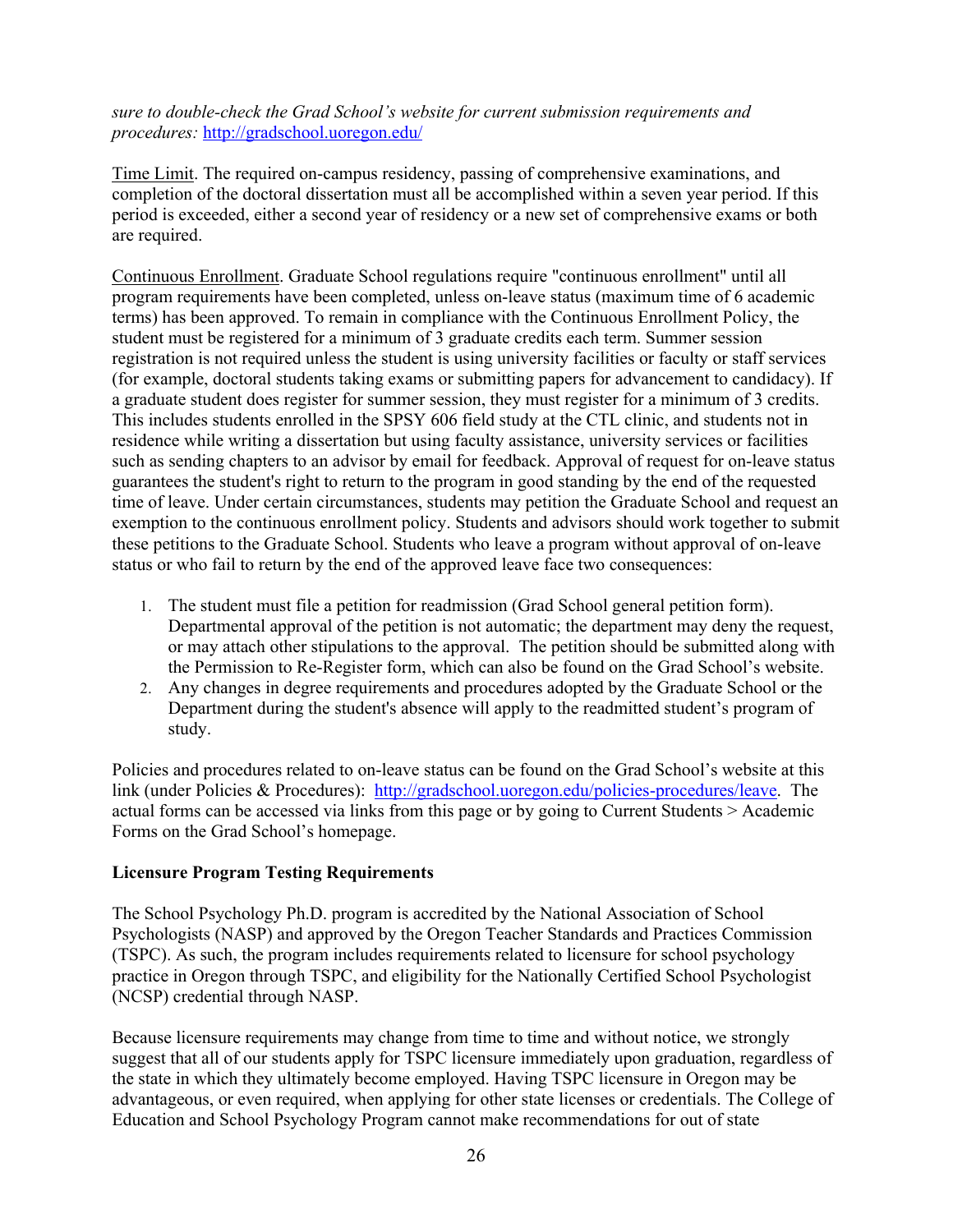*sure to double-check the Grad School's website for current submission requirements and procedures:* http://gradschool.uoregon.edu/

Time Limit. The required on-campus residency, passing of comprehensive examinations, and completion of the doctoral dissertation must all be accomplished within a seven year period. If this period is exceeded, either a second year of residency or a new set of comprehensive exams or both are required.

Continuous Enrollment. Graduate School regulations require "continuous enrollment" until all program requirements have been completed, unless on-leave status (maximum time of 6 academic terms) has been approved. To remain in compliance with the Continuous Enrollment Policy, the student must be registered for a minimum of 3 graduate credits each term. Summer session registration is not required unless the student is using university facilities or faculty or staff services (for example, doctoral students taking exams or submitting papers for advancement to candidacy). If a graduate student does register for summer session, they must register for a minimum of 3 credits. This includes students enrolled in the SPSY 606 field study at the CTL clinic, and students not in residence while writing a dissertation but using faculty assistance, university services or facilities such as sending chapters to an advisor by email for feedback. Approval of request for on-leave status guarantees the student's right to return to the program in good standing by the end of the requested time of leave. Under certain circumstances, students may petition the Graduate School and request an exemption to the continuous enrollment policy. Students and advisors should work together to submit these petitions to the Graduate School. Students who leave a program without approval of on-leave status or who fail to return by the end of the approved leave face two consequences:

1. The student must file a petition for readmission (Grad School general petition form). Departmental approval of the petition is not automatic; the department may deny the request, or may attach other stipulations to the approval. The petition should be submitted along with the Permission to Re-Register form, which can also be found on the Grad School's website.
2. Any changes in degree requirements and procedures adopted by the Graduate School or the Department during the student's absence will apply to the readmitted student's program of study.

Policies and procedures related to on-leave status can be found on the Grad School's website at this link (under Policies & Procedures): http://gradschool.uoregon.edu/policies-procedures/leave. The actual forms can be accessed via links from this page or by going to Current Students > Academic Forms on the Grad School's homepage.

**Licensure Program Testing Requirements**

The School Psychology Ph.D. program is accredited by the National Association of School Psychologists (NASP) and approved by the Oregon Teacher Standards and Practices Commission (TSPC). As such, the program includes requirements related to licensure for school psychology practice in Oregon through TSPC, and eligibility for the Nationally Certified School Psychologist (NCSP) credential through NASP.

Because licensure requirements may change from time to time and without notice, we strongly suggest that all of our students apply for TSPC licensure immediately upon graduation, regardless of the state in which they ultimately become employed. Having TSPC licensure in Oregon may be advantageous, or even required, when applying for other state licenses or credentials. The College of Education and School Psychology Program cannot make recommendations for out of state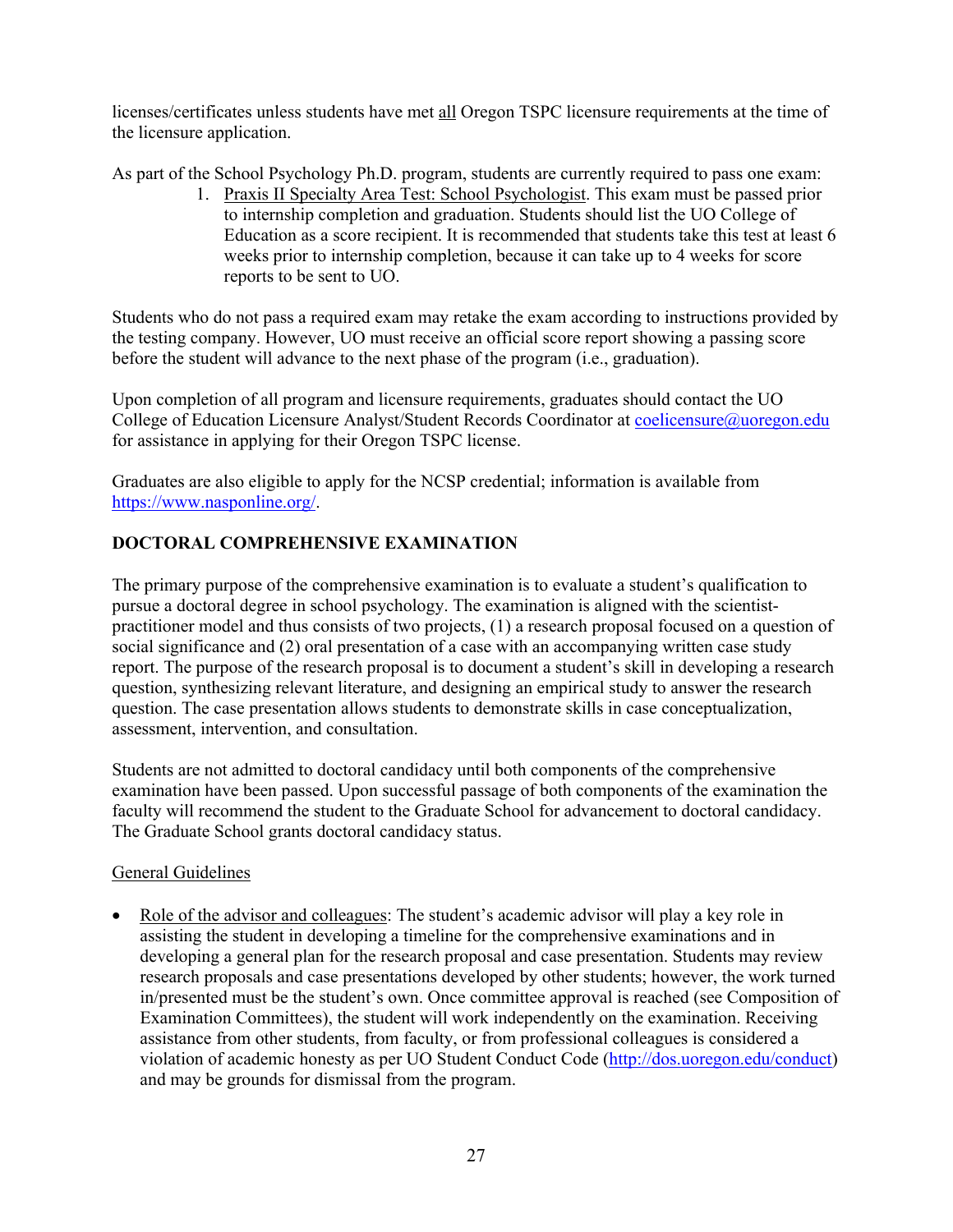licenses/certificates unless students have met all Oregon TSPC licensure requirements at the time of the licensure application.

As part of the School Psychology Ph.D. program, students are currently required to pass one exam:

1. Praxis II Specialty Area Test: School Psychologist. This exam must be passed prior to internship completion and graduation. Students should list the UO College of Education as a score recipient. It is recommended that students take this test at least 6 weeks prior to internship completion, because it can take up to 4 weeks for score reports to be sent to UO.

Students who do not pass a required exam may retake the exam according to instructions provided by the testing company. However, UO must receive an official score report showing a passing score before the student will advance to the next phase of the program (i.e., graduation).

Upon completion of all program and licensure requirements, graduates should contact the UO College of Education Licensure Analyst/Student Records Coordinator at coelicensure@uoregon.edu for assistance in applying for their Oregon TSPC license.

Graduates are also eligible to apply for the NCSP credential; information is available from https://www.nasponline.org/.

## DOCTORAL COMPREHENSIVE EXAMINATION

The primary purpose of the comprehensive examination is to evaluate a student's qualification to pursue a doctoral degree in school psychology. The examination is aligned with the scientist-practitioner model and thus consists of two projects, (1) a research proposal focused on a question of social significance and (2) oral presentation of a case with an accompanying written case study report. The purpose of the research proposal is to document a student's skill in developing a research question, synthesizing relevant literature, and designing an empirical study to answer the research question. The case presentation allows students to demonstrate skills in case conceptualization, assessment, intervention, and consultation.

Students are not admitted to doctoral candidacy until both components of the comprehensive examination have been passed. Upon successful passage of both components of the examination the faculty will recommend the student to the Graduate School for advancement to doctoral candidacy. The Graduate School grants doctoral candidacy status.

### General Guidelines

- Role of the advisor and colleagues: The student's academic advisor will play a key role in assisting the student in developing a timeline for the comprehensive examinations and in developing a general plan for the research proposal and case presentation. Students may review research proposals and case presentations developed by other students; however, the work turned in/presented must be the student's own. Once committee approval is reached (see Composition of Examination Committees), the student will work independently on the examination. Receiving assistance from other students, from faculty, or from professional colleagues is considered a violation of academic honesty as per UO Student Conduct Code (http://dos.uoregon.edu/conduct) and may be grounds for dismissal from the program.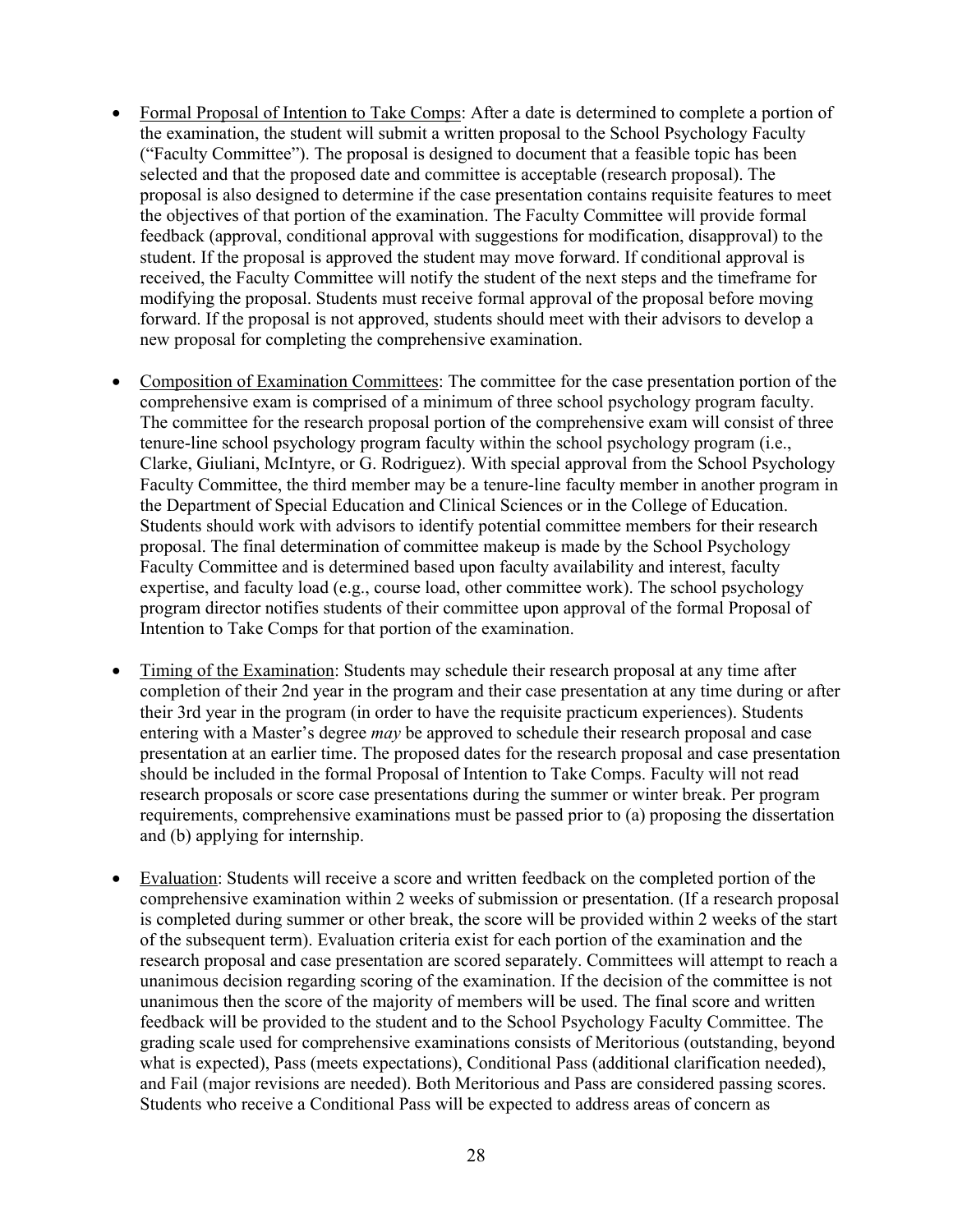- <u>Formal Proposal of Intention to Take Comps</u>: After a date is determined to complete a portion of the examination, the student will submit a written proposal to the School Psychology Faculty ("Faculty Committee"). The proposal is designed to document that a feasible topic has been selected and that the proposed date and committee is acceptable (research proposal). The proposal is also designed to determine if the case presentation contains requisite features to meet the objectives of that portion of the examination. The Faculty Committee will provide formal feedback (approval, conditional approval with suggestions for modification, disapproval) to the student. If the proposal is approved the student may move forward. If conditional approval is received, the Faculty Committee will notify the student of the next steps and the timeframe for modifying the proposal. Students must receive formal approval of the proposal before moving forward. If the proposal is not approved, students should meet with their advisors to develop a new proposal for completing the comprehensive examination.

- <u>Composition of Examination Committees</u>: The committee for the case presentation portion of the comprehensive exam is comprised of a minimum of three school psychology program faculty. The committee for the research proposal portion of the comprehensive exam will consist of three tenure-line school psychology program faculty within the school psychology program (i.e., Clarke, Giuliani, McIntyre, or G. Rodriguez). With special approval from the School Psychology Faculty Committee, the third member may be a tenure-line faculty member in another program in the Department of Special Education and Clinical Sciences or in the College of Education. Students should work with advisors to identify potential committee members for their research proposal. The final determination of committee makeup is made by the School Psychology Faculty Committee and is determined based upon faculty availability and interest, faculty expertise, and faculty load (e.g., course load, other committee work). The school psychology program director notifies students of their committee upon approval of the formal Proposal of Intention to Take Comps for that portion of the examination.

- <u>Timing of the Examination</u>: Students may schedule their research proposal at any time after completion of their 2nd year in the program and their case presentation at any time during or after their 3rd year in the program (in order to have the requisite practicum experiences). Students entering with a Master's degree *may* be approved to schedule their research proposal and case presentation at an earlier time. The proposed dates for the research proposal and case presentation should be included in the formal Proposal of Intention to Take Comps. Faculty will not read research proposals or score case presentations during the summer or winter break. Per program requirements, comprehensive examinations must be passed prior to (a) proposing the dissertation and (b) applying for internship.

- <u>Evaluation</u>: Students will receive a score and written feedback on the completed portion of the comprehensive examination within 2 weeks of submission or presentation. (If a research proposal is completed during summer or other break, the score will be provided within 2 weeks of the start of the subsequent term). Evaluation criteria exist for each portion of the examination and the research proposal and case presentation are scored separately. Committees will attempt to reach a unanimous decision regarding scoring of the examination. If the decision of the committee is not unanimous then the score of the majority of members will be used. The final score and written feedback will be provided to the student and to the School Psychology Faculty Committee. The grading scale used for comprehensive examinations consists of Meritorious (outstanding, beyond what is expected), Pass (meets expectations), Conditional Pass (additional clarification needed), and Fail (major revisions are needed). Both Meritorious and Pass are considered passing scores. Students who receive a Conditional Pass will be expected to address areas of concern as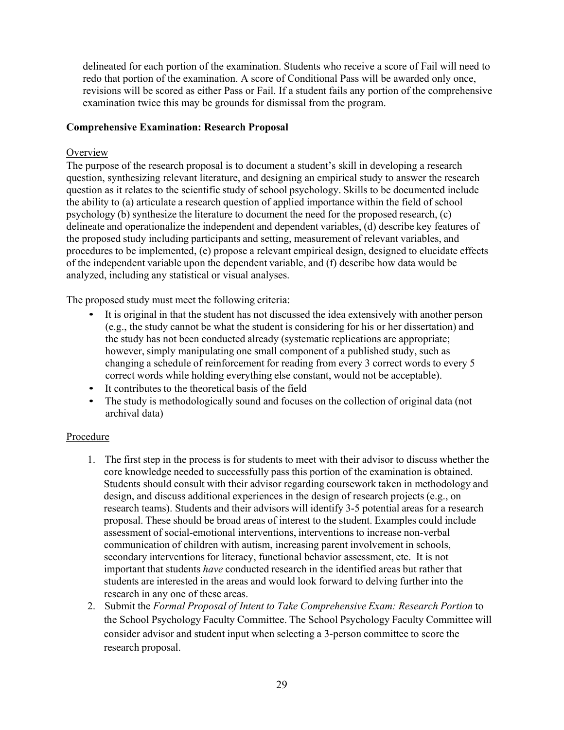delineated for each portion of the examination. Students who receive a score of Fail will need to redo that portion of the examination. A score of Conditional Pass will be awarded only once, revisions will be scored as either Pass or Fail. If a student fails any portion of the comprehensive examination twice this may be grounds for dismissal from the program.

**Comprehensive Examination: Research Proposal**

Overview

The purpose of the research proposal is to document a student's skill in developing a research question, synthesizing relevant literature, and designing an empirical study to answer the research question as it relates to the scientific study of school psychology. Skills to be documented include the ability to (a) articulate a research question of applied importance within the field of school psychology (b) synthesize the literature to document the need for the proposed research, (c) delineate and operationalize the independent and dependent variables, (d) describe key features of the proposed study including participants and setting, measurement of relevant variables, and procedures to be implemented, (e) propose a relevant empirical design, designed to elucidate effects of the independent variable upon the dependent variable, and (f) describe how data would be analyzed, including any statistical or visual analyses.

The proposed study must meet the following criteria:

- It is original in that the student has not discussed the idea extensively with another person (e.g., the study cannot be what the student is considering for his or her dissertation) and the study has not been conducted already (systematic replications are appropriate; however, simply manipulating one small component of a published study, such as changing a schedule of reinforcement for reading from every 3 correct words to every 5 correct words while holding everything else constant, would not be acceptable).
- It contributes to the theoretical basis of the field
- The study is methodologically sound and focuses on the collection of original data (not archival data)

Procedure

1. The first step in the process is for students to meet with their advisor to discuss whether the core knowledge needed to successfully pass this portion of the examination is obtained. Students should consult with their advisor regarding coursework taken in methodology and design, and discuss additional experiences in the design of research projects (e.g., on research teams). Students and their advisors will identify 3-5 potential areas for a research proposal. These should be broad areas of interest to the student. Examples could include assessment of social-emotional interventions, interventions to increase non-verbal communication of children with autism, increasing parent involvement in schools, secondary interventions for literacy, functional behavior assessment, etc. It is not important that students *have* conducted research in the identified areas but rather that students are interested in the areas and would look forward to delving further into the research in any one of these areas.
2. Submit the *Formal Proposal of Intent to Take Comprehensive Exam: Research Portion* to the School Psychology Faculty Committee. The School Psychology Faculty Committee will consider advisor and student input when selecting a 3-person committee to score the research proposal.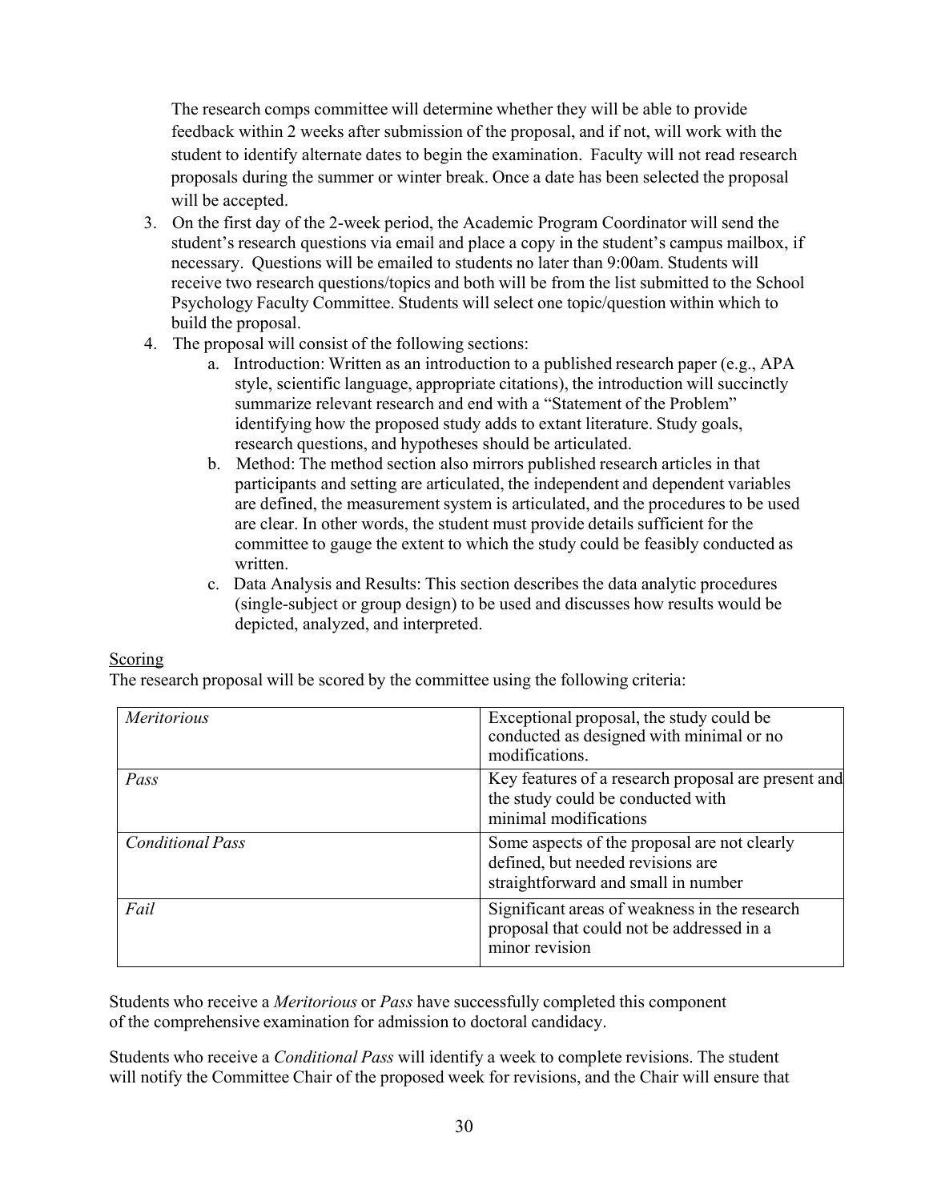The research comps committee will determine whether they will be able to provide feedback within 2 weeks after submission of the proposal, and if not, will work with the student to identify alternate dates to begin the examination. Faculty will not read research proposals during the summer or winter break. Once a date has been selected the proposal will be accepted.

3. On the first day of the 2-week period, the Academic Program Coordinator will send the student's research questions via email and place a copy in the student's campus mailbox, if necessary. Questions will be emailed to students no later than 9:00am. Students will receive two research questions/topics and both will be from the list submitted to the School Psychology Faculty Committee. Students will select one topic/question within which to build the proposal.
4. The proposal will consist of the following sections:
   a. Introduction: Written as an introduction to a published research paper (e.g., APA style, scientific language, appropriate citations), the introduction will succinctly summarize relevant research and end with a "Statement of the Problem" identifying how the proposed study adds to extant literature. Study goals, research questions, and hypotheses should be articulated.
   b. Method: The method section also mirrors published research articles in that participants and setting are articulated, the independent and dependent variables are defined, the measurement system is articulated, and the procedures to be used are clear. In other words, the student must provide details sufficient for the committee to gauge the extent to which the study could be feasibly conducted as written.
   c. Data Analysis and Results: This section describes the data analytic procedures (single-subject or group design) to be used and discusses how results would be depicted, analyzed, and interpreted.

<u>Scoring</u>

The research proposal will be scored by the committee using the following criteria:

| | |
|---|---|
| *Meritorious* | Exceptional proposal, the study could be conducted as designed with minimal or no modifications. |
| *Pass* | Key features of a research proposal are present and the study could be conducted with minimal modifications |
| *Conditional Pass* | Some aspects of the proposal are not clearly defined, but needed revisions are straightforward and small in number |
| *Fail* | Significant areas of weakness in the research proposal that could not be addressed in a minor revision |

Students who receive a *Meritorious* or *Pass* have successfully completed this component of the comprehensive examination for admission to doctoral candidacy.

Students who receive a *Conditional Pass* will identify a week to complete revisions. The student will notify the Committee Chair of the proposed week for revisions, and the Chair will ensure that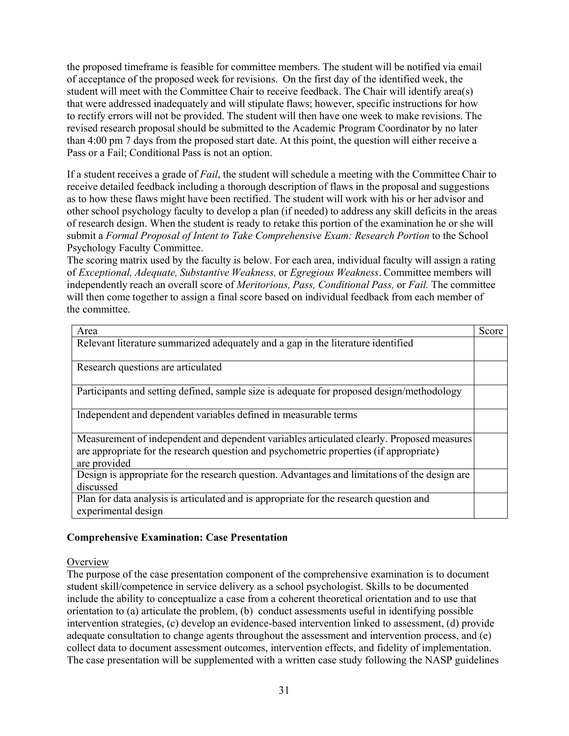the proposed timeframe is feasible for committee members. The student will be notified via email of acceptance of the proposed week for revisions. On the first day of the identified week, the student will meet with the Committee Chair to receive feedback. The Chair will identify area(s) that were addressed inadequately and will stipulate flaws; however, specific instructions for how to rectify errors will not be provided. The student will then have one week to make revisions. The revised research proposal should be submitted to the Academic Program Coordinator by no later than 4:00 pm 7 days from the proposed start date. At this point, the question will either receive a Pass or a Fail; Conditional Pass is not an option.

If a student receives a grade of *Fail*, the student will schedule a meeting with the Committee Chair to receive detailed feedback including a thorough description of flaws in the proposal and suggestions as to how these flaws might have been rectified. The student will work with his or her advisor and other school psychology faculty to develop a plan (if needed) to address any skill deficits in the areas of research design. When the student is ready to retake this portion of the examination he or she will submit a *Formal Proposal of Intent to Take Comprehensive Exam: Research Portion* to the School Psychology Faculty Committee.

The scoring matrix used by the faculty is below. For each area, individual faculty will assign a rating of *Exceptional, Adequate, Substantive Weakness,* or *Egregious Weakness*. Committee members will independently reach an overall score of *Meritorious, Pass, Conditional Pass,* or *Fail.* The committee will then come together to assign a final score based on individual feedback from each member of the committee.

| Area | Score |
|---|---|
| Relevant literature summarized adequately and a gap in the literature identified | |
| Research questions are articulated | |
| Participants and setting defined, sample size is adequate for proposed design/methodology | |
| Independent and dependent variables defined in measurable terms | |
| Measurement of independent and dependent variables articulated clearly. Proposed measures are appropriate for the research question and psychometric properties (if appropriate) are provided | |
| Design is appropriate for the research question. Advantages and limitations of the design are discussed | |
| Plan for data analysis is articulated and is appropriate for the research question and experimental design | |

**Comprehensive Examination: Case Presentation**

<u>Overview</u>

The purpose of the case presentation component of the comprehensive examination is to document student skill/competence in service delivery as a school psychologist. Skills to be documented include the ability to conceptualize a case from a coherent theoretical orientation and to use that orientation to (a) articulate the problem, (b) conduct assessments useful in identifying possible intervention strategies, (c) develop an evidence-based intervention linked to assessment, (d) provide adequate consultation to change agents throughout the assessment and intervention process, and (e) collect data to document assessment outcomes, intervention effects, and fidelity of implementation. The case presentation will be supplemented with a written case study following the NASP guidelines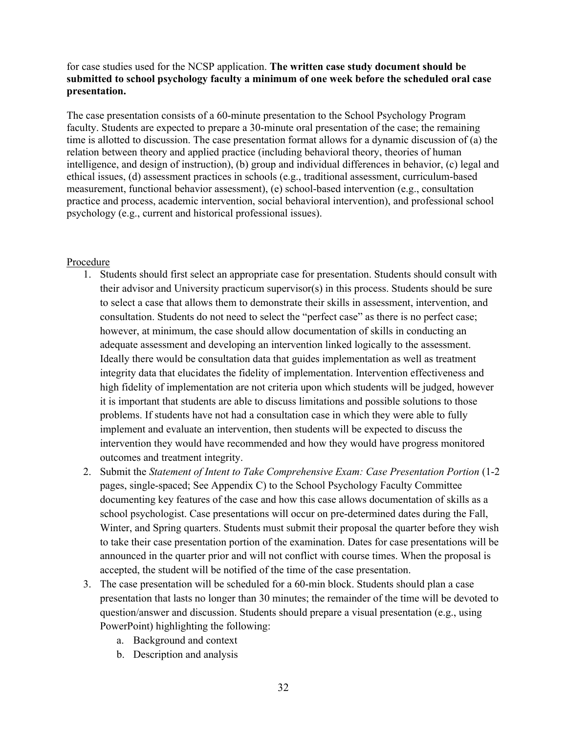for case studies used for the NCSP application. **The written case study document should be submitted to school psychology faculty a minimum of one week before the scheduled oral case presentation.**

The case presentation consists of a 60-minute presentation to the School Psychology Program faculty. Students are expected to prepare a 30-minute oral presentation of the case; the remaining time is allotted to discussion. The case presentation format allows for a dynamic discussion of (a) the relation between theory and applied practice (including behavioral theory, theories of human intelligence, and design of instruction), (b) group and individual differences in behavior, (c) legal and ethical issues, (d) assessment practices in schools (e.g., traditional assessment, curriculum-based measurement, functional behavior assessment), (e) school-based intervention (e.g., consultation practice and process, academic intervention, social behavioral intervention), and professional school psychology (e.g., current and historical professional issues).

Procedure

1. Students should first select an appropriate case for presentation. Students should consult with their advisor and University practicum supervisor(s) in this process. Students should be sure to select a case that allows them to demonstrate their skills in assessment, intervention, and consultation. Students do not need to select the "perfect case" as there is no perfect case; however, at minimum, the case should allow documentation of skills in conducting an adequate assessment and developing an intervention linked logically to the assessment. Ideally there would be consultation data that guides implementation as well as treatment integrity data that elucidates the fidelity of implementation. Intervention effectiveness and high fidelity of implementation are not criteria upon which students will be judged, however it is important that students are able to discuss limitations and possible solutions to those problems. If students have not had a consultation case in which they were able to fully implement and evaluate an intervention, then students will be expected to discuss the intervention they would have recommended and how they would have progress monitored outcomes and treatment integrity.
2. Submit the *Statement of Intent to Take Comprehensive Exam: Case Presentation Portion* (1-2 pages, single-spaced; See Appendix C) to the School Psychology Faculty Committee documenting key features of the case and how this case allows documentation of skills as a school psychologist. Case presentations will occur on pre-determined dates during the Fall, Winter, and Spring quarters. Students must submit their proposal the quarter before they wish to take their case presentation portion of the examination. Dates for case presentations will be announced in the quarter prior and will not conflict with course times. When the proposal is accepted, the student will be notified of the time of the case presentation.
3. The case presentation will be scheduled for a 60-min block. Students should plan a case presentation that lasts no longer than 30 minutes; the remainder of the time will be devoted to question/answer and discussion. Students should prepare a visual presentation (e.g., using PowerPoint) highlighting the following:
   a. Background and context
   b. Description and analysis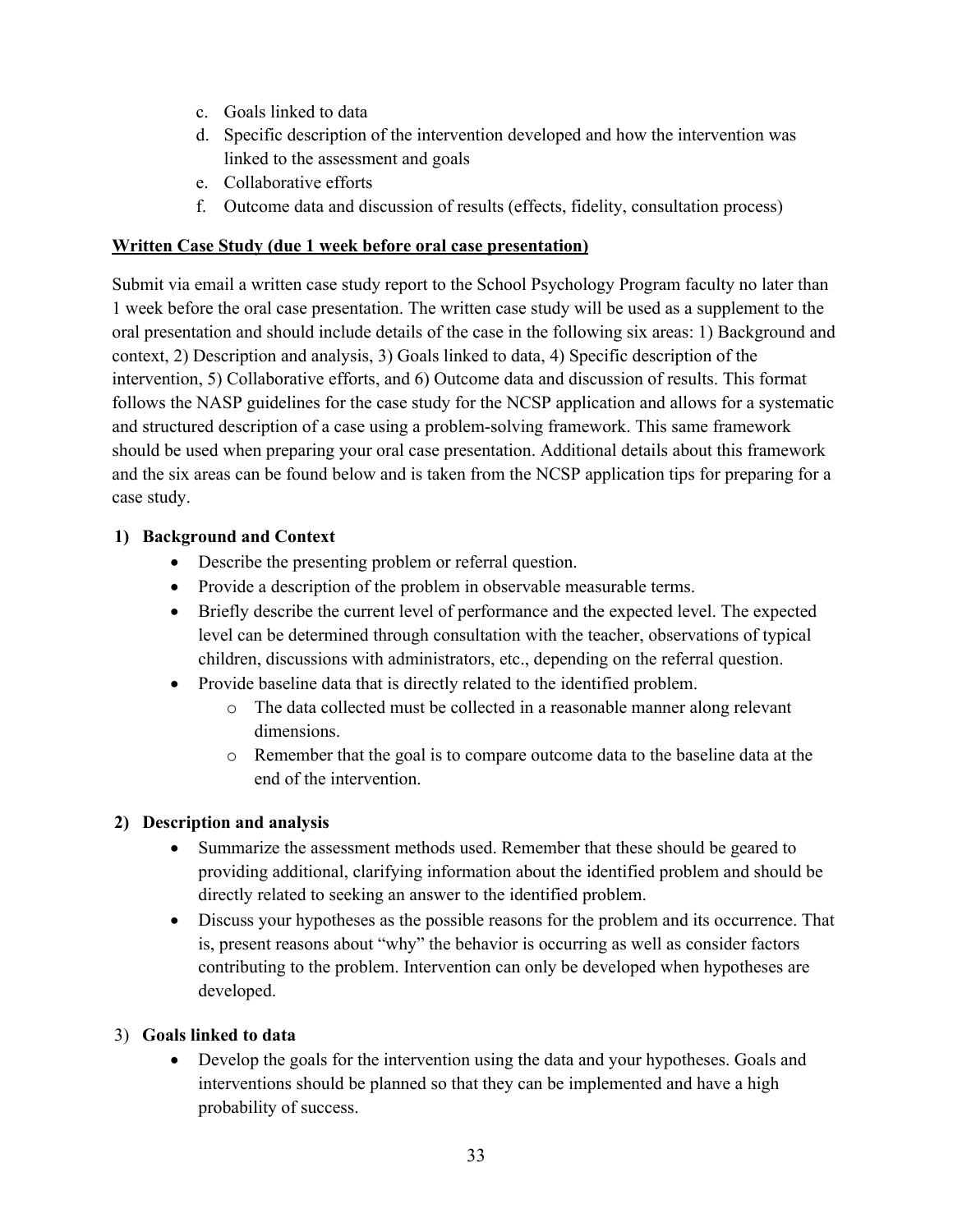c. Goals linked to data
d. Specific description of the intervention developed and how the intervention was linked to the assessment and goals
e. Collaborative efforts
f. Outcome data and discussion of results (effects, fidelity, consultation process)

**Written Case Study (due 1 week before oral case presentation)**

Submit via email a written case study report to the School Psychology Program faculty no later than 1 week before the oral case presentation. The written case study will be used as a supplement to the oral presentation and should include details of the case in the following six areas: 1) Background and context, 2) Description and analysis, 3) Goals linked to data, 4) Specific description of the intervention, 5) Collaborative efforts, and 6) Outcome data and discussion of results. This format follows the NASP guidelines for the case study for the NCSP application and allows for a systematic and structured description of a case using a problem-solving framework. This same framework should be used when preparing your oral case presentation. Additional details about this framework and the six areas can be found below and is taken from the NCSP application tips for preparing for a case study.

**1) Background and Context**

- Describe the presenting problem or referral question.
- Provide a description of the problem in observable measurable terms.
- Briefly describe the current level of performance and the expected level. The expected level can be determined through consultation with the teacher, observations of typical children, discussions with administrators, etc., depending on the referral question.
- Provide baseline data that is directly related to the identified problem.
  - The data collected must be collected in a reasonable manner along relevant dimensions.
  - Remember that the goal is to compare outcome data to the baseline data at the end of the intervention.

**2) Description and analysis**

- Summarize the assessment methods used. Remember that these should be geared to providing additional, clarifying information about the identified problem and should be directly related to seeking an answer to the identified problem.
- Discuss your hypotheses as the possible reasons for the problem and its occurrence. That is, present reasons about "why" the behavior is occurring as well as consider factors contributing to the problem. Intervention can only be developed when hypotheses are developed.

3) **Goals linked to data**

- Develop the goals for the intervention using the data and your hypotheses. Goals and interventions should be planned so that they can be implemented and have a high probability of success.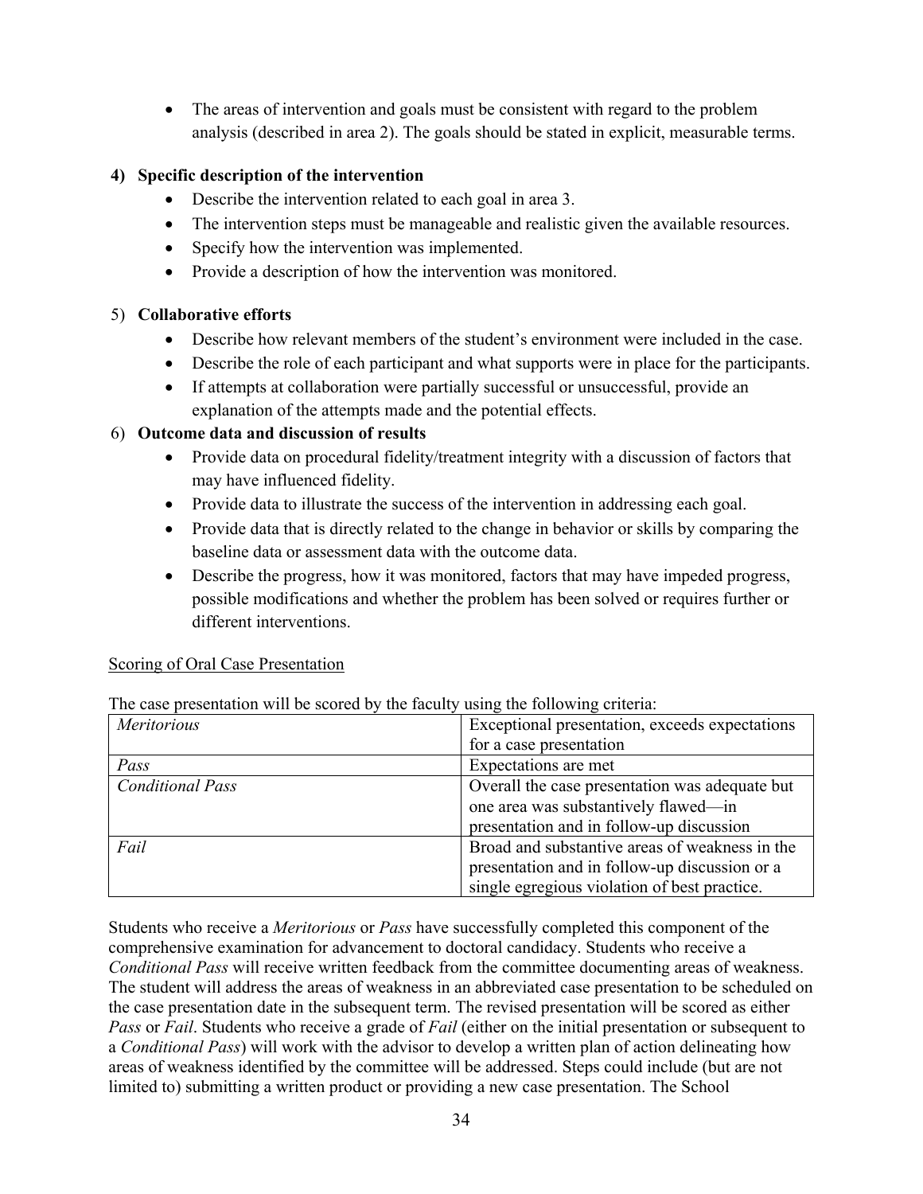- The areas of intervention and goals must be consistent with regard to the problem analysis (described in area 2). The goals should be stated in explicit, measurable terms.

**4) Specific description of the intervention**

- Describe the intervention related to each goal in area 3.
- The intervention steps must be manageable and realistic given the available resources.
- Specify how the intervention was implemented.
- Provide a description of how the intervention was monitored.

5) **Collaborative efforts**

- Describe how relevant members of the student's environment were included in the case.
- Describe the role of each participant and what supports were in place for the participants.
- If attempts at collaboration were partially successful or unsuccessful, provide an explanation of the attempts made and the potential effects.

6) **Outcome data and discussion of results**

- Provide data on procedural fidelity/treatment integrity with a discussion of factors that may have influenced fidelity.
- Provide data to illustrate the success of the intervention in addressing each goal.
- Provide data that is directly related to the change in behavior or skills by comparing the baseline data or assessment data with the outcome data.
- Describe the progress, how it was monitored, factors that may have impeded progress, possible modifications and whether the problem has been solved or requires further or different interventions.

<u>Scoring of Oral Case Presentation</u>

The case presentation will be scored by the faculty using the following criteria:

| | |
|---|---|
| *Meritorious* | Exceptional presentation, exceeds expectations for a case presentation |
| *Pass* | Expectations are met |
| *Conditional Pass* | Overall the case presentation was adequate but one area was substantively flawed—in presentation and in follow-up discussion |
| *Fail* | Broad and substantive areas of weakness in the presentation and in follow-up discussion or a single egregious violation of best practice. |

Students who receive a *Meritorious* or *Pass* have successfully completed this component of the comprehensive examination for advancement to doctoral candidacy. Students who receive a *Conditional Pass* will receive written feedback from the committee documenting areas of weakness. The student will address the areas of weakness in an abbreviated case presentation to be scheduled on the case presentation date in the subsequent term. The revised presentation will be scored as either *Pass* or *Fail*. Students who receive a grade of *Fail* (either on the initial presentation or subsequent to a *Conditional Pass*) will work with the advisor to develop a written plan of action delineating how areas of weakness identified by the committee will be addressed. Steps could include (but are not limited to) submitting a written product or providing a new case presentation. The School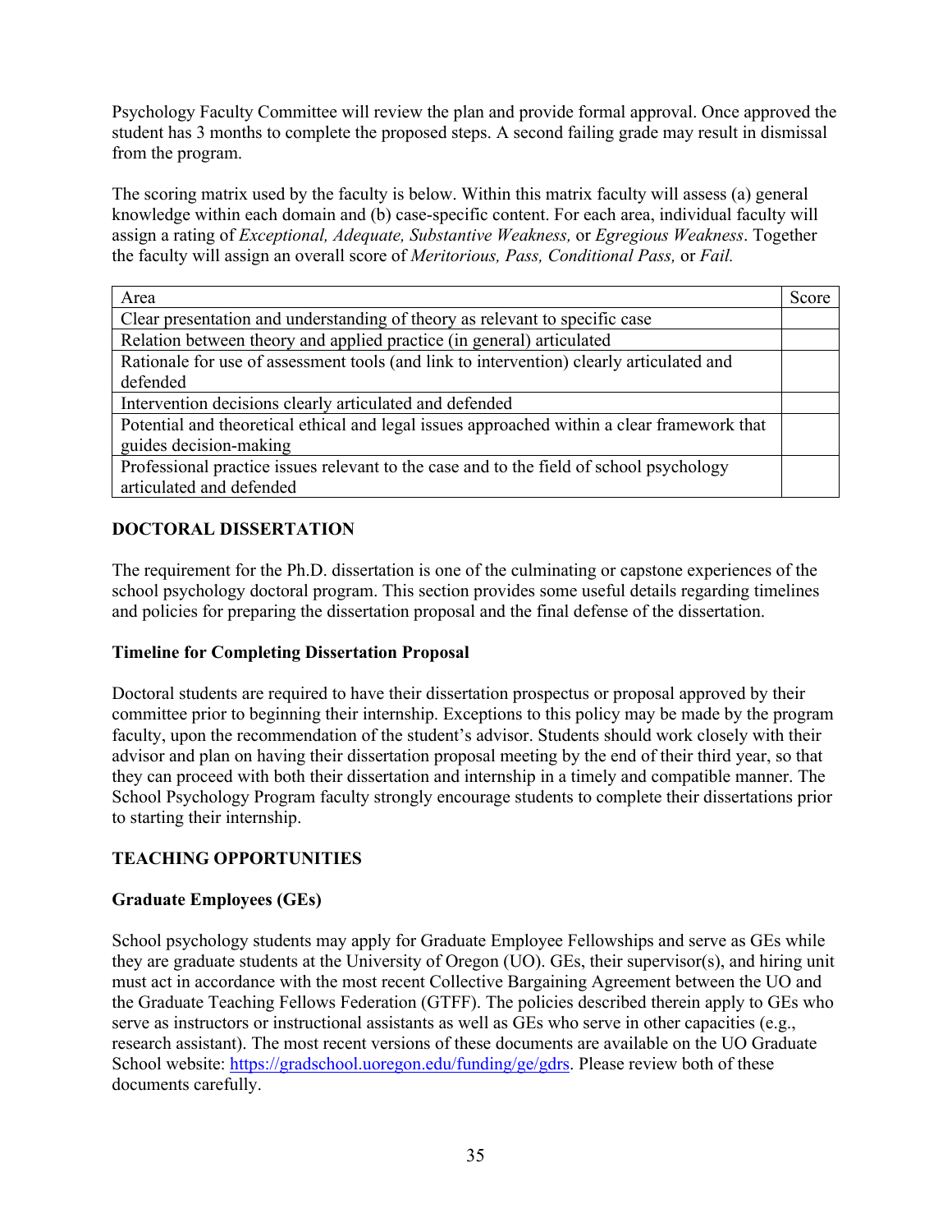Psychology Faculty Committee will review the plan and provide formal approval. Once approved the student has 3 months to complete the proposed steps. A second failing grade may result in dismissal from the program.

The scoring matrix used by the faculty is below. Within this matrix faculty will assess (a) general knowledge within each domain and (b) case-specific content. For each area, individual faculty will assign a rating of *Exceptional, Adequate, Substantive Weakness,* or *Egregious Weakness*. Together the faculty will assign an overall score of *Meritorious, Pass, Conditional Pass,* or *Fail.*

| Area | Score |
|---|---|
| Clear presentation and understanding of theory as relevant to specific case | |
| Relation between theory and applied practice (in general) articulated | |
| Rationale for use of assessment tools (and link to intervention) clearly articulated and defended | |
| Intervention decisions clearly articulated and defended | |
| Potential and theoretical ethical and legal issues approached within a clear framework that guides decision-making | |
| Professional practice issues relevant to the case and to the field of school psychology articulated and defended | |

## DOCTORAL DISSERTATION

The requirement for the Ph.D. dissertation is one of the culminating or capstone experiences of the school psychology doctoral program. This section provides some useful details regarding timelines and policies for preparing the dissertation proposal and the final defense of the dissertation.

### Timeline for Completing Dissertation Proposal

Doctoral students are required to have their dissertation prospectus or proposal approved by their committee prior to beginning their internship. Exceptions to this policy may be made by the program faculty, upon the recommendation of the student's advisor. Students should work closely with their advisor and plan on having their dissertation proposal meeting by the end of their third year, so that they can proceed with both their dissertation and internship in a timely and compatible manner. The School Psychology Program faculty strongly encourage students to complete their dissertations prior to starting their internship.

## TEACHING OPPORTUNITIES

### Graduate Employees (GEs)

School psychology students may apply for Graduate Employee Fellowships and serve as GEs while they are graduate students at the University of Oregon (UO). GEs, their supervisor(s), and hiring unit must act in accordance with the most recent Collective Bargaining Agreement between the UO and the Graduate Teaching Fellows Federation (GTFF). The policies described therein apply to GEs who serve as instructors or instructional assistants as well as GEs who serve in other capacities (e.g., research assistant). The most recent versions of these documents are available on the UO Graduate School website: [https://gradschool.uoregon.edu/funding/ge/gdrs](https://gradschool.uoregon.edu/funding/ge/gdrs). Please review both of these documents carefully.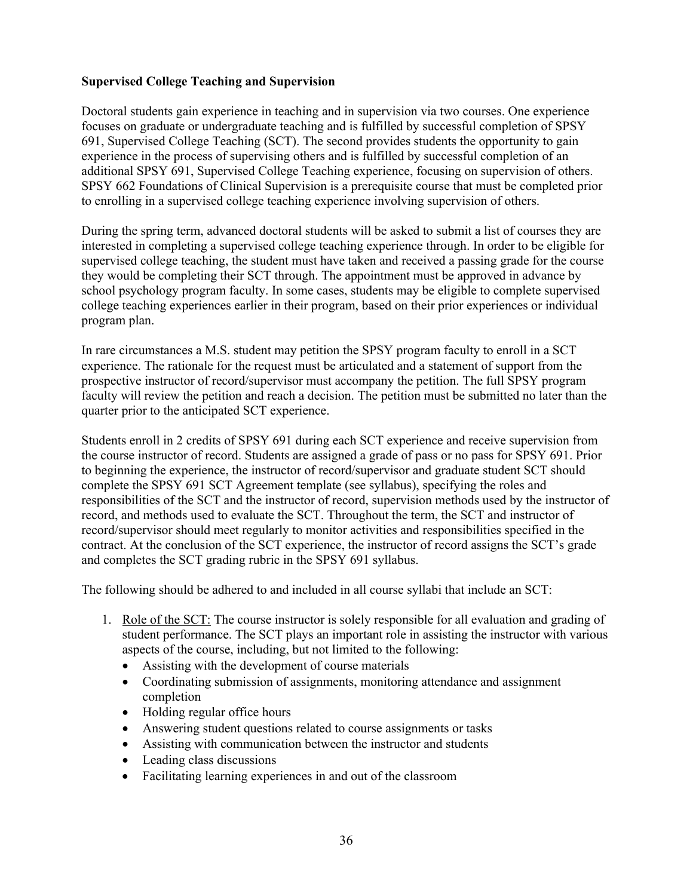**Supervised College Teaching and Supervision**

Doctoral students gain experience in teaching and in supervision via two courses. One experience focuses on graduate or undergraduate teaching and is fulfilled by successful completion of SPSY 691, Supervised College Teaching (SCT). The second provides students the opportunity to gain experience in the process of supervising others and is fulfilled by successful completion of an additional SPSY 691, Supervised College Teaching experience, focusing on supervision of others. SPSY 662 Foundations of Clinical Supervision is a prerequisite course that must be completed prior to enrolling in a supervised college teaching experience involving supervision of others.

During the spring term, advanced doctoral students will be asked to submit a list of courses they are interested in completing a supervised college teaching experience through. In order to be eligible for supervised college teaching, the student must have taken and received a passing grade for the course they would be completing their SCT through. The appointment must be approved in advance by school psychology program faculty. In some cases, students may be eligible to complete supervised college teaching experiences earlier in their program, based on their prior experiences or individual program plan.

In rare circumstances a M.S. student may petition the SPSY program faculty to enroll in a SCT experience. The rationale for the request must be articulated and a statement of support from the prospective instructor of record/supervisor must accompany the petition. The full SPSY program faculty will review the petition and reach a decision. The petition must be submitted no later than the quarter prior to the anticipated SCT experience.

Students enroll in 2 credits of SPSY 691 during each SCT experience and receive supervision from the course instructor of record. Students are assigned a grade of pass or no pass for SPSY 691. Prior to beginning the experience, the instructor of record/supervisor and graduate student SCT should complete the SPSY 691 SCT Agreement template (see syllabus), specifying the roles and responsibilities of the SCT and the instructor of record, supervision methods used by the instructor of record, and methods used to evaluate the SCT. Throughout the term, the SCT and instructor of record/supervisor should meet regularly to monitor activities and responsibilities specified in the contract. At the conclusion of the SCT experience, the instructor of record assigns the SCT's grade and completes the SCT grading rubric in the SPSY 691 syllabus.

The following should be adhered to and included in all course syllabi that include an SCT:

1. Role of the SCT: The course instructor is solely responsible for all evaluation and grading of student performance. The SCT plays an important role in assisting the instructor with various aspects of the course, including, but not limited to the following:
   - Assisting with the development of course materials
   - Coordinating submission of assignments, monitoring attendance and assignment completion
   - Holding regular office hours
   - Answering student questions related to course assignments or tasks
   - Assisting with communication between the instructor and students
   - Leading class discussions
   - Facilitating learning experiences in and out of the classroom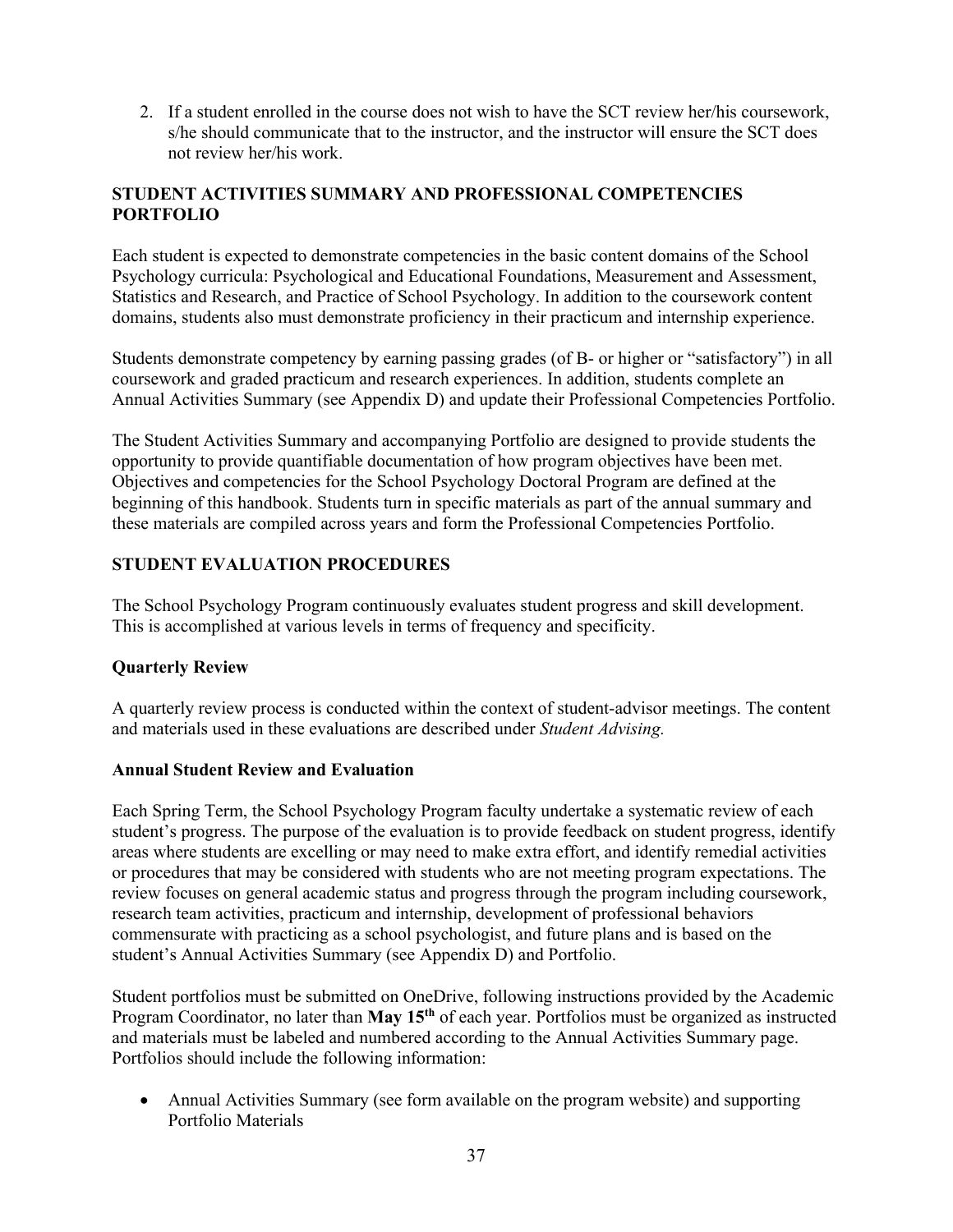2. If a student enrolled in the course does not wish to have the SCT review her/his coursework, s/he should communicate that to the instructor, and the instructor will ensure the SCT does not review her/his work.

## STUDENT ACTIVITIES SUMMARY AND PROFESSIONAL COMPETENCIES PORTFOLIO

Each student is expected to demonstrate competencies in the basic content domains of the School Psychology curricula: Psychological and Educational Foundations, Measurement and Assessment, Statistics and Research, and Practice of School Psychology. In addition to the coursework content domains, students also must demonstrate proficiency in their practicum and internship experience.

Students demonstrate competency by earning passing grades (of B- or higher or "satisfactory") in all coursework and graded practicum and research experiences. In addition, students complete an Annual Activities Summary (see Appendix D) and update their Professional Competencies Portfolio.

The Student Activities Summary and accompanying Portfolio are designed to provide students the opportunity to provide quantifiable documentation of how program objectives have been met. Objectives and competencies for the School Psychology Doctoral Program are defined at the beginning of this handbook. Students turn in specific materials as part of the annual summary and these materials are compiled across years and form the Professional Competencies Portfolio.

## STUDENT EVALUATION PROCEDURES

The School Psychology Program continuously evaluates student progress and skill development. This is accomplished at various levels in terms of frequency and specificity.

### Quarterly Review

A quarterly review process is conducted within the context of student-advisor meetings. The content and materials used in these evaluations are described under *Student Advising.*

### Annual Student Review and Evaluation

Each Spring Term, the School Psychology Program faculty undertake a systematic review of each student's progress. The purpose of the evaluation is to provide feedback on student progress, identify areas where students are excelling or may need to make extra effort, and identify remedial activities or procedures that may be considered with students who are not meeting program expectations. The review focuses on general academic status and progress through the program including coursework, research team activities, practicum and internship, development of professional behaviors commensurate with practicing as a school psychologist, and future plans and is based on the student's Annual Activities Summary (see Appendix D) and Portfolio.

Student portfolios must be submitted on OneDrive, following instructions provided by the Academic Program Coordinator, no later than **May 15th** of each year. Portfolios must be organized as instructed and materials must be labeled and numbered according to the Annual Activities Summary page. Portfolios should include the following information:

- Annual Activities Summary (see form available on the program website) and supporting Portfolio Materials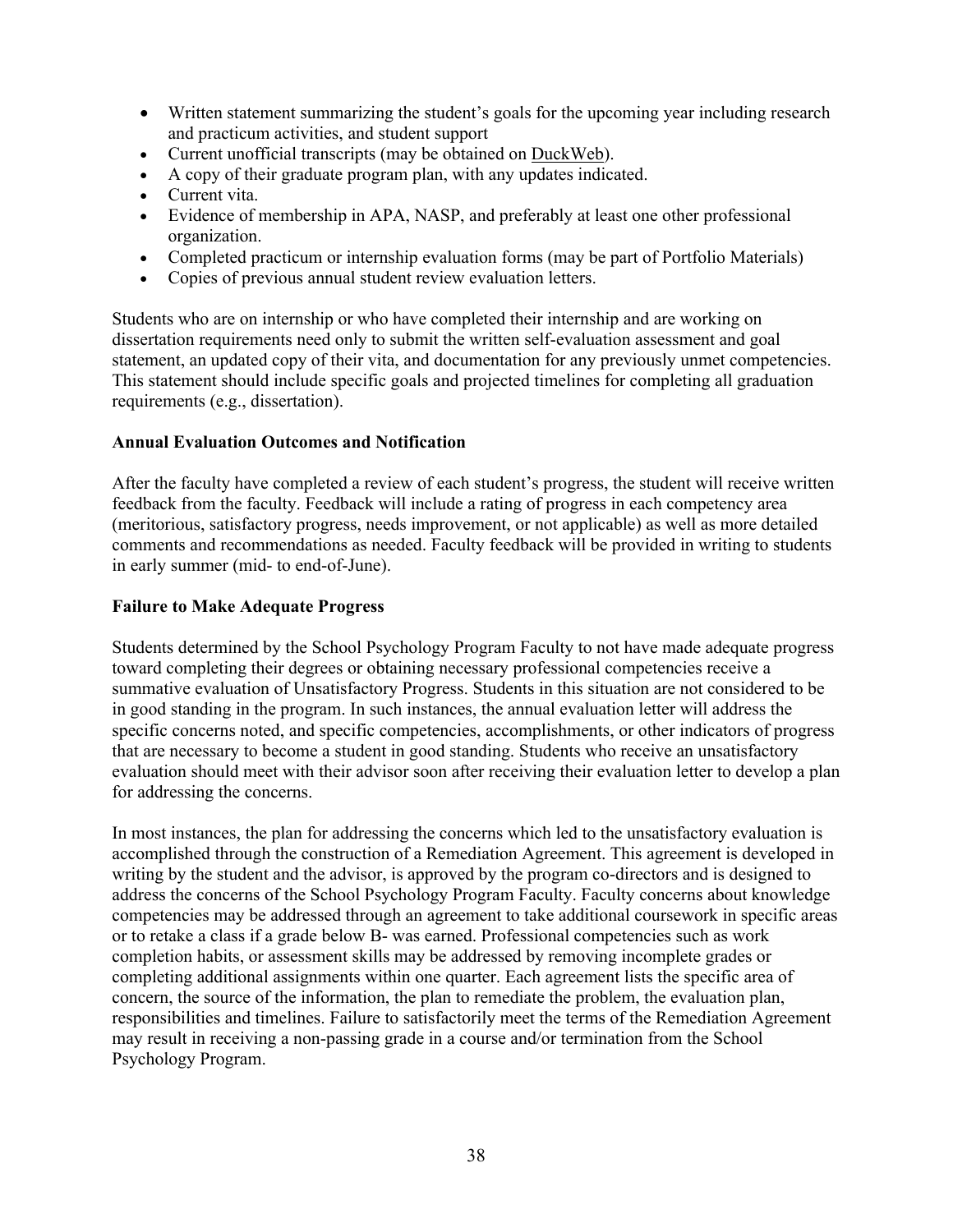- Written statement summarizing the student's goals for the upcoming year including research and practicum activities, and student support
- Current unofficial transcripts (may be obtained on DuckWeb).
- A copy of their graduate program plan, with any updates indicated.
- Current vita.
- Evidence of membership in APA, NASP, and preferably at least one other professional organization.
- Completed practicum or internship evaluation forms (may be part of Portfolio Materials)
- Copies of previous annual student review evaluation letters.

Students who are on internship or who have completed their internship and are working on dissertation requirements need only to submit the written self-evaluation assessment and goal statement, an updated copy of their vita, and documentation for any previously unmet competencies. This statement should include specific goals and projected timelines for completing all graduation requirements (e.g., dissertation).

**Annual Evaluation Outcomes and Notification**

After the faculty have completed a review of each student's progress, the student will receive written feedback from the faculty. Feedback will include a rating of progress in each competency area (meritorious, satisfactory progress, needs improvement, or not applicable) as well as more detailed comments and recommendations as needed. Faculty feedback will be provided in writing to students in early summer (mid- to end-of-June).

**Failure to Make Adequate Progress**

Students determined by the School Psychology Program Faculty to not have made adequate progress toward completing their degrees or obtaining necessary professional competencies receive a summative evaluation of Unsatisfactory Progress. Students in this situation are not considered to be in good standing in the program. In such instances, the annual evaluation letter will address the specific concerns noted, and specific competencies, accomplishments, or other indicators of progress that are necessary to become a student in good standing. Students who receive an unsatisfactory evaluation should meet with their advisor soon after receiving their evaluation letter to develop a plan for addressing the concerns.

In most instances, the plan for addressing the concerns which led to the unsatisfactory evaluation is accomplished through the construction of a Remediation Agreement. This agreement is developed in writing by the student and the advisor, is approved by the program co-directors and is designed to address the concerns of the School Psychology Program Faculty. Faculty concerns about knowledge competencies may be addressed through an agreement to take additional coursework in specific areas or to retake a class if a grade below B- was earned. Professional competencies such as work completion habits, or assessment skills may be addressed by removing incomplete grades or completing additional assignments within one quarter. Each agreement lists the specific area of concern, the source of the information, the plan to remediate the problem, the evaluation plan, responsibilities and timelines. Failure to satisfactorily meet the terms of the Remediation Agreement may result in receiving a non-passing grade in a course and/or termination from the School Psychology Program.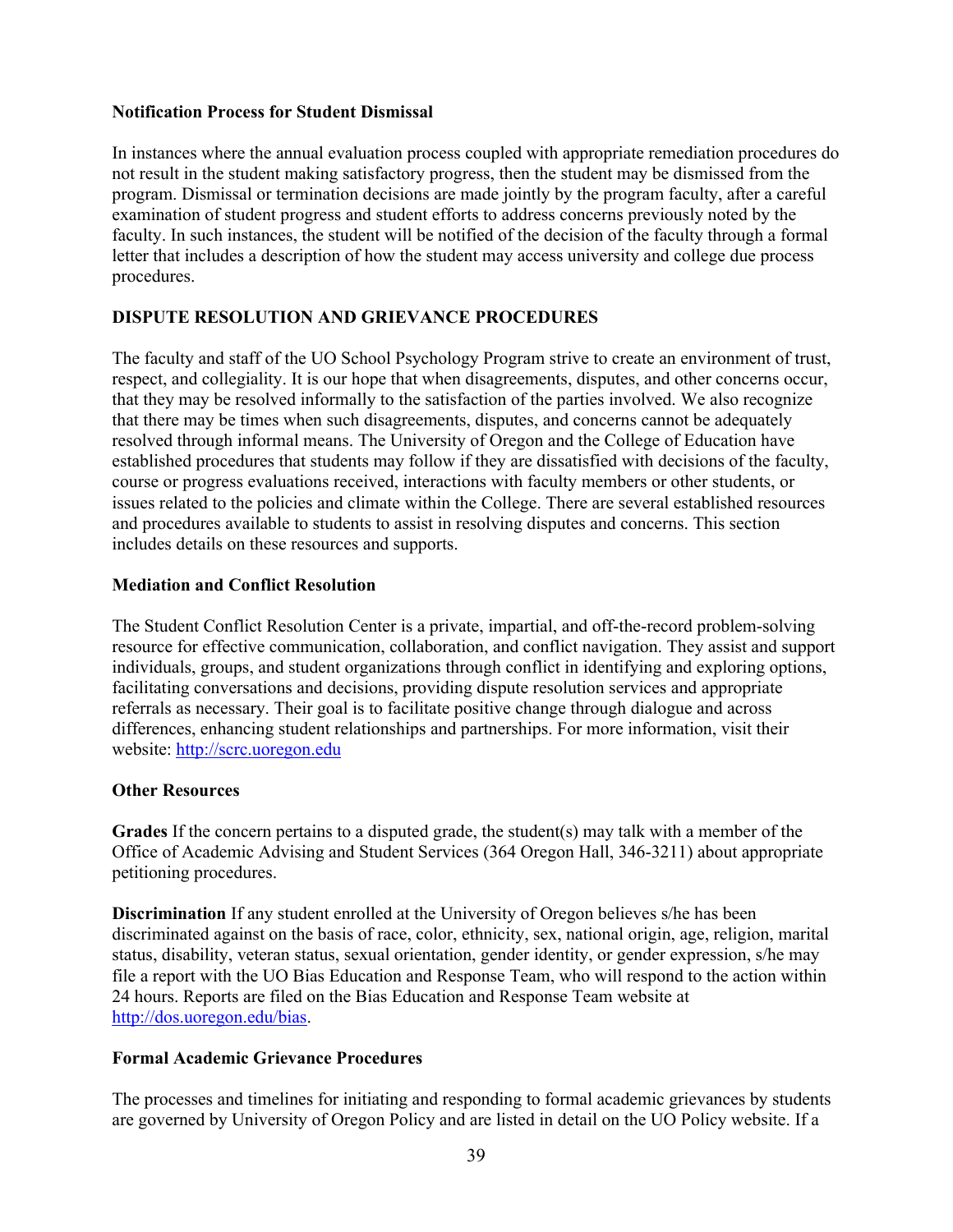### Notification Process for Student Dismissal

In instances where the annual evaluation process coupled with appropriate remediation procedures do not result in the student making satisfactory progress, then the student may be dismissed from the program. Dismissal or termination decisions are made jointly by the program faculty, after a careful examination of student progress and student efforts to address concerns previously noted by the faculty. In such instances, the student will be notified of the decision of the faculty through a formal letter that includes a description of how the student may access university and college due process procedures.

## DISPUTE RESOLUTION AND GRIEVANCE PROCEDURES

The faculty and staff of the UO School Psychology Program strive to create an environment of trust, respect, and collegiality. It is our hope that when disagreements, disputes, and other concerns occur, that they may be resolved informally to the satisfaction of the parties involved. We also recognize that there may be times when such disagreements, disputes, and concerns cannot be adequately resolved through informal means. The University of Oregon and the College of Education have established procedures that students may follow if they are dissatisfied with decisions of the faculty, course or progress evaluations received, interactions with faculty members or other students, or issues related to the policies and climate within the College. There are several established resources and procedures available to students to assist in resolving disputes and concerns. This section includes details on these resources and supports.

### Mediation and Conflict Resolution

The Student Conflict Resolution Center is a private, impartial, and off-the-record problem-solving resource for effective communication, collaboration, and conflict navigation. They assist and support individuals, groups, and student organizations through conflict in identifying and exploring options, facilitating conversations and decisions, providing dispute resolution services and appropriate referrals as necessary. Their goal is to facilitate positive change through dialogue and across differences, enhancing student relationships and partnerships. For more information, visit their website: [http://scrc.uoregon.edu](http://scrc.uoregon.edu)

### Other Resources

**Grades** If the concern pertains to a disputed grade, the student(s) may talk with a member of the Office of Academic Advising and Student Services (364 Oregon Hall, 346-3211) about appropriate petitioning procedures.

**Discrimination** If any student enrolled at the University of Oregon believes s/he has been discriminated against on the basis of race, color, ethnicity, sex, national origin, age, religion, marital status, disability, veteran status, sexual orientation, gender identity, or gender expression, s/he may file a report with the UO Bias Education and Response Team, who will respond to the action within 24 hours. Reports are filed on the Bias Education and Response Team website at [http://dos.uoregon.edu/bias](http://dos.uoregon.edu/bias).

### Formal Academic Grievance Procedures

The processes and timelines for initiating and responding to formal academic grievances by students are governed by University of Oregon Policy and are listed in detail on the UO Policy website. If a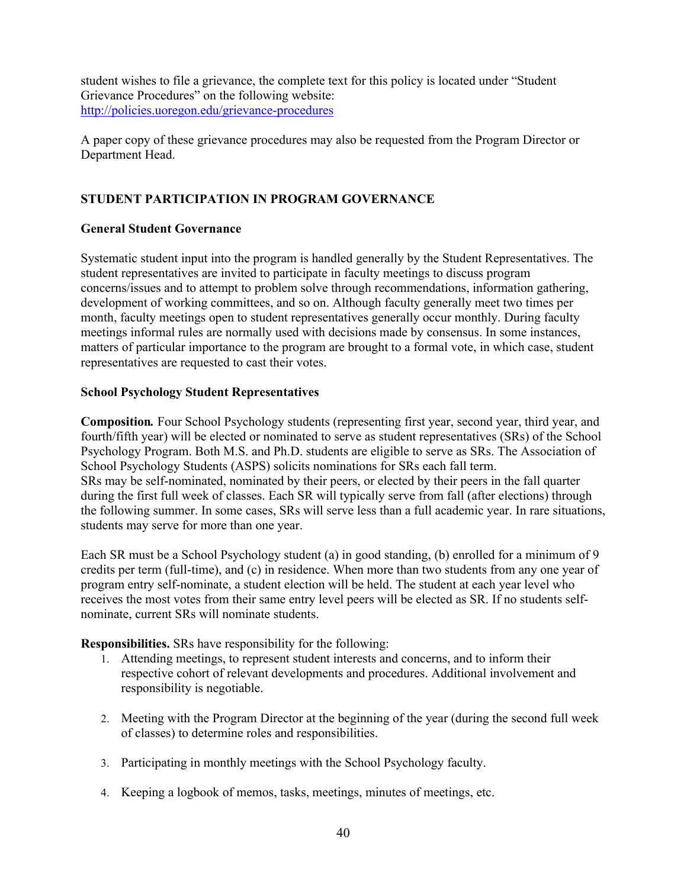student wishes to file a grievance, the complete text for this policy is located under "Student Grievance Procedures" on the following website:
http://policies.uoregon.edu/grievance-procedures

A paper copy of these grievance procedures may also be requested from the Program Director or Department Head.

## STUDENT PARTICIPATION IN PROGRAM GOVERNANCE

### General Student Governance

Systematic student input into the program is handled generally by the Student Representatives. The student representatives are invited to participate in faculty meetings to discuss program concerns/issues and to attempt to problem solve through recommendations, information gathering, development of working committees, and so on. Although faculty generally meet two times per month, faculty meetings open to student representatives generally occur monthly. During faculty meetings informal rules are normally used with decisions made by consensus. In some instances, matters of particular importance to the program are brought to a formal vote, in which case, student representatives are requested to cast their votes.

### School Psychology Student Representatives

***Composition.*** Four School Psychology students (representing first year, second year, third year, and fourth/fifth year) will be elected or nominated to serve as student representatives (SRs) of the School Psychology Program. Both M.S. and Ph.D. students are eligible to serve as SRs. The Association of School Psychology Students (ASPS) solicits nominations for SRs each fall term.
SRs may be self-nominated, nominated by their peers, or elected by their peers in the fall quarter during the first full week of classes. Each SR will typically serve from fall (after elections) through the following summer. In some cases, SRs will serve less than a full academic year. In rare situations, students may serve for more than one year.

Each SR must be a School Psychology student (a) in good standing, (b) enrolled for a minimum of 9 credits per term (full-time), and (c) in residence. When more than two students from any one year of program entry self-nominate, a student election will be held. The student at each year level who receives the most votes from their same entry level peers will be elected as SR. If no students self-nominate, current SRs will nominate students.

**Responsibilities.** SRs have responsibility for the following:

1. Attending meetings, to represent student interests and concerns, and to inform their respective cohort of relevant developments and procedures. Additional involvement and responsibility is negotiable.

2. Meeting with the Program Director at the beginning of the year (during the second full week of classes) to determine roles and responsibilities.

3. Participating in monthly meetings with the School Psychology faculty.

4. Keeping a logbook of memos, tasks, meetings, minutes of meetings, etc.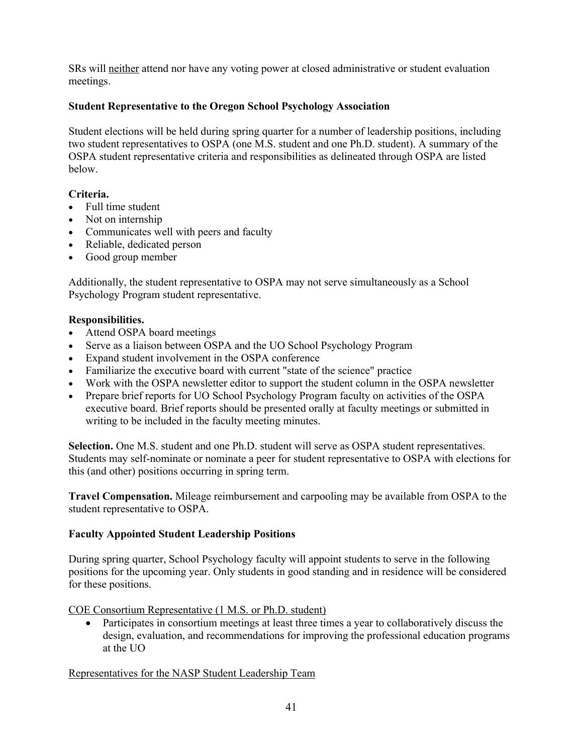SRs will <u>neither</u> attend nor have any voting power at closed administrative or student evaluation meetings.

### Student Representative to the Oregon School Psychology Association

Student elections will be held during spring quarter for a number of leadership positions, including two student representatives to OSPA (one M.S. student and one Ph.D. student). A summary of the OSPA student representative criteria and responsibilities as delineated through OSPA are listed below.

**Criteria.**

- Full time student
- Not on internship
- Communicates well with peers and faculty
- Reliable, dedicated person
- Good group member

Additionally, the student representative to OSPA may not serve simultaneously as a School Psychology Program student representative.

**Responsibilities.**

- Attend OSPA board meetings
- Serve as a liaison between OSPA and the UO School Psychology Program
- Expand student involvement in the OSPA conference
- Familiarize the executive board with current "state of the science" practice
- Work with the OSPA newsletter editor to support the student column in the OSPA newsletter
- Prepare brief reports for UO School Psychology Program faculty on activities of the OSPA executive board. Brief reports should be presented orally at faculty meetings or submitted in writing to be included in the faculty meeting minutes.

**Selection.** One M.S. student and one Ph.D. student will serve as OSPA student representatives. Students may self-nominate or nominate a peer for student representative to OSPA with elections for this (and other) positions occurring in spring term.

**Travel Compensation.** Mileage reimbursement and carpooling may be available from OSPA to the student representative to OSPA.

### Faculty Appointed Student Leadership Positions

During spring quarter, School Psychology faculty will appoint students to serve in the following positions for the upcoming year. Only students in good standing and in residence will be considered for these positions.

<u>COE Consortium Representative (1 M.S. or Ph.D. student)</u>

- Participates in consortium meetings at least three times a year to collaboratively discuss the design, evaluation, and recommendations for improving the professional education programs at the UO

<u>Representatives for the NASP Student Leadership Team</u>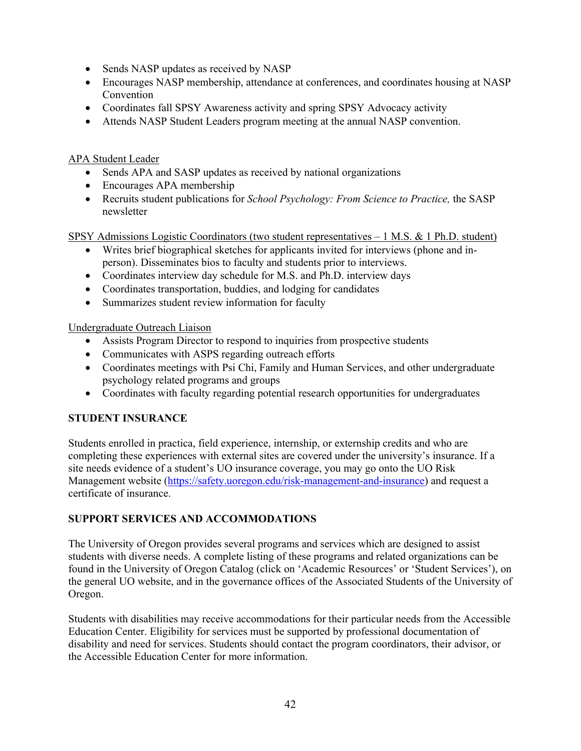- Sends NASP updates as received by NASP
- Encourages NASP membership, attendance at conferences, and coordinates housing at NASP Convention
- Coordinates fall SPSY Awareness activity and spring SPSY Advocacy activity
- Attends NASP Student Leaders program meeting at the annual NASP convention.

APA Student Leader

- Sends APA and SASP updates as received by national organizations
- Encourages APA membership
- Recruits student publications for *School Psychology: From Science to Practice,* the SASP newsletter

SPSY Admissions Logistic Coordinators (two student representatives – 1 M.S. & 1 Ph.D. student)

- Writes brief biographical sketches for applicants invited for interviews (phone and in-person). Disseminates bios to faculty and students prior to interviews.
- Coordinates interview day schedule for M.S. and Ph.D. interview days
- Coordinates transportation, buddies, and lodging for candidates
- Summarizes student review information for faculty

Undergraduate Outreach Liaison

- Assists Program Director to respond to inquiries from prospective students
- Communicates with ASPS regarding outreach efforts
- Coordinates meetings with Psi Chi, Family and Human Services, and other undergraduate psychology related programs and groups
- Coordinates with faculty regarding potential research opportunities for undergraduates

## STUDENT INSURANCE

Students enrolled in practica, field experience, internship, or externship credits and who are completing these experiences with external sites are covered under the university's insurance. If a site needs evidence of a student's UO insurance coverage, you may go onto the UO Risk Management website (https://safety.uoregon.edu/risk-management-and-insurance) and request a certificate of insurance.

## SUPPORT SERVICES AND ACCOMMODATIONS

The University of Oregon provides several programs and services which are designed to assist students with diverse needs. A complete listing of these programs and related organizations can be found in the University of Oregon Catalog (click on 'Academic Resources' or 'Student Services'), on the general UO website, and in the governance offices of the Associated Students of the University of Oregon.

Students with disabilities may receive accommodations for their particular needs from the Accessible Education Center. Eligibility for services must be supported by professional documentation of disability and need for services. Students should contact the program coordinators, their advisor, or the Accessible Education Center for more information.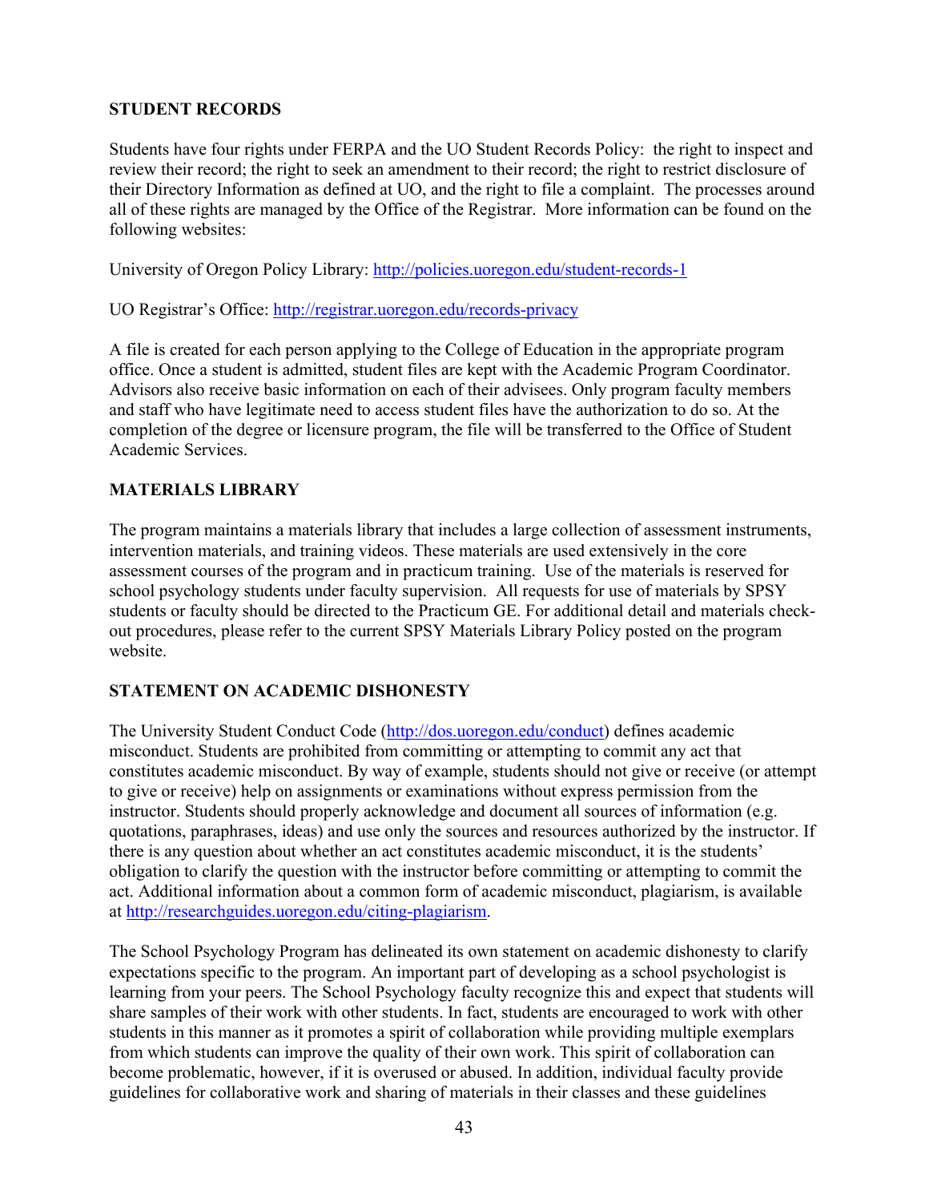## STUDENT RECORDS

Students have four rights under FERPA and the UO Student Records Policy: the right to inspect and review their record; the right to seek an amendment to their record; the right to restrict disclosure of their Directory Information as defined at UO, and the right to file a complaint. The processes around all of these rights are managed by the Office of the Registrar. More information can be found on the following websites:

University of Oregon Policy Library: http://policies.uoregon.edu/student-records-1

UO Registrar's Office: http://registrar.uoregon.edu/records-privacy

A file is created for each person applying to the College of Education in the appropriate program office. Once a student is admitted, student files are kept with the Academic Program Coordinator. Advisors also receive basic information on each of their advisees. Only program faculty members and staff who have legitimate need to access student files have the authorization to do so. At the completion of the degree or licensure program, the file will be transferred to the Office of Student Academic Services.

## MATERIALS LIBRARY

The program maintains a materials library that includes a large collection of assessment instruments, intervention materials, and training videos. These materials are used extensively in the core assessment courses of the program and in practicum training. Use of the materials is reserved for school psychology students under faculty supervision. All requests for use of materials by SPSY students or faculty should be directed to the Practicum GE. For additional detail and materials check-out procedures, please refer to the current SPSY Materials Library Policy posted on the program website.

## STATEMENT ON ACADEMIC DISHONESTY

The University Student Conduct Code (http://dos.uoregon.edu/conduct) defines academic misconduct. Students are prohibited from committing or attempting to commit any act that constitutes academic misconduct. By way of example, students should not give or receive (or attempt to give or receive) help on assignments or examinations without express permission from the instructor. Students should properly acknowledge and document all sources of information (e.g. quotations, paraphrases, ideas) and use only the sources and resources authorized by the instructor. If there is any question about whether an act constitutes academic misconduct, it is the students' obligation to clarify the question with the instructor before committing or attempting to commit the act. Additional information about a common form of academic misconduct, plagiarism, is available at http://researchguides.uoregon.edu/citing-plagiarism.

The School Psychology Program has delineated its own statement on academic dishonesty to clarify expectations specific to the program. An important part of developing as a school psychologist is learning from your peers. The School Psychology faculty recognize this and expect that students will share samples of their work with other students. In fact, students are encouraged to work with other students in this manner as it promotes a spirit of collaboration while providing multiple exemplars from which students can improve the quality of their own work. This spirit of collaboration can become problematic, however, if it is overused or abused. In addition, individual faculty provide guidelines for collaborative work and sharing of materials in their classes and these guidelines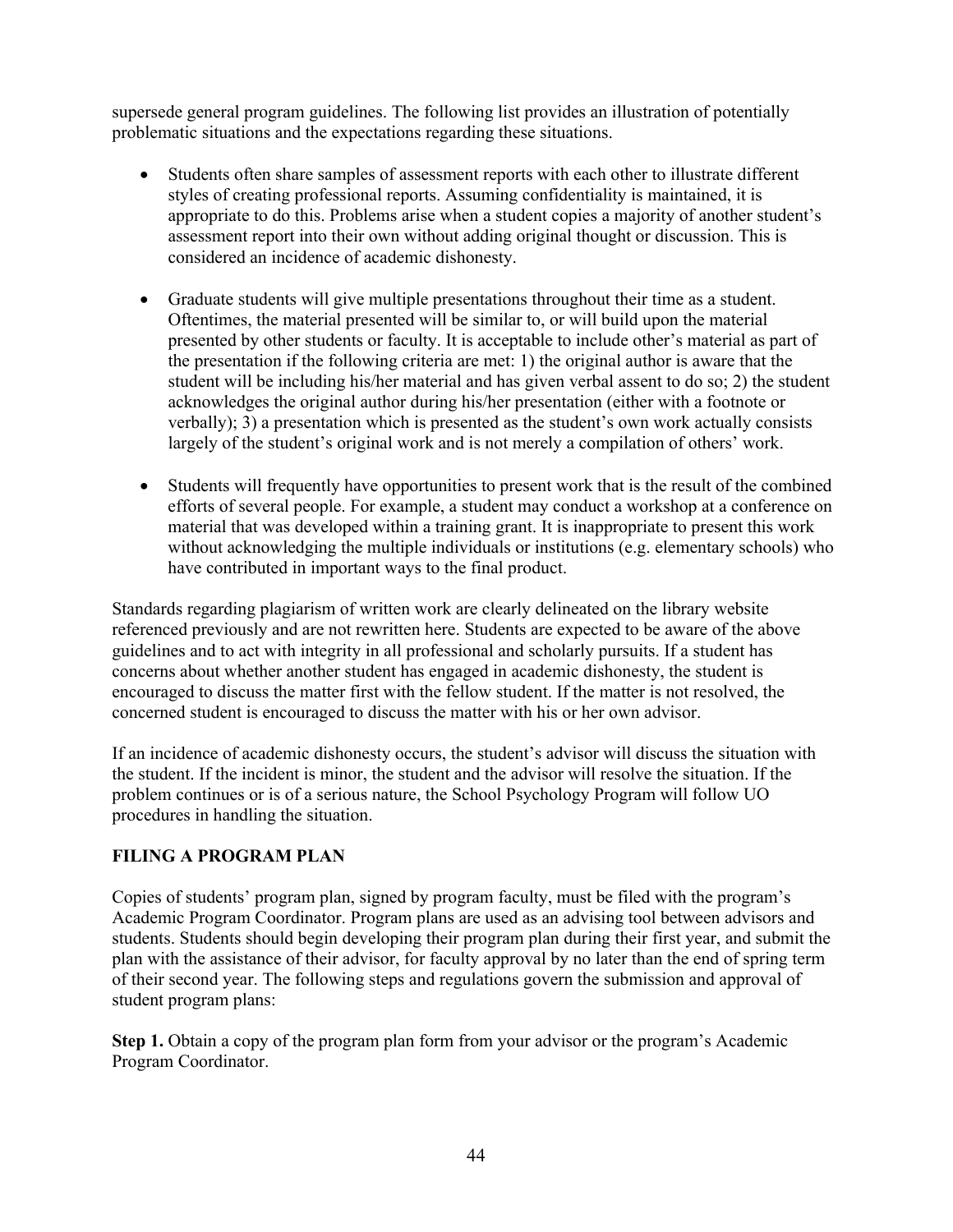supersede general program guidelines. The following list provides an illustration of potentially problematic situations and the expectations regarding these situations.

- Students often share samples of assessment reports with each other to illustrate different styles of creating professional reports. Assuming confidentiality is maintained, it is appropriate to do this. Problems arise when a student copies a majority of another student's assessment report into their own without adding original thought or discussion. This is considered an incidence of academic dishonesty.

- Graduate students will give multiple presentations throughout their time as a student. Oftentimes, the material presented will be similar to, or will build upon the material presented by other students or faculty. It is acceptable to include other's material as part of the presentation if the following criteria are met: 1) the original author is aware that the student will be including his/her material and has given verbal assent to do so; 2) the student acknowledges the original author during his/her presentation (either with a footnote or verbally); 3) a presentation which is presented as the student's own work actually consists largely of the student's original work and is not merely a compilation of others' work.

- Students will frequently have opportunities to present work that is the result of the combined efforts of several people. For example, a student may conduct a workshop at a conference on material that was developed within a training grant. It is inappropriate to present this work without acknowledging the multiple individuals or institutions (e.g. elementary schools) who have contributed in important ways to the final product.

Standards regarding plagiarism of written work are clearly delineated on the library website referenced previously and are not rewritten here. Students are expected to be aware of the above guidelines and to act with integrity in all professional and scholarly pursuits. If a student has concerns about whether another student has engaged in academic dishonesty, the student is encouraged to discuss the matter first with the fellow student. If the matter is not resolved, the concerned student is encouraged to discuss the matter with his or her own advisor.

If an incidence of academic dishonesty occurs, the student's advisor will discuss the situation with the student. If the incident is minor, the student and the advisor will resolve the situation. If the problem continues or is of a serious nature, the School Psychology Program will follow UO procedures in handling the situation.

## FILING A PROGRAM PLAN

Copies of students' program plan, signed by program faculty, must be filed with the program's Academic Program Coordinator. Program plans are used as an advising tool between advisors and students. Students should begin developing their program plan during their first year, and submit the plan with the assistance of their advisor, for faculty approval by no later than the end of spring term of their second year. The following steps and regulations govern the submission and approval of student program plans:

**Step 1.** Obtain a copy of the program plan form from your advisor or the program's Academic Program Coordinator.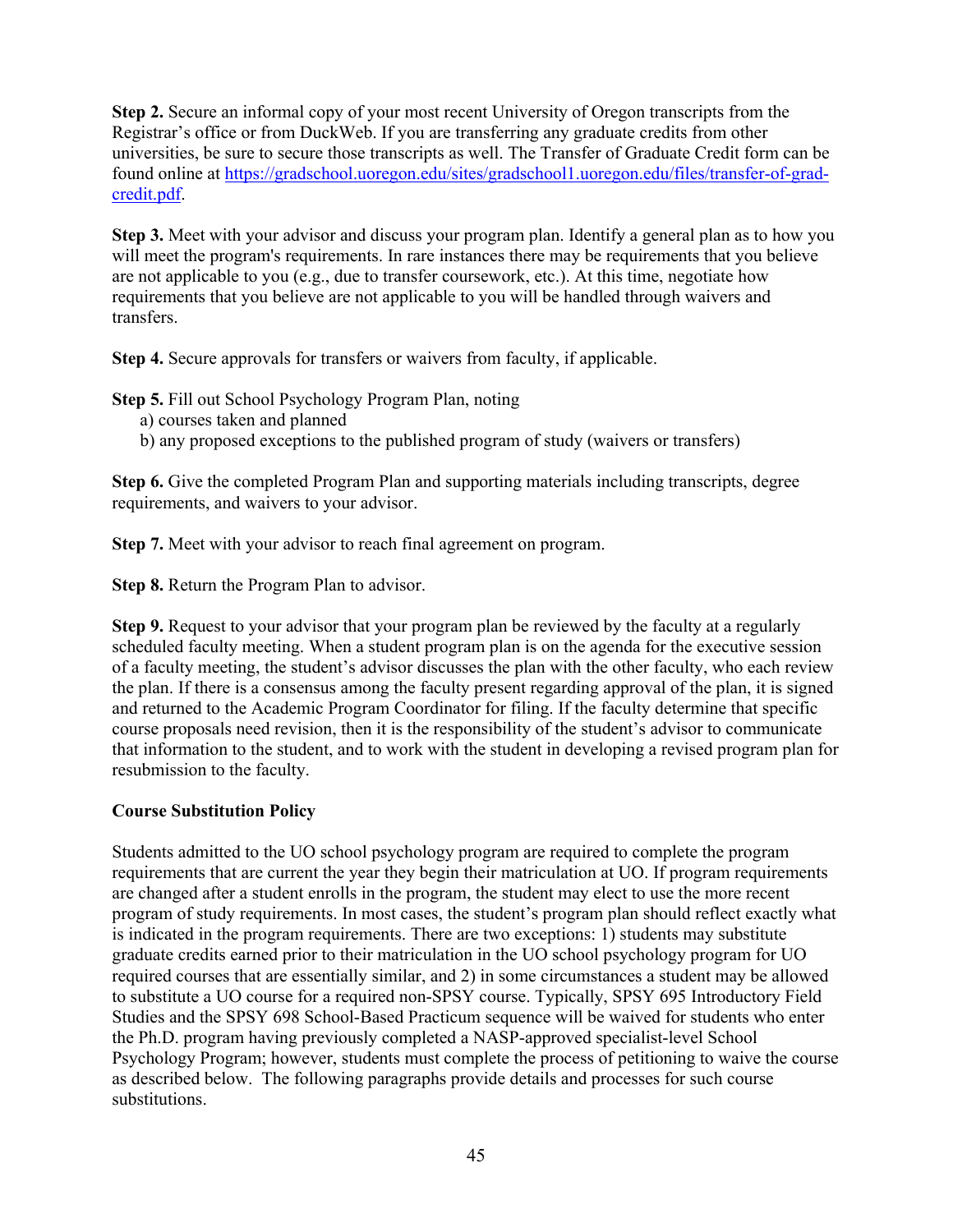**Step 2.** Secure an informal copy of your most recent University of Oregon transcripts from the Registrar's office or from DuckWeb. If you are transferring any graduate credits from other universities, be sure to secure those transcripts as well. The Transfer of Graduate Credit form can be found online at https://gradschool.uoregon.edu/sites/gradschool1.uoregon.edu/files/transfer-of-grad-credit.pdf.

**Step 3.** Meet with your advisor and discuss your program plan. Identify a general plan as to how you will meet the program's requirements. In rare instances there may be requirements that you believe are not applicable to you (e.g., due to transfer coursework, etc.). At this time, negotiate how requirements that you believe are not applicable to you will be handled through waivers and transfers.

**Step 4.** Secure approvals for transfers or waivers from faculty, if applicable.

**Step 5.** Fill out School Psychology Program Plan, noting
   a) courses taken and planned
   b) any proposed exceptions to the published program of study (waivers or transfers)

**Step 6.** Give the completed Program Plan and supporting materials including transcripts, degree requirements, and waivers to your advisor.

**Step 7.** Meet with your advisor to reach final agreement on program.

**Step 8.** Return the Program Plan to advisor.

**Step 9.** Request to your advisor that your program plan be reviewed by the faculty at a regularly scheduled faculty meeting. When a student program plan is on the agenda for the executive session of a faculty meeting, the student's advisor discusses the plan with the other faculty, who each review the plan. If there is a consensus among the faculty present regarding approval of the plan, it is signed and returned to the Academic Program Coordinator for filing. If the faculty determine that specific course proposals need revision, then it is the responsibility of the student's advisor to communicate that information to the student, and to work with the student in developing a revised program plan for resubmission to the faculty.

**Course Substitution Policy**

Students admitted to the UO school psychology program are required to complete the program requirements that are current the year they begin their matriculation at UO. If program requirements are changed after a student enrolls in the program, the student may elect to use the more recent program of study requirements. In most cases, the student's program plan should reflect exactly what is indicated in the program requirements. There are two exceptions: 1) students may substitute graduate credits earned prior to their matriculation in the UO school psychology program for UO required courses that are essentially similar, and 2) in some circumstances a student may be allowed to substitute a UO course for a required non-SPSY course. Typically, SPSY 695 Introductory Field Studies and the SPSY 698 School-Based Practicum sequence will be waived for students who enter the Ph.D. program having previously completed a NASP-approved specialist-level School Psychology Program; however, students must complete the process of petitioning to waive the course as described below. The following paragraphs provide details and processes for such course substitutions.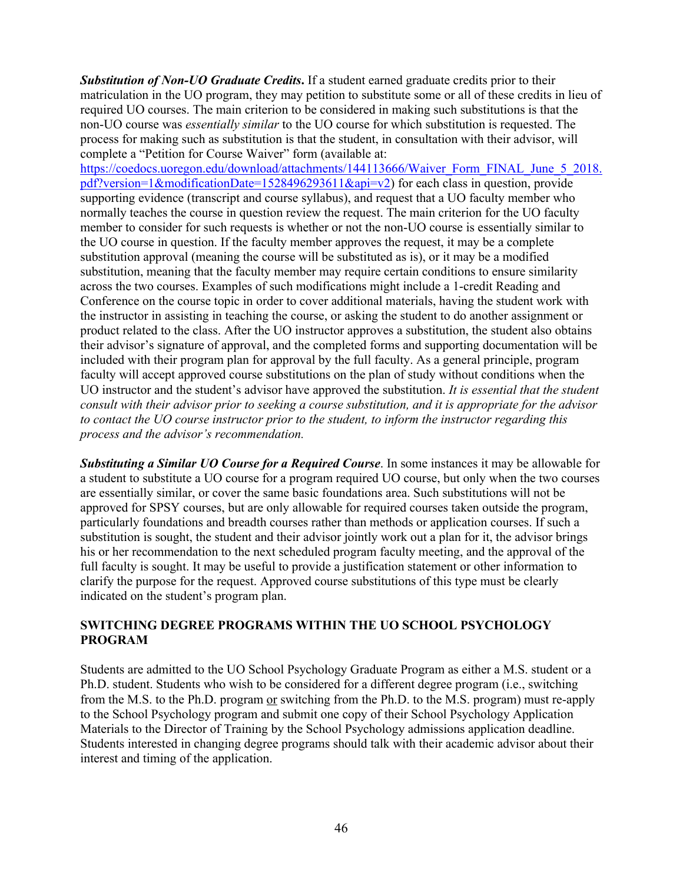***Substitution of Non-UO Graduate Credits*.** If a student earned graduate credits prior to their matriculation in the UO program, they may petition to substitute some or all of these credits in lieu of required UO courses. The main criterion to be considered in making such substitutions is that the non-UO course was *essentially similar* to the UO course for which substitution is requested. The process for making such as substitution is that the student, in consultation with their advisor, will complete a "Petition for Course Waiver" form (available at: [https://coedocs.uoregon.edu/download/attachments/144113666/Waiver_Form_FINAL_June_5_2018.pdf?version=1&modificationDate=1528496293611&api=v2](https://coedocs.uoregon.edu/download/attachments/144113666/Waiver_Form_FINAL_June_5_2018.pdf?version=1&modificationDate=1528496293611&api=v2)) for each class in question, provide supporting evidence (transcript and course syllabus), and request that a UO faculty member who normally teaches the course in question review the request. The main criterion for the UO faculty member to consider for such requests is whether or not the non-UO course is essentially similar to the UO course in question. If the faculty member approves the request, it may be a complete substitution approval (meaning the course will be substituted as is), or it may be a modified substitution, meaning that the faculty member may require certain conditions to ensure similarity across the two courses. Examples of such modifications might include a 1-credit Reading and Conference on the course topic in order to cover additional materials, having the student work with the instructor in assisting in teaching the course, or asking the student to do another assignment or product related to the class. After the UO instructor approves a substitution, the student also obtains their advisor's signature of approval, and the completed forms and supporting documentation will be included with their program plan for approval by the full faculty. As a general principle, program faculty will accept approved course substitutions on the plan of study without conditions when the UO instructor and the student's advisor have approved the substitution. *It is essential that the student consult with their advisor prior to seeking a course substitution, and it is appropriate for the advisor to contact the UO course instructor prior to the student, to inform the instructor regarding this process and the advisor's recommendation.*

***Substituting a Similar UO Course for a Required Course*.** In some instances it may be allowable for a student to substitute a UO course for a program required UO course, but only when the two courses are essentially similar, or cover the same basic foundations area. Such substitutions will not be approved for SPSY courses, but are only allowable for required courses taken outside the program, particularly foundations and breadth courses rather than methods or application courses. If such a substitution is sought, the student and their advisor jointly work out a plan for it, the advisor brings his or her recommendation to the next scheduled program faculty meeting, and the approval of the full faculty is sought. It may be useful to provide a justification statement or other information to clarify the purpose for the request. Approved course substitutions of this type must be clearly indicated on the student's program plan.

## SWITCHING DEGREE PROGRAMS WITHIN THE UO SCHOOL PSYCHOLOGY PROGRAM

Students are admitted to the UO School Psychology Graduate Program as either a M.S. student or a Ph.D. student. Students who wish to be considered for a different degree program (i.e., switching from the M.S. to the Ph.D. program or switching from the Ph.D. to the M.S. program) must re-apply to the School Psychology program and submit one copy of their School Psychology Application Materials to the Director of Training by the School Psychology admissions application deadline. Students interested in changing degree programs should talk with their academic advisor about their interest and timing of the application.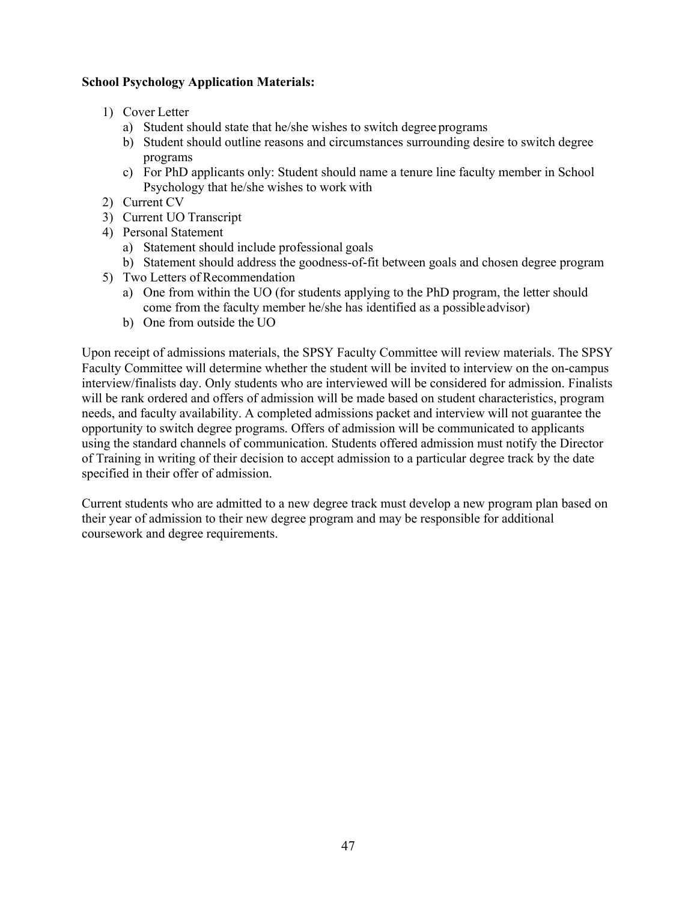**School Psychology Application Materials:**

1) Cover Letter
   a) Student should state that he/she wishes to switch degree programs
   b) Student should outline reasons and circumstances surrounding desire to switch degree programs
   c) For PhD applicants only: Student should name a tenure line faculty member in School Psychology that he/she wishes to work with
2) Current CV
3) Current UO Transcript
4) Personal Statement
   a) Statement should include professional goals
   b) Statement should address the goodness-of-fit between goals and chosen degree program
5) Two Letters of Recommendation
   a) One from within the UO (for students applying to the PhD program, the letter should come from the faculty member he/she has identified as a possible advisor)
   b) One from outside the UO

Upon receipt of admissions materials, the SPSY Faculty Committee will review materials. The SPSY Faculty Committee will determine whether the student will be invited to interview on the on-campus interview/finalists day. Only students who are interviewed will be considered for admission. Finalists will be rank ordered and offers of admission will be made based on student characteristics, program needs, and faculty availability. A completed admissions packet and interview will not guarantee the opportunity to switch degree programs. Offers of admission will be communicated to applicants using the standard channels of communication. Students offered admission must notify the Director of Training in writing of their decision to accept admission to a particular degree track by the date specified in their offer of admission.

Current students who are admitted to a new degree track must develop a new program plan based on their year of admission to their new degree program and may be responsible for additional coursework and degree requirements.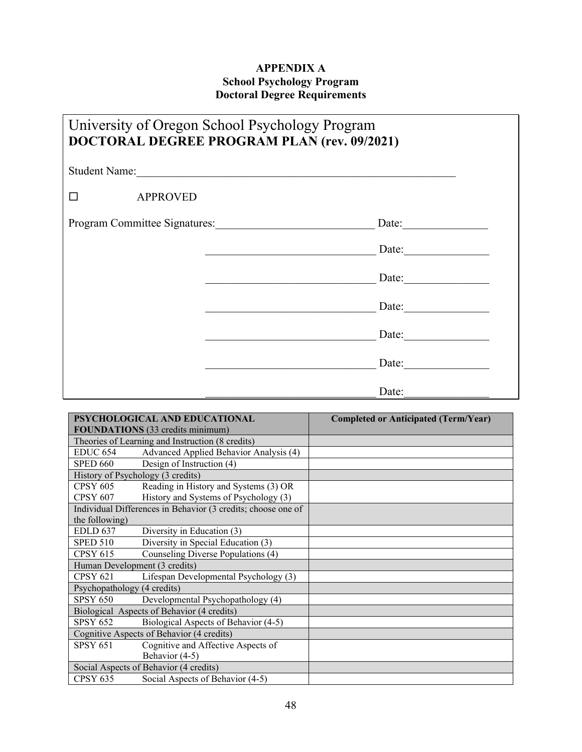**APPENDIX A**
**School Psychology Program**
**Doctoral Degree Requirements**

University of Oregon School Psychology Program
**DOCTORAL DEGREE PROGRAM PLAN (rev. 09/2021)**

Student Name:_______________________________________________________

☐ APPROVED

Program Committee Signatures:___________________________ Date:_______________

_____________________________ Date:_______________

_____________________________ Date:_______________

_____________________________ Date:_______________

_____________________________ Date:_______________

_____________________________ Date:_______________

_____________________________ Date:_______________

| **PSYCHOLOGICAL AND EDUCATIONAL FOUNDATIONS** (33 credits minimum) | **Completed or Anticipated (Term/Year)** |
|---|---|
| Theories of Learning and Instruction (8 credits) | |
| EDUC 654 Advanced Applied Behavior Analysis (4) | |
| SPED 660 Design of Instruction (4) | |
| History of Psychology (3 credits) | |
| CPSY 605 Reading in History and Systems (3) OR<br>CPSY 607 History and Systems of Psychology (3) | |
| Individual Differences in Behavior (3 credits; choose one of the following) | |
| EDLD 637 Diversity in Education (3) | |
| SPED 510 Diversity in Special Education (3) | |
| CPSY 615 Counseling Diverse Populations (4) | |
| Human Development (3 credits) | |
| CPSY 621 Lifespan Developmental Psychology (3) | |
| Psychopathology (4 credits) | |
| SPSY 650 Developmental Psychopathology (4) | |
| Biological Aspects of Behavior (4 credits) | |
| SPSY 652 Biological Aspects of Behavior (4-5) | |
| Cognitive Aspects of Behavior (4 credits) | |
| SPSY 651 Cognitive and Affective Aspects of Behavior (4-5) | |
| Social Aspects of Behavior (4 credits) | |
| CPSY 635 Social Aspects of Behavior (4-5) | |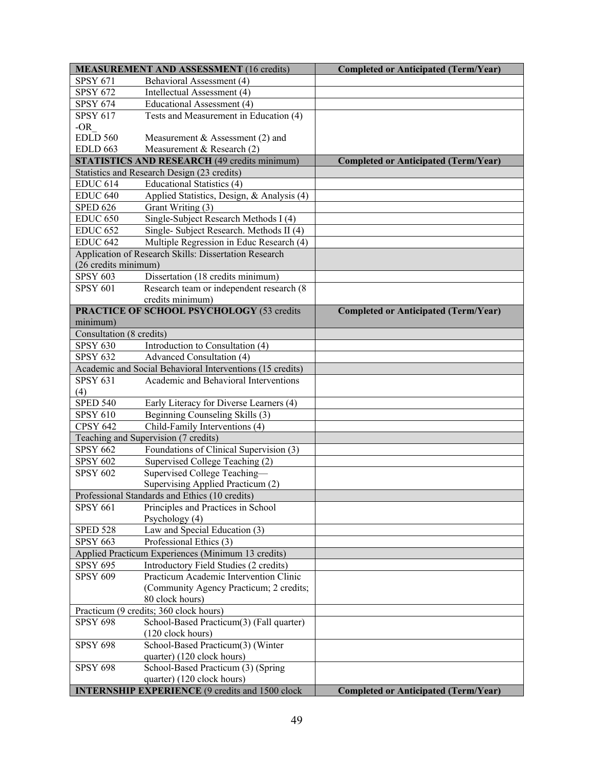| **MEASUREMENT AND ASSESSMENT** (16 credits) | | **Completed or Anticipated (Term/Year)** |
|---|---|---|
| SPSY 671 | Behavioral Assessment (4) | |
| SPSY 672 | Intellectual Assessment (4) | |
| SPSY 674 | Educational Assessment (4) | |
| SPSY 617<br>-OR_<br>EDLD 560<br>EDLD 663 | Tests and Measurement in Education (4)<br><br>Measurement & Assessment (2) and<br>Measurement & Research (2) | |
| **STATISTICS AND RESEARCH** (49 credits minimum) | | **Completed or Anticipated (Term/Year)** |
| Statistics and Research Design (23 credits) | | |
| EDUC 614 | Educational Statistics (4) | |
| EDUC 640 | Applied Statistics, Design, & Analysis (4) | |
| SPED 626 | Grant Writing (3) | |
| EDUC 650 | Single-Subject Research Methods I (4) | |
| EDUC 652 | Single- Subject Research. Methods II (4) | |
| EDUC 642 | Multiple Regression in Educ Research (4) | |
| Application of Research Skills: Dissertation Research (26 credits minimum) | | |
| SPSY 603 | Dissertation (18 credits minimum) | |
| SPSY 601 | Research team or independent research (8 credits minimum) | |
| **PRACTICE OF SCHOOL PSYCHOLOGY** (53 credits minimum) | | **Completed or Anticipated (Term/Year)** |
| Consultation (8 credits) | | |
| SPSY 630 | Introduction to Consultation (4) | |
| SPSY 632 | Advanced Consultation (4) | |
| Academic and Social Behavioral Interventions (15 credits) | | |
| SPSY 631 | Academic and Behavioral Interventions (4) | |
| SPED 540 | Early Literacy for Diverse Learners (4) | |
| SPSY 610 | Beginning Counseling Skills (3) | |
| CPSY 642 | Child-Family Interventions (4) | |
| Teaching and Supervision (7 credits) | | |
| SPSY 662 | Foundations of Clinical Supervision (3) | |
| SPSY 602 | Supervised College Teaching (2) | |
| SPSY 602 | Supervised College Teaching—Supervising Applied Practicum (2) | |
| Professional Standards and Ethics (10 credits) | | |
| SPSY 661 | Principles and Practices in School Psychology (4) | |
| SPED 528 | Law and Special Education (3) | |
| SPSY 663 | Professional Ethics (3) | |
| Applied Practicum Experiences (Minimum 13 credits) | | |
| SPSY 695 | Introductory Field Studies (2 credits) | |
| SPSY 609 | Practicum Academic Intervention Clinic (Community Agency Practicum; 2 credits; 80 clock hours) | |
| Practicum (9 credits; 360 clock hours) | | |
| SPSY 698 | School-Based Practicum(3) (Fall quarter) (120 clock hours) | |
| SPSY 698 | School-Based Practicum(3) (Winter quarter) (120 clock hours) | |
| SPSY 698 | School-Based Practicum (3) (Spring quarter) (120 clock hours) | |
| **INTERNSHIP EXPERIENCE** (9 credits and 1500 clock | | **Completed or Anticipated (Term/Year)** |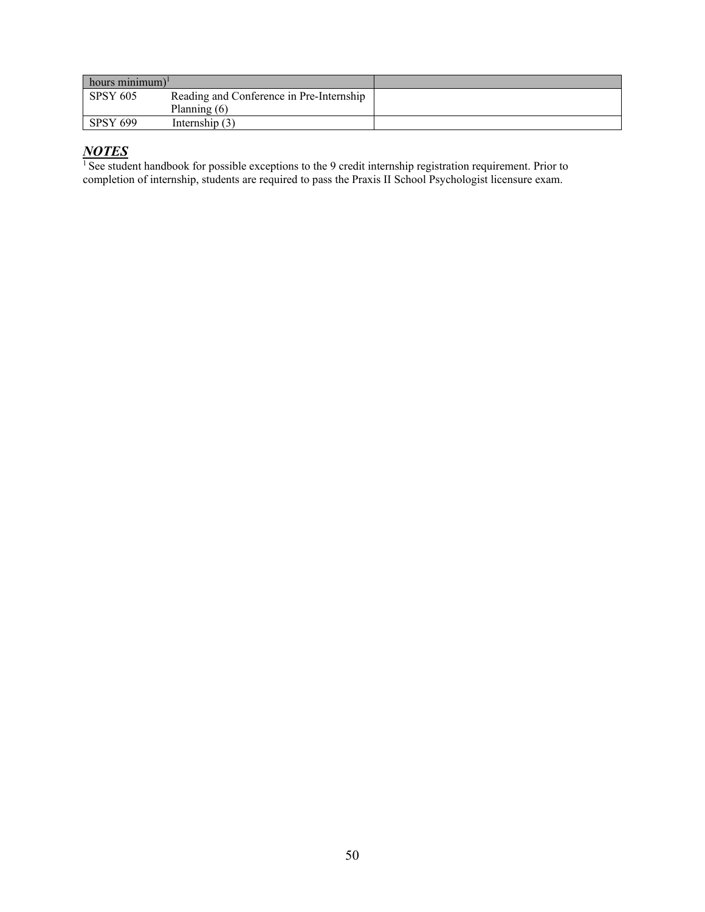| hours minimum)[1] | | |
|---|---|---|
| SPSY 605 | Reading and Conference in Pre-Internship Planning (6) | |
| SPSY 699 | Internship (3) | |

## ***NOTES***

[1] See student handbook for possible exceptions to the 9 credit internship registration requirement. Prior to completion of internship, students are required to pass the Praxis II School Psychologist licensure exam.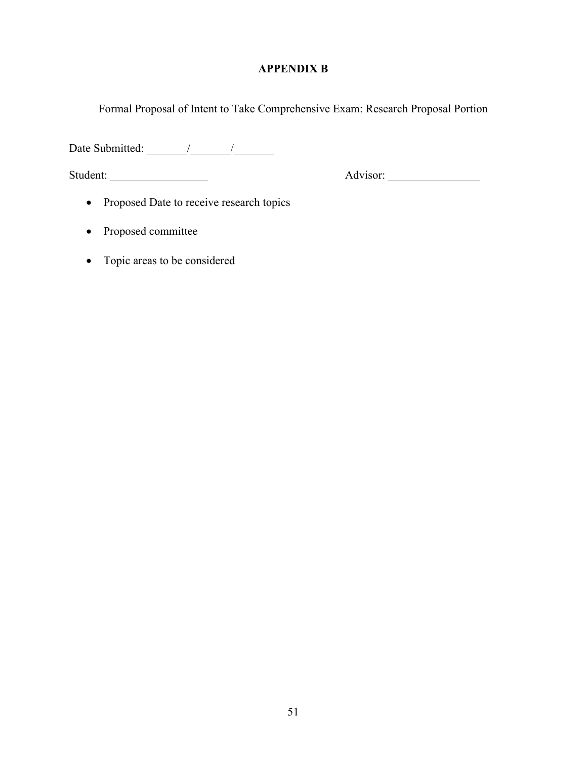# APPENDIX B

Formal Proposal of Intent to Take Comprehensive Exam: Research Proposal Portion

Date Submitted: _______/_______/_______

Student: _________________ Advisor: ________________

- Proposed Date to receive research topics
- Proposed committee
- Topic areas to be considered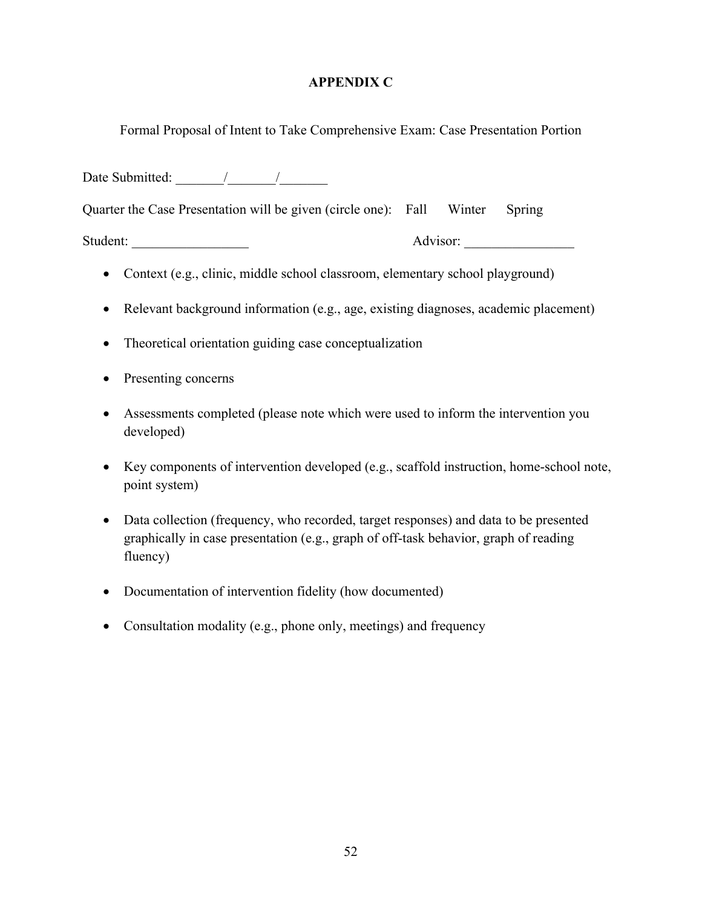# APPENDIX C

Formal Proposal of Intent to Take Comprehensive Exam: Case Presentation Portion

Date Submitted: _______/_______/_______

Quarter the Case Presentation will be given (circle one): Fall Winter Spring

Student: _________________ Advisor: ________________

- Context (e.g., clinic, middle school classroom, elementary school playground)
- Relevant background information (e.g., age, existing diagnoses, academic placement)
- Theoretical orientation guiding case conceptualization
- Presenting concerns
- Assessments completed (please note which were used to inform the intervention you developed)
- Key components of intervention developed (e.g., scaffold instruction, home-school note, point system)
- Data collection (frequency, who recorded, target responses) and data to be presented graphically in case presentation (e.g., graph of off-task behavior, graph of reading fluency)
- Documentation of intervention fidelity (how documented)
- Consultation modality (e.g., phone only, meetings) and frequency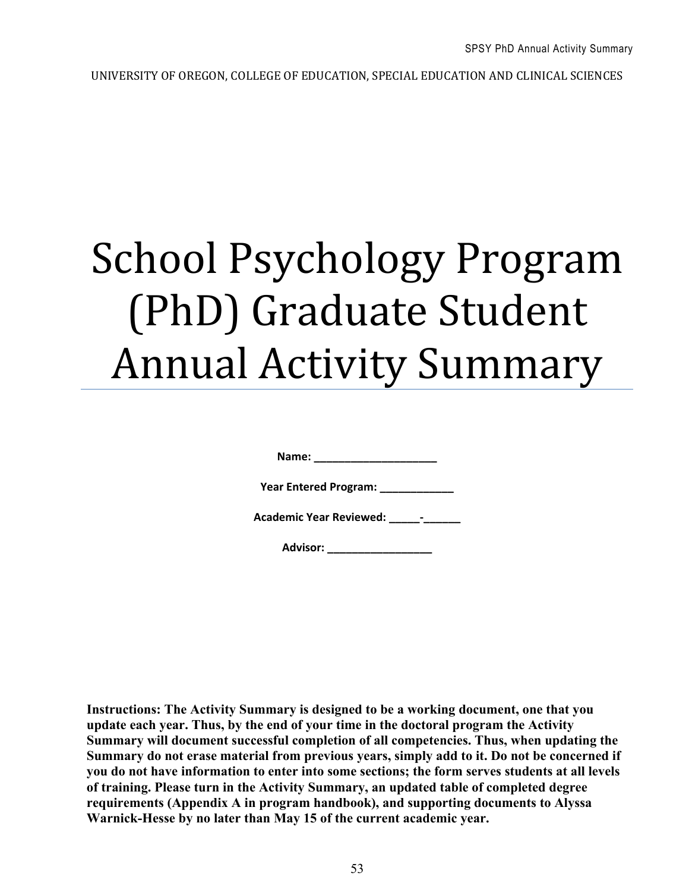UNIVERSITY OF OREGON, COLLEGE OF EDUCATION, SPECIAL EDUCATION AND CLINICAL SCIENCES

# School Psychology Program (PhD) Graduate Student Annual Activity Summary

**Name: ____________________**

**Year Entered Program: ____________**

**Academic Year Reviewed: _____-______**

**Advisor: _________________**

**Instructions: The Activity Summary is designed to be a working document, one that you update each year. Thus, by the end of your time in the doctoral program the Activity Summary will document successful completion of all competencies. Thus, when updating the Summary do not erase material from previous years, simply add to it. Do not be concerned if you do not have information to enter into some sections; the form serves students at all levels of training. Please turn in the Activity Summary, an updated table of completed degree requirements (Appendix A in program handbook), and supporting documents to Alyssa Warnick-Hesse by no later than May 15 of the current academic year.**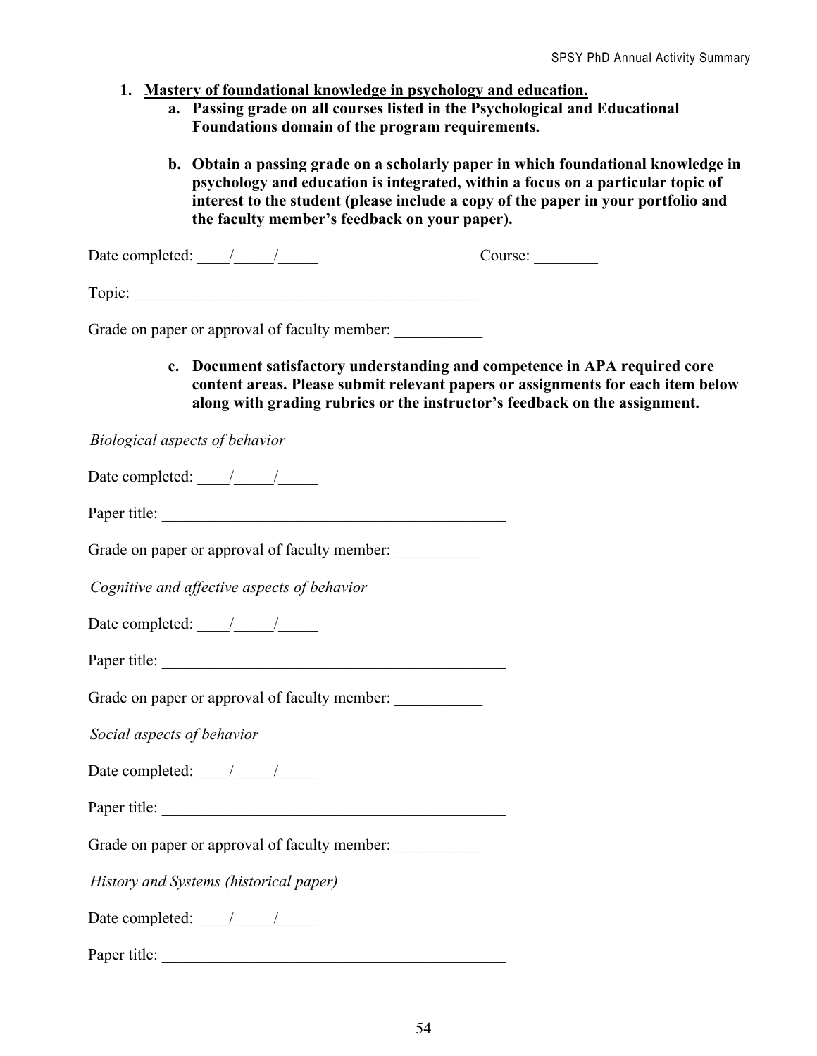1. **<u>Mastery of foundational knowledge in psychology and education.</u>**
    a. **Passing grade on all courses listed in the Psychological and Educational Foundations domain of the program requirements.**

    b. **Obtain a passing grade on a scholarly paper in which foundational knowledge in psychology and education is integrated, within a focus on a particular topic of interest to the student (please include a copy of the paper in your portfolio and the faculty member's feedback on your paper).**

Date completed: ____/_____/_____ Course: ________

Topic: ____________________________________________

Grade on paper or approval of faculty member: ___________

    c. **Document satisfactory understanding and competence in APA required core content areas. Please submit relevant papers or assignments for each item below along with grading rubrics or the instructor's feedback on the assignment.**

*Biological aspects of behavior*

Date completed: ____/_____/_____

Paper title: ____________________________________________

Grade on paper or approval of faculty member: ___________

*Cognitive and affective aspects of behavior*

Date completed: ____/_____/_____

Paper title: ____________________________________________

Grade on paper or approval of faculty member: ___________

*Social aspects of behavior*

Date completed: ____/_____/_____

Paper title: ____________________________________________

Grade on paper or approval of faculty member: ___________

*History and Systems (historical paper)*

Date completed: ____/_____/_____

Paper title: ____________________________________________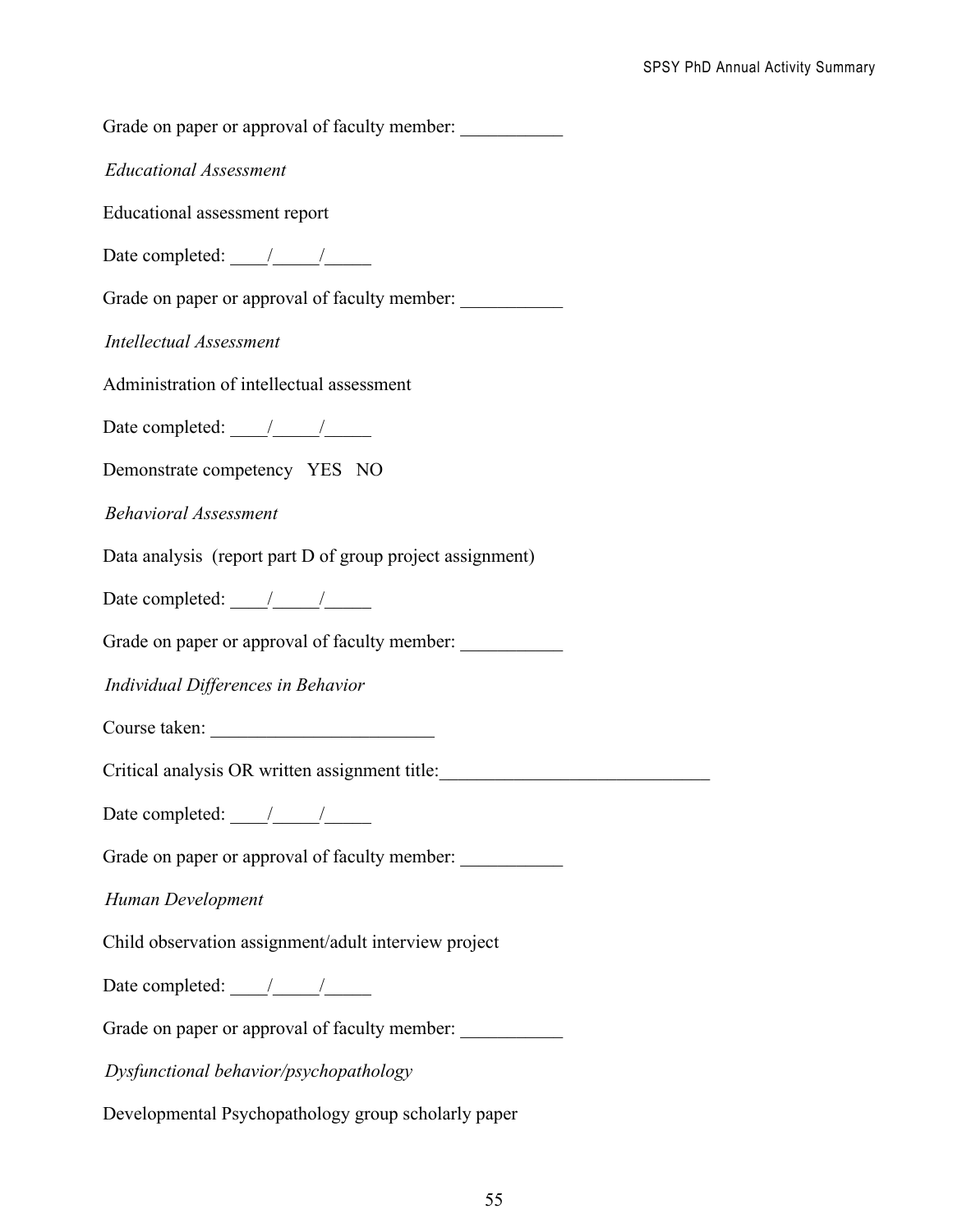Grade on paper or approval of faculty member: ___________

*Educational Assessment*

Educational assessment report

Date completed: ____/_____/_____

Grade on paper or approval of faculty member: ___________

*Intellectual Assessment*

Administration of intellectual assessment

Date completed: ____/_____/_____

Demonstrate competency YES NO

*Behavioral Assessment*

Data analysis (report part D of group project assignment)

Date completed: ____/_____/_____

Grade on paper or approval of faculty member: ___________

*Individual Differences in Behavior*

Course taken: ________________________

Critical analysis OR written assignment title:_____________________________

Date completed: ____/_____/_____

Grade on paper or approval of faculty member: ___________

*Human Development*

Child observation assignment/adult interview project

Date completed: ____/_____/_____

Grade on paper or approval of faculty member: ___________

*Dysfunctional behavior/psychopathology*

Developmental Psychopathology group scholarly paper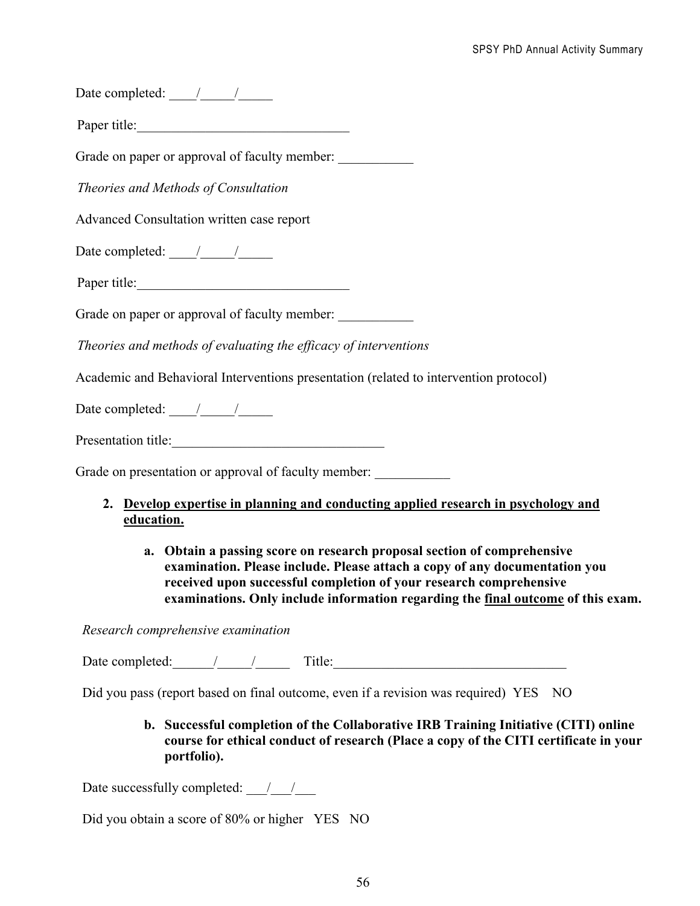Date completed: \_\_\_\_/\_\_\_\_\_/\_\_\_\_\_

Paper title:\_\_\_\_\_\_\_\_\_\_\_\_\_\_\_\_\_\_\_\_\_\_\_\_\_\_\_\_\_\_\_

Grade on paper or approval of faculty member: \_\_\_\_\_\_\_\_\_\_\_

*Theories and Methods of Consultation*

Advanced Consultation written case report

Date completed: \_\_\_\_/\_\_\_\_\_/\_\_\_\_\_

Paper title:\_\_\_\_\_\_\_\_\_\_\_\_\_\_\_\_\_\_\_\_\_\_\_\_\_\_\_\_\_\_\_

Grade on paper or approval of faculty member: \_\_\_\_\_\_\_\_\_\_\_

*Theories and methods of evaluating the efficacy of interventions*

Academic and Behavioral Interventions presentation (related to intervention protocol)

Date completed: \_\_\_\_/\_\_\_\_\_/\_\_\_\_\_

Presentation title:\_\_\_\_\_\_\_\_\_\_\_\_\_\_\_\_\_\_\_\_\_\_\_\_\_\_\_\_\_\_\_

Grade on presentation or approval of faculty member: \_\_\_\_\_\_\_\_\_\_\_

2. **<u>Develop expertise in planning and conducting applied research in psychology and education.</u>**

    a. **Obtain a passing score on research proposal section of comprehensive examination. Please include. Please attach a copy of any documentation you received upon successful completion of your research comprehensive examinations. Only include information regarding the <u>final outcome</u> of this exam.**

*Research comprehensive examination*

Date completed:\_\_\_\_\_\_/\_\_\_\_\_/\_\_\_\_\_ Title:\_\_\_\_\_\_\_\_\_\_\_\_\_\_\_\_\_\_\_\_\_\_\_\_\_\_\_\_\_\_\_\_\_\_

Did you pass (report based on final outcome, even if a revision was required) YES NO

b. **Successful completion of the Collaborative IRB Training Initiative (CITI) online course for ethical conduct of research (Place a copy of the CITI certificate in your portfolio).**

Date successfully completed: \_\_\_/\_\_\_/\_\_\_

Did you obtain a score of 80% or higher YES NO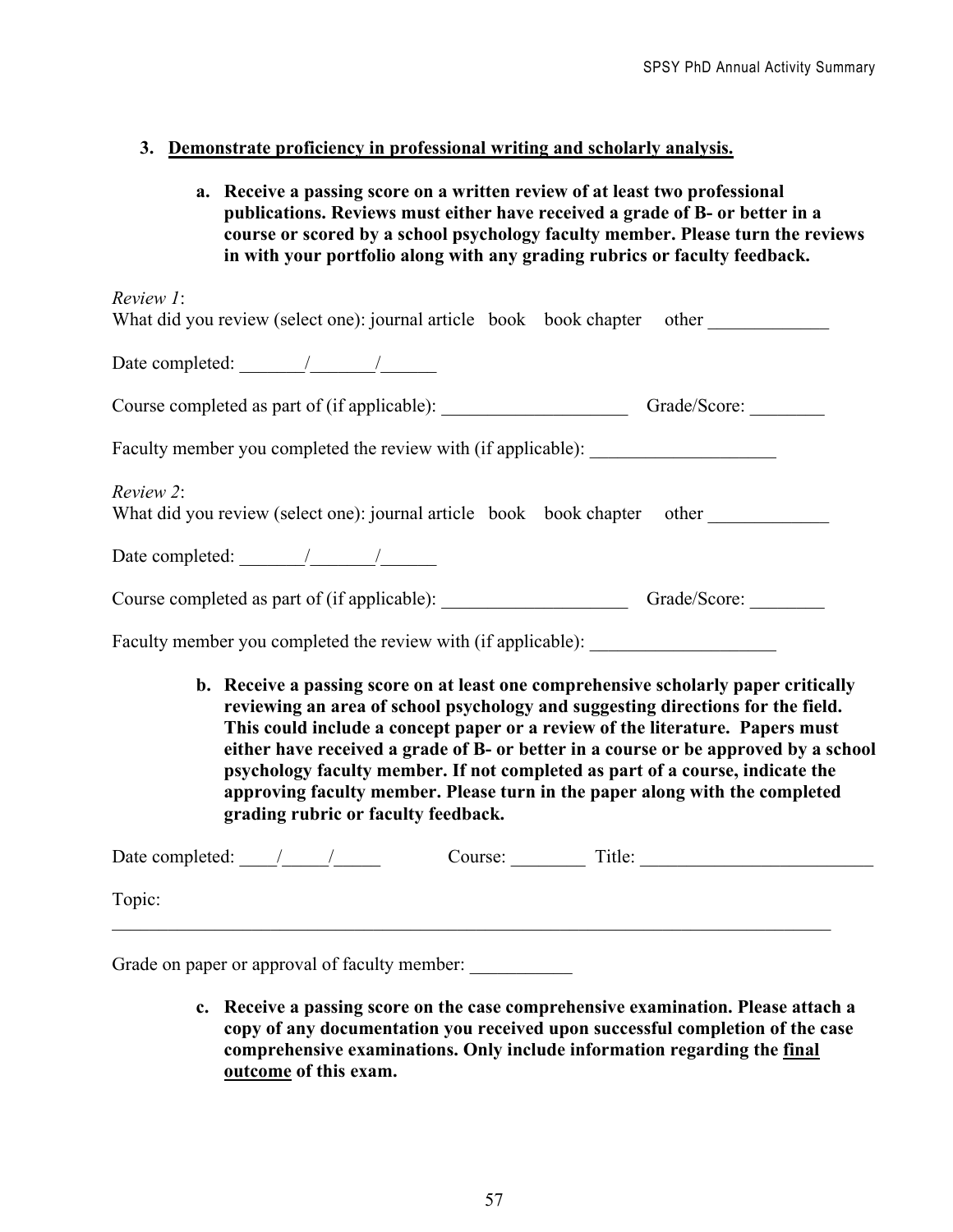3. **Demonstrate proficiency in professional writing and scholarly analysis.**

   a. **Receive a passing score on a written review of at least two professional publications. Reviews must either have received a grade of B- or better in a course or scored by a school psychology faculty member. Please turn the reviews in with your portfolio along with any grading rubrics or faculty feedback.**

*Review 1*:
What did you review (select one): journal article   book   book chapter   other _____________

Date completed: _______/_______/______

Course completed as part of (if applicable): ____________________   Grade/Score: ________

Faculty member you completed the review with (if applicable): ____________________

*Review 2*:
What did you review (select one): journal article   book   book chapter   other _____________

Date completed: _______/_______/______

Course completed as part of (if applicable): ____________________   Grade/Score: ________

Faculty member you completed the review with (if applicable): ____________________

   b. **Receive a passing score on at least one comprehensive scholarly paper critically reviewing an area of school psychology and suggesting directions for the field. This could include a concept paper or a review of the literature. Papers must either have received a grade of B- or better in a course or be approved by a school psychology faculty member. If not completed as part of a course, indicate the approving faculty member. Please turn in the paper along with the completed grading rubric or faculty feedback.**

Date completed: ____/_____/_____   Course: ________   Title: _________________________

Topic: ________________________________________________________________________________

Grade on paper or approval of faculty member: ___________

   c. **Receive a passing score on the case comprehensive examination. Please attach a copy of any documentation you received upon successful completion of the case comprehensive examinations. Only include information regarding the final outcome of this exam.**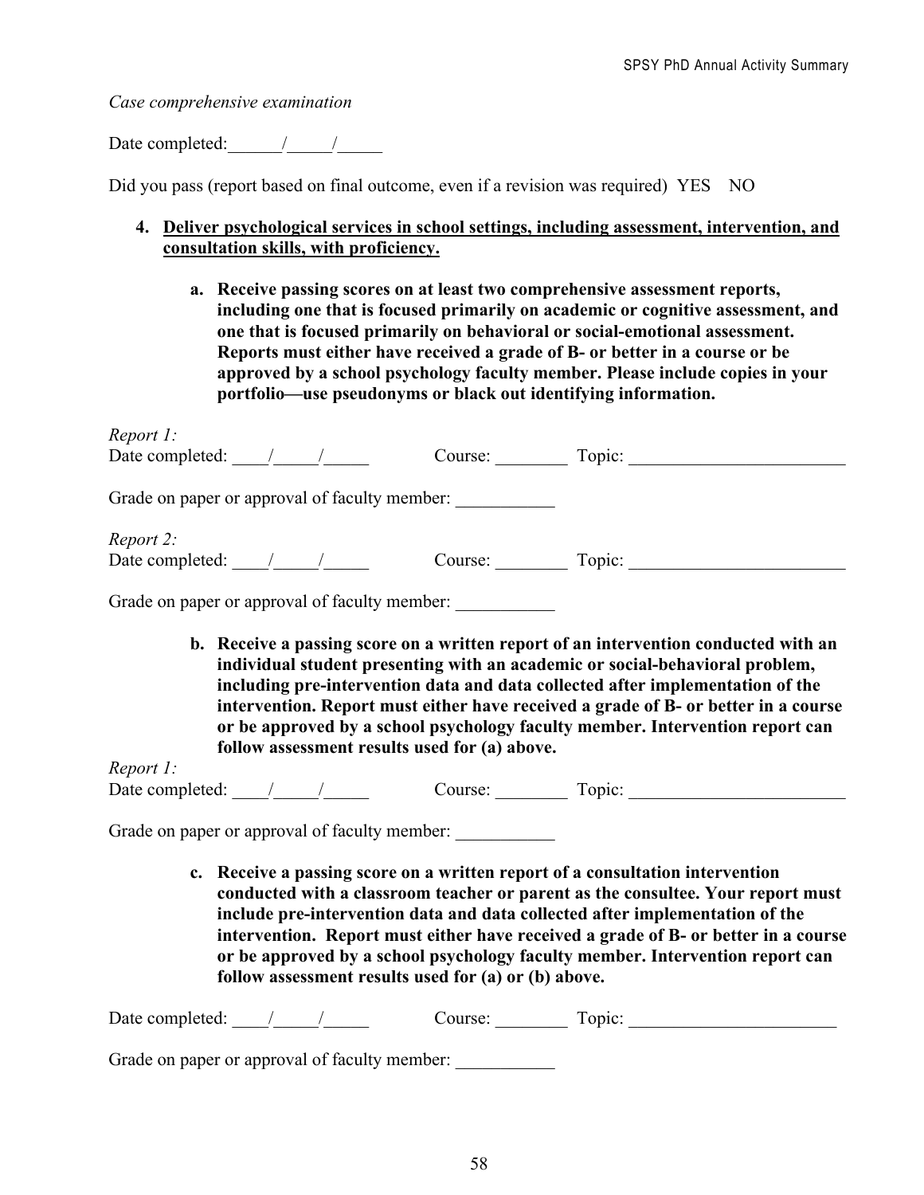*Case comprehensive examination*

Date completed:______/_____/_____

Did you pass (report based on final outcome, even if a revision was required) YES NO

4. **<u>Deliver psychological services in school settings, including assessment, intervention, and consultation skills, with proficiency.</u>**

   a. **Receive passing scores on at least two comprehensive assessment reports, including one that is focused primarily on academic or cognitive assessment, and one that is focused primarily on behavioral or social-emotional assessment. Reports must either have received a grade of B- or better in a course or be approved by a school psychology faculty member. Please include copies in your portfolio—use pseudonyms or black out identifying information.**

*Report 1:*
Date completed: ____/_____/_____ Course: ________ Topic: ________________________

Grade on paper or approval of faculty member: ___________

*Report 2:*
Date completed: ____/_____/_____ Course: ________ Topic: ________________________

Grade on paper or approval of faculty member: ___________

   b. **Receive a passing score on a written report of an intervention conducted with an individual student presenting with an academic or social-behavioral problem, including pre-intervention data and data collected after implementation of the intervention. Report must either have received a grade of B- or better in a course or be approved by a school psychology faculty member. Intervention report can follow assessment results used for (a) above.**

*Report 1:*
Date completed: ____/_____/_____ Course: ________ Topic: ________________________

Grade on paper or approval of faculty member: ___________

   c. **Receive a passing score on a written report of a consultation intervention conducted with a classroom teacher or parent as the consultee. Your report must include pre-intervention data and data collected after implementation of the intervention. Report must either have received a grade of B- or better in a course or be approved by a school psychology faculty member. Intervention report can follow assessment results used for (a) or (b) above.**

Date completed: ____/_____/_____ Course: ________ Topic: _______________________

Grade on paper or approval of faculty member: ___________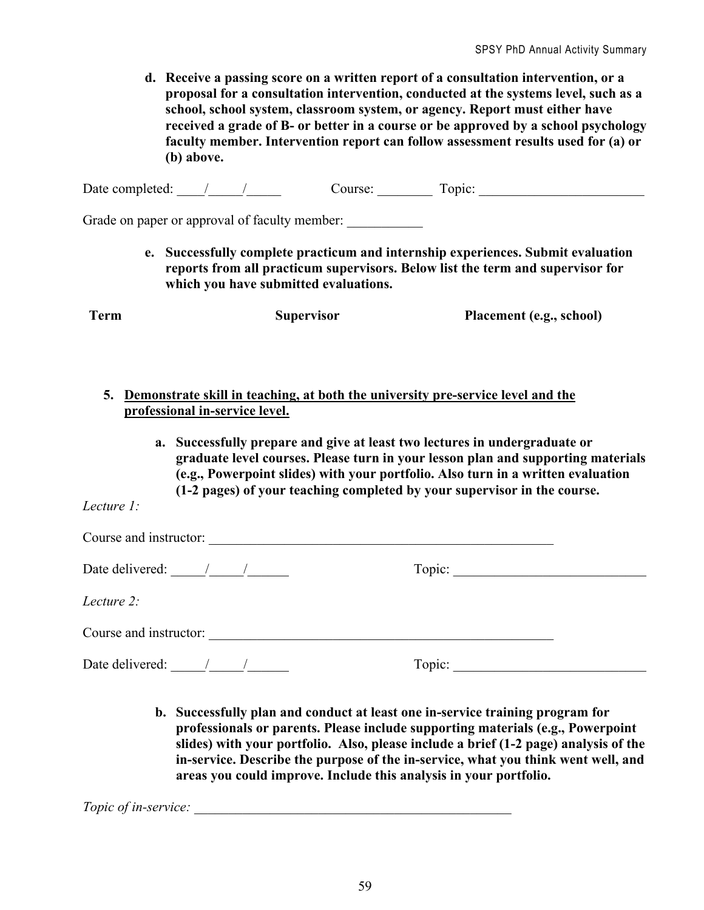d. **Receive a passing score on a written report of a consultation intervention, or a proposal for a consultation intervention, conducted at the systems level, such as a school, school system, classroom system, or agency. Report must either have received a grade of B- or better in a course or be approved by a school psychology faculty member. Intervention report can follow assessment results used for (a) or (b) above.**

Date completed: ____/_____/_____ Course: ________ Topic: ________________________

Grade on paper or approval of faculty member: ___________

e. **Successfully complete practicum and internship experiences. Submit evaluation reports from all practicum supervisors. Below list the term and supervisor for which you have submitted evaluations.**

| Term | Supervisor | Placement (e.g., school) |
|---|---|---|
| | | |

5. <u>**Demonstrate skill in teaching, at both the university pre-service level and the professional in-service level.**</u>

   a. **Successfully prepare and give at least two lectures in undergraduate or graduate level courses. Please turn in your lesson plan and supporting materials (e.g., Powerpoint slides) with your portfolio. Also turn in a written evaluation (1-2 pages) of your teaching completed by your supervisor in the course.**

*Lecture 1:*

Course and instructor: _____________________________________________________

Date delivered: _____/_____/______ Topic: ____________________________

*Lecture 2:*

Course and instructor: _____________________________________________________

Date delivered: _____/_____/______ Topic: ____________________________

   b. **Successfully plan and conduct at least one in-service training program for professionals or parents. Please include supporting materials (e.g., Powerpoint slides) with your portfolio. Also, please include a brief (1-2 page) analysis of the in-service. Describe the purpose of the in-service, what you think went well, and areas you could improve. Include this analysis in your portfolio.**

*Topic of in-service:* ________________________________________________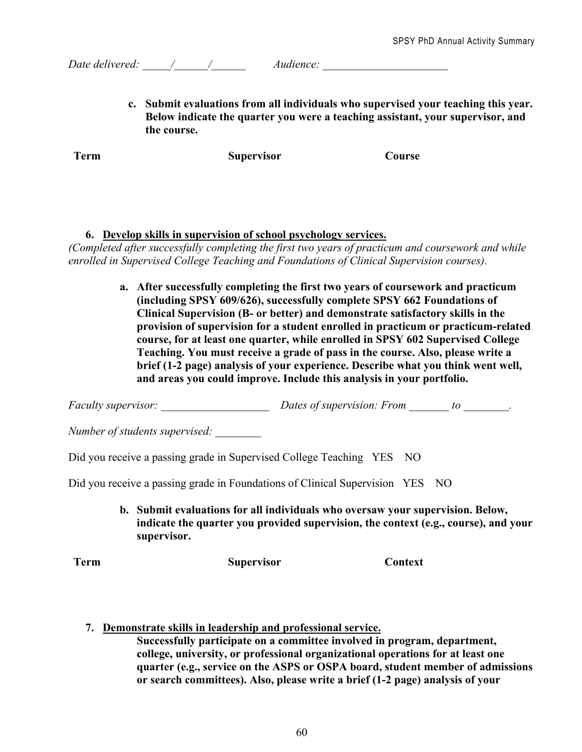*Date delivered: _____/______/______*  *Audience: ______________________*

**c. Submit evaluations from all individuals who supervised your teaching this year. Below indicate the quarter you were a teaching assistant, your supervisor, and the course.**

| Term | Supervisor | Course |
|---|---|---|
| | | |

6. **Develop skills in supervision of school psychology services.**

*(Completed after successfully completing the first two years of practicum and coursework and while enrolled in Supervised College Teaching and Foundations of Clinical Supervision courses).*

**a. After successfully completing the first two years of coursework and practicum (including SPSY 609/626), successfully complete SPSY 662 Foundations of Clinical Supervision (B- or better) and demonstrate satisfactory skills in the provision of supervision for a student enrolled in practicum or practicum-related course, for at least one quarter, while enrolled in SPSY 602 Supervised College Teaching. You must receive a grade of pass in the course. Also, please write a brief (1-2 page) analysis of your experience. Describe what you think went well, and areas you could improve. Include this analysis in your portfolio.**

*Faculty supervisor: ___________________*  *Dates of supervision: From _______ to ________.*

*Number of students supervised: ________*

Did you receive a passing grade in Supervised College Teaching  YES  NO

Did you receive a passing grade in Foundations of Clinical Supervision  YES  NO

**b. Submit evaluations for all individuals who oversaw your supervision. Below, indicate the quarter you provided supervision, the context (e.g., course), and your supervisor.**

| Term | Supervisor | Context |
|---|---|---|
| | | |

7. **Demonstrate skills in leadership and professional service.**

**Successfully participate on a committee involved in program, department, college, university, or professional organizational operations for at least one quarter (e.g., service on the ASPS or OSPA board, student member of admissions or search committees). Also, please write a brief (1-2 page) analysis of your**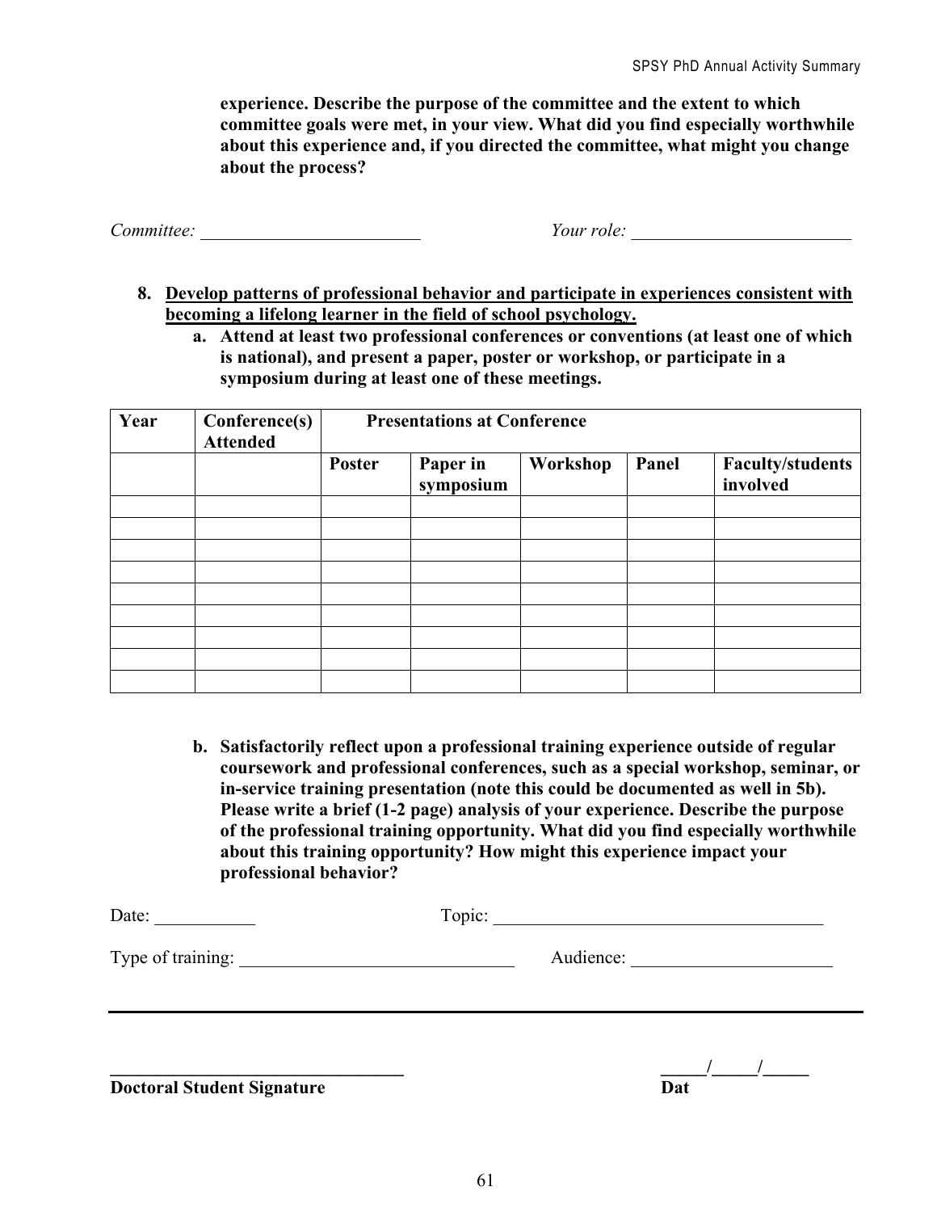**experience. Describe the purpose of the committee and the extent to which committee goals were met, in your view. What did you find especially worthwhile about this experience and, if you directed the committee, what might you change about the process?**

*Committee:* ________________________ *Your role:* ________________________

8. **Develop patterns of professional behavior and participate in experiences consistent with becoming a lifelong learner in the field of school psychology.**
   a. **Attend at least two professional conferences or conventions (at least one of which is national), and present a paper, poster or workshop, or participate in a symposium during at least one of these meetings.**

| Year | Conference(s) Attended | Presentations at Conference | | | | |
|---|---|---|---|---|---|---|
| | | Poster | Paper in symposium | Workshop | Panel | Faculty/students involved |
| | | | | | | |
| | | | | | | |
| | | | | | | |
| | | | | | | |
| | | | | | | |
| | | | | | | |
| | | | | | | |
| | | | | | | |
| | | | | | | |

   b. **Satisfactorily reflect upon a professional training experience outside of regular coursework and professional conferences, such as a special workshop, seminar, or in-service training presentation (note this could be documented as well in 5b). Please write a brief (1-2 page) analysis of your experience. Describe the purpose of the professional training opportunity. What did you find especially worthwhile about this training opportunity? How might this experience impact your professional behavior?**

Date: ___________ Topic: ____________________________________

Type of training: ______________________________ Audience: ______________________

---

________________________________ _____/_____/_____

**Doctoral Student Signature** **Dat**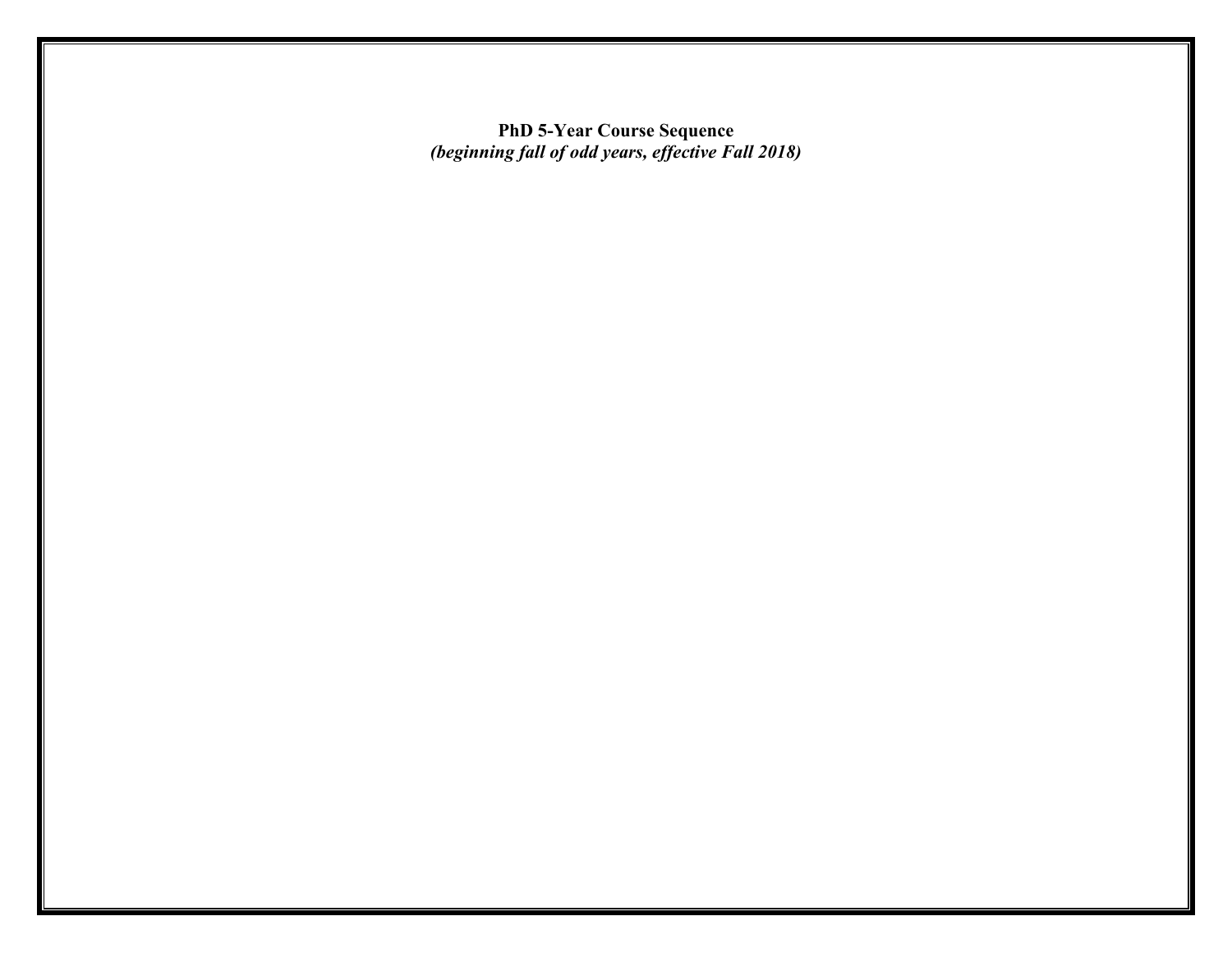**PhD 5-Year Course Sequence**

*(beginning fall of odd years, effective Fall 2018)*